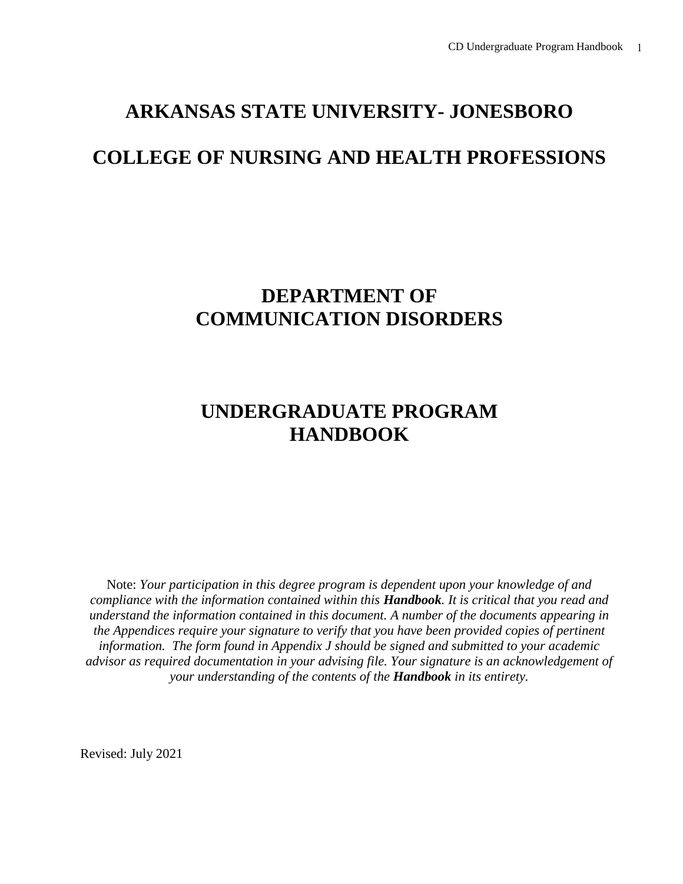# ARKANSAS STATE UNIVERSITY- JONESBORO

# COLLEGE OF NURSING AND HEALTH PROFESSIONS

## DEPARTMENT OF COMMUNICATION DISORDERS

## UNDERGRADUATE PROGRAM HANDBOOK

Note: *Your participation in this degree program is dependent upon your knowledge of and compliance with the information contained within this **Handbook**. It is critical that you read and understand the information contained in this document. A number of the documents appearing in the Appendices require your signature to verify that you have been provided copies of pertinent information. The form found in Appendix J should be signed and submitted to your academic advisor as required documentation in your advising file. Your signature is an acknowledgement of your understanding of the contents of the **Handbook** in its entirety.*

Revised: July 2021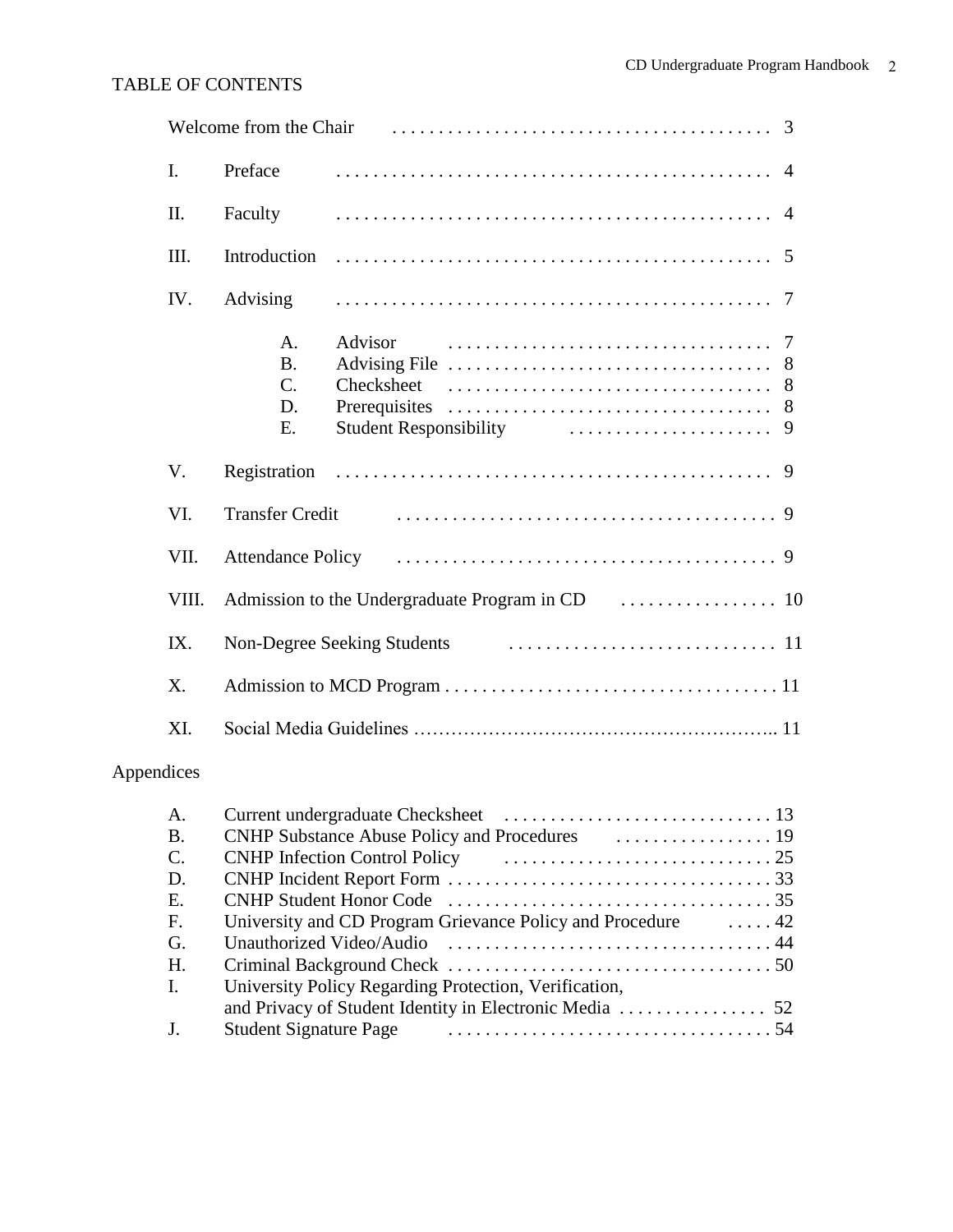# TABLE OF CONTENTS

Welcome from the Chair . . . . . . . . . . . . . . . . . . . . . . . . . . . . . . . . . . . . . . . . . 3

I. Preface . . . . . . . . . . . . . . . . . . . . . . . . . . . . . . . . . . . . . . . . . . . . . . . . 4

II. Faculty . . . . . . . . . . . . . . . . . . . . . . . . . . . . . . . . . . . . . . . . . . . . . . . . 4

III. Introduction . . . . . . . . . . . . . . . . . . . . . . . . . . . . . . . . . . . . . . . . . . . . . . . 5

IV. Advising . . . . . . . . . . . . . . . . . . . . . . . . . . . . . . . . . . . . . . . . . . . . . . . . 7

- A. Advisor . . . . . . . . . . . . . . . . . . . . . . . . . . . . . . . . . . . 7
- B. Advising File . . . . . . . . . . . . . . . . . . . . . . . . . . . . . . . . . . 8
- C. Checksheet . . . . . . . . . . . . . . . . . . . . . . . . . . . . . . . . . . . 8
- D. Prerequisites . . . . . . . . . . . . . . . . . . . . . . . . . . . . . . . . . . 8
- E. Student Responsibility . . . . . . . . . . . . . . . . . . . . . . 9

V. Registration . . . . . . . . . . . . . . . . . . . . . . . . . . . . . . . . . . . . . . . . . . . . . . . 9

VI. Transfer Credit . . . . . . . . . . . . . . . . . . . . . . . . . . . . . . . . . . . . . . . . . 9

VII. Attendance Policy . . . . . . . . . . . . . . . . . . . . . . . . . . . . . . . . . . . . . . . . . 9

VIII. Admission to the Undergraduate Program in CD . . . . . . . . . . . . . . . . . 10

IX. Non-Degree Seeking Students . . . . . . . . . . . . . . . . . . . . . . . . . . . . . 11

X. Admission to MCD Program . . . . . . . . . . . . . . . . . . . . . . . . . . . . . . . . . . . . 11

XI. Social Media Guidelines ……………………………………………….. 11

## Appendices

- A. Current undergraduate Checksheet . . . . . . . . . . . . . . . . . . . . . . . . . . . . . 13
- B. CNHP Substance Abuse Policy and Procedures . . . . . . . . . . . . . . . . . 19
- C. CNHP Infection Control Policy . . . . . . . . . . . . . . . . . . . . . . . . . . . . . 25
- D. CNHP Incident Report Form . . . . . . . . . . . . . . . . . . . . . . . . . . . . . . . . . . . 33
- E. CNHP Student Honor Code . . . . . . . . . . . . . . . . . . . . . . . . . . . . . . . . . . 35
- F. University and CD Program Grievance Policy and Procedure . . . . . 42
- G. Unauthorized Video/Audio . . . . . . . . . . . . . . . . . . . . . . . . . . . . . . . . . . . 44
- H. Criminal Background Check . . . . . . . . . . . . . . . . . . . . . . . . . . . . . . . . . . 50
- I. University Policy Regarding Protection, Verification, and Privacy of Student Identity in Electronic Media . . . . . . . . . . . . . . . . 52
- J. Student Signature Page . . . . . . . . . . . . . . . . . . . . . . . . . . . . . . . . . . . 54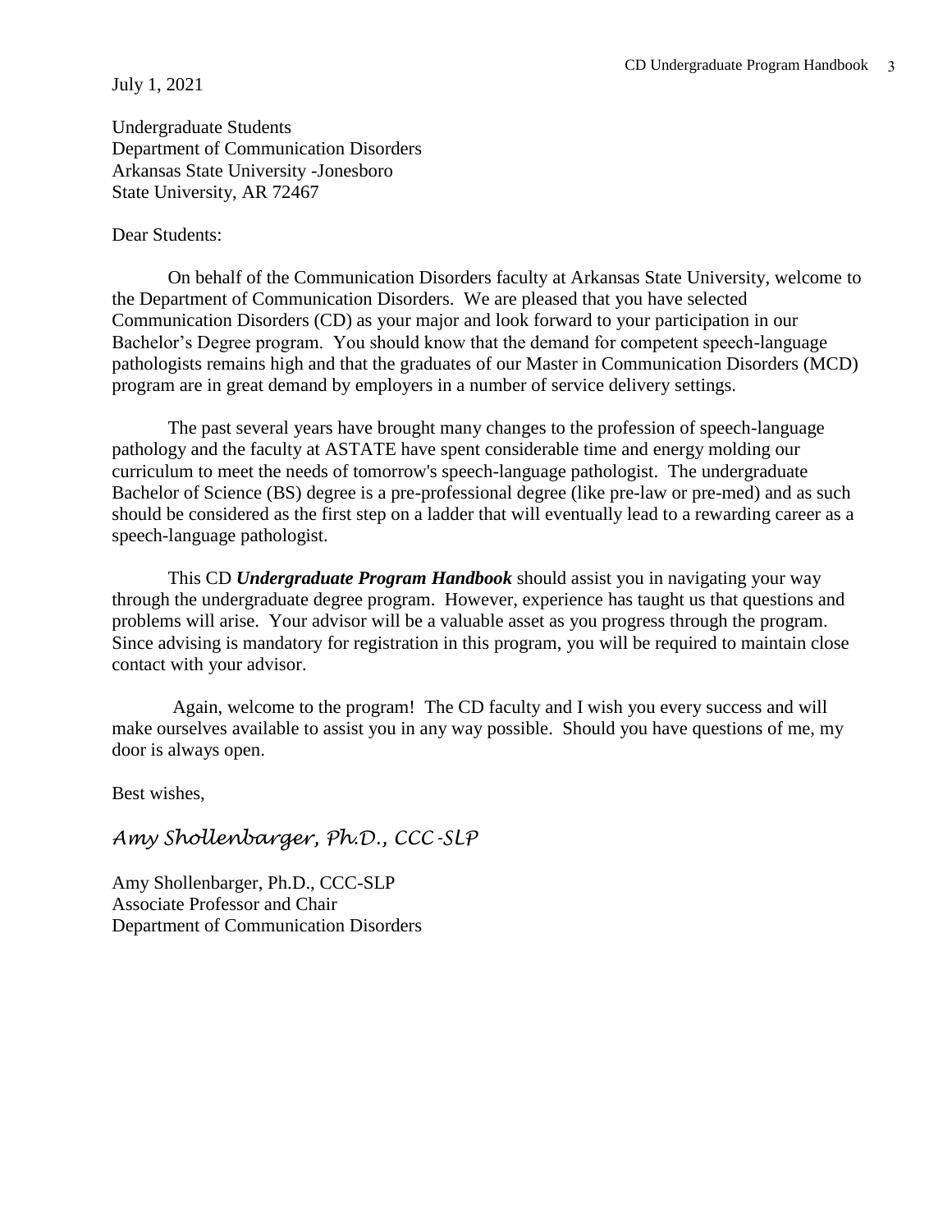July 1, 2021

Undergraduate Students
Department of Communication Disorders
Arkansas State University -Jonesboro
State University, AR 72467

Dear Students:

On behalf of the Communication Disorders faculty at Arkansas State University, welcome to the Department of Communication Disorders. We are pleased that you have selected Communication Disorders (CD) as your major and look forward to your participation in our Bachelor's Degree program. You should know that the demand for competent speech-language pathologists remains high and that the graduates of our Master in Communication Disorders (MCD) program are in great demand by employers in a number of service delivery settings.

The past several years have brought many changes to the profession of speech-language pathology and the faculty at ASTATE have spent considerable time and energy molding our curriculum to meet the needs of tomorrow's speech-language pathologist. The undergraduate Bachelor of Science (BS) degree is a pre-professional degree (like pre-law or pre-med) and as such should be considered as the first step on a ladder that will eventually lead to a rewarding career as a speech-language pathologist.

This CD ***Undergraduate Program Handbook*** should assist you in navigating your way through the undergraduate degree program. However, experience has taught us that questions and problems will arise. Your advisor will be a valuable asset as you progress through the program. Since advising is mandatory for registration in this program, you will be required to maintain close contact with your advisor.

Again, welcome to the program! The CD faculty and I wish you every success and will make ourselves available to assist you in any way possible. Should you have questions of me, my door is always open.

Best wishes,

*Amy Shollenbarger, Ph.D., CCC-SLP*

Amy Shollenbarger, Ph.D., CCC-SLP
Associate Professor and Chair
Department of Communication Disorders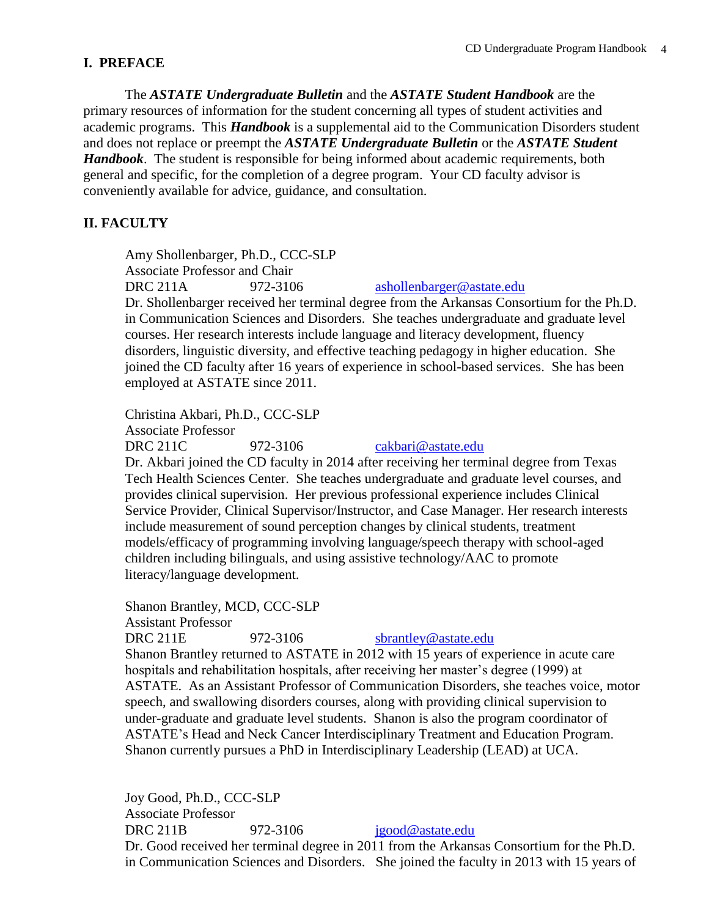## I. PREFACE

The ***ASTATE Undergraduate Bulletin*** and the ***ASTATE Student Handbook*** are the primary resources of information for the student concerning all types of student activities and academic programs. This ***Handbook*** is a supplemental aid to the Communication Disorders student and does not replace or preempt the ***ASTATE Undergraduate Bulletin*** or the ***ASTATE Student Handbook***. The student is responsible for being informed about academic requirements, both general and specific, for the completion of a degree program. Your CD faculty advisor is conveniently available for advice, guidance, and consultation.

## II. FACULTY

Amy Shollenbarger, Ph.D., CCC-SLP
Associate Professor and Chair
DRC 211A 972-3106 ashollenbarger@astate.edu
Dr. Shollenbarger received her terminal degree from the Arkansas Consortium for the Ph.D. in Communication Sciences and Disorders. She teaches undergraduate and graduate level courses. Her research interests include language and literacy development, fluency disorders, linguistic diversity, and effective teaching pedagogy in higher education. She joined the CD faculty after 16 years of experience in school-based services. She has been employed at ASTATE since 2011.

Christina Akbari, Ph.D., CCC-SLP
Associate Professor
DRC 211C 972-3106 cakbari@astate.edu
Dr. Akbari joined the CD faculty in 2014 after receiving her terminal degree from Texas Tech Health Sciences Center. She teaches undergraduate and graduate level courses, and provides clinical supervision. Her previous professional experience includes Clinical Service Provider, Clinical Supervisor/Instructor, and Case Manager. Her research interests include measurement of sound perception changes by clinical students, treatment models/efficacy of programming involving language/speech therapy with school-aged children including bilinguals, and using assistive technology/AAC to promote literacy/language development.

Shanon Brantley, MCD, CCC-SLP
Assistant Professor
DRC 211E 972-3106 sbrantley@astate.edu
Shanon Brantley returned to ASTATE in 2012 with 15 years of experience in acute care hospitals and rehabilitation hospitals, after receiving her master's degree (1999) at ASTATE. As an Assistant Professor of Communication Disorders, she teaches voice, motor speech, and swallowing disorders courses, along with providing clinical supervision to under-graduate and graduate level students. Shanon is also the program coordinator of ASTATE's Head and Neck Cancer Interdisciplinary Treatment and Education Program. Shanon currently pursues a PhD in Interdisciplinary Leadership (LEAD) at UCA.

Joy Good, Ph.D., CCC-SLP
Associate Professor
DRC 211B 972-3106 jgood@astate.edu
Dr. Good received her terminal degree in 2011 from the Arkansas Consortium for the Ph.D. in Communication Sciences and Disorders. She joined the faculty in 2013 with 15 years of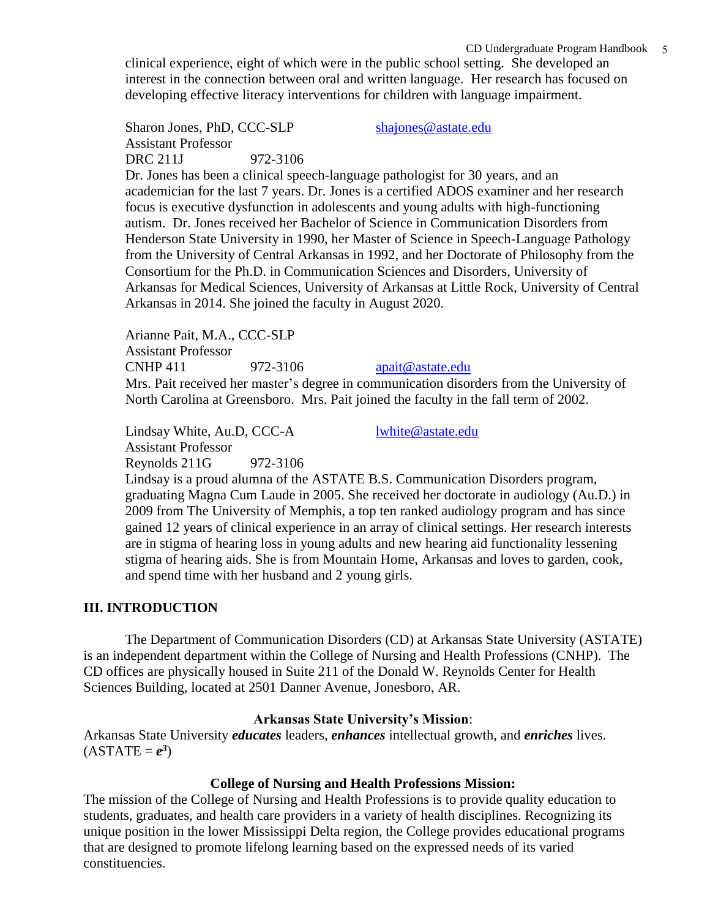clinical experience, eight of which were in the public school setting. She developed an interest in the connection between oral and written language. Her research has focused on developing effective literacy interventions for children with language impairment.

Sharon Jones, PhD, CCC-SLP shajones@astate.edu
Assistant Professor
DRC 211J 972-3106

Dr. Jones has been a clinical speech-language pathologist for 30 years, and an academician for the last 7 years. Dr. Jones is a certified ADOS examiner and her research focus is executive dysfunction in adolescents and young adults with high-functioning autism. Dr. Jones received her Bachelor of Science in Communication Disorders from Henderson State University in 1990, her Master of Science in Speech-Language Pathology from the University of Central Arkansas in 1992, and her Doctorate of Philosophy from the Consortium for the Ph.D. in Communication Sciences and Disorders, University of Arkansas for Medical Sciences, University of Arkansas at Little Rock, University of Central Arkansas in 2014. She joined the faculty in August 2020.

Arianne Pait, M.A., CCC-SLP
Assistant Professor
CNHP 411 972-3106 apait@astate.edu

Mrs. Pait received her master's degree in communication disorders from the University of North Carolina at Greensboro. Mrs. Pait joined the faculty in the fall term of 2002.

Lindsay White, Au.D, CCC-A lwhite@astate.edu
Assistant Professor
Reynolds 211G 972-3106

Lindsay is a proud alumna of the ASTATE B.S. Communication Disorders program, graduating Magna Cum Laude in 2005. She received her doctorate in audiology (Au.D.) in 2009 from The University of Memphis, a top ten ranked audiology program and has since gained 12 years of clinical experience in an array of clinical settings. Her research interests are in stigma of hearing loss in young adults and new hearing aid functionality lessening stigma of hearing aids. She is from Mountain Home, Arkansas and loves to garden, cook, and spend time with her husband and 2 young girls.

## III. INTRODUCTION

The Department of Communication Disorders (CD) at Arkansas State University (ASTATE) is an independent department within the College of Nursing and Health Professions (CNHP). The CD offices are physically housed in Suite 211 of the Donald W. Reynolds Center for Health Sciences Building, located at 2501 Danner Avenue, Jonesboro, AR.

**Arkansas State University's Mission**:

Arkansas State University ***educates*** leaders, ***enhances*** intellectual growth, and ***enriches*** lives. (ASTATE = $e^3$)

**College of Nursing and Health Professions Mission:**

The mission of the College of Nursing and Health Professions is to provide quality education to students, graduates, and health care providers in a variety of health disciplines. Recognizing its unique position in the lower Mississippi Delta region, the College provides educational programs that are designed to promote lifelong learning based on the expressed needs of its varied constituencies.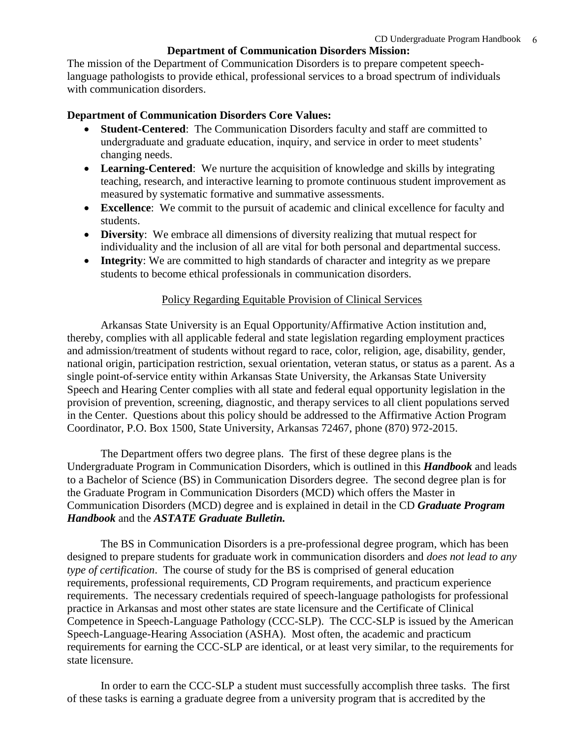## Department of Communication Disorders Mission:

The mission of the Department of Communication Disorders is to prepare competent speech-language pathologists to provide ethical, professional services to a broad spectrum of individuals with communication disorders.

**Department of Communication Disorders Core Values:**

- **Student-Centered**: The Communication Disorders faculty and staff are committed to undergraduate and graduate education, inquiry, and service in order to meet students' changing needs.
- **Learning-Centered**: We nurture the acquisition of knowledge and skills by integrating teaching, research, and interactive learning to promote continuous student improvement as measured by systematic formative and summative assessments.
- **Excellence**: We commit to the pursuit of academic and clinical excellence for faculty and students.
- **Diversity**: We embrace all dimensions of diversity realizing that mutual respect for individuality and the inclusion of all are vital for both personal and departmental success.
- **Integrity**: We are committed to high standards of character and integrity as we prepare students to become ethical professionals in communication disorders.

### Policy Regarding Equitable Provision of Clinical Services

Arkansas State University is an Equal Opportunity/Affirmative Action institution and, thereby, complies with all applicable federal and state legislation regarding employment practices and admission/treatment of students without regard to race, color, religion, age, disability, gender, national origin, participation restriction, sexual orientation, veteran status, or status as a parent. As a single point-of-service entity within Arkansas State University, the Arkansas State University Speech and Hearing Center complies with all state and federal equal opportunity legislation in the provision of prevention, screening, diagnostic, and therapy services to all client populations served in the Center. Questions about this policy should be addressed to the Affirmative Action Program Coordinator, P.O. Box 1500, State University, Arkansas 72467, phone (870) 972-2015.

The Department offers two degree plans. The first of these degree plans is the Undergraduate Program in Communication Disorders, which is outlined in this ***Handbook*** and leads to a Bachelor of Science (BS) in Communication Disorders degree. The second degree plan is for the Graduate Program in Communication Disorders (MCD) which offers the Master in Communication Disorders (MCD) degree and is explained in detail in the CD ***Graduate Program Handbook*** and the ***ASTATE Graduate Bulletin.***

The BS in Communication Disorders is a pre-professional degree program, which has been designed to prepare students for graduate work in communication disorders and *does not lead to any type of certification*. The course of study for the BS is comprised of general education requirements, professional requirements, CD Program requirements, and practicum experience requirements. The necessary credentials required of speech-language pathologists for professional practice in Arkansas and most other states are state licensure and the Certificate of Clinical Competence in Speech-Language Pathology (CCC-SLP). The CCC-SLP is issued by the American Speech-Language-Hearing Association (ASHA). Most often, the academic and practicum requirements for earning the CCC-SLP are identical, or at least very similar, to the requirements for state licensure.

In order to earn the CCC-SLP a student must successfully accomplish three tasks. The first of these tasks is earning a graduate degree from a university program that is accredited by the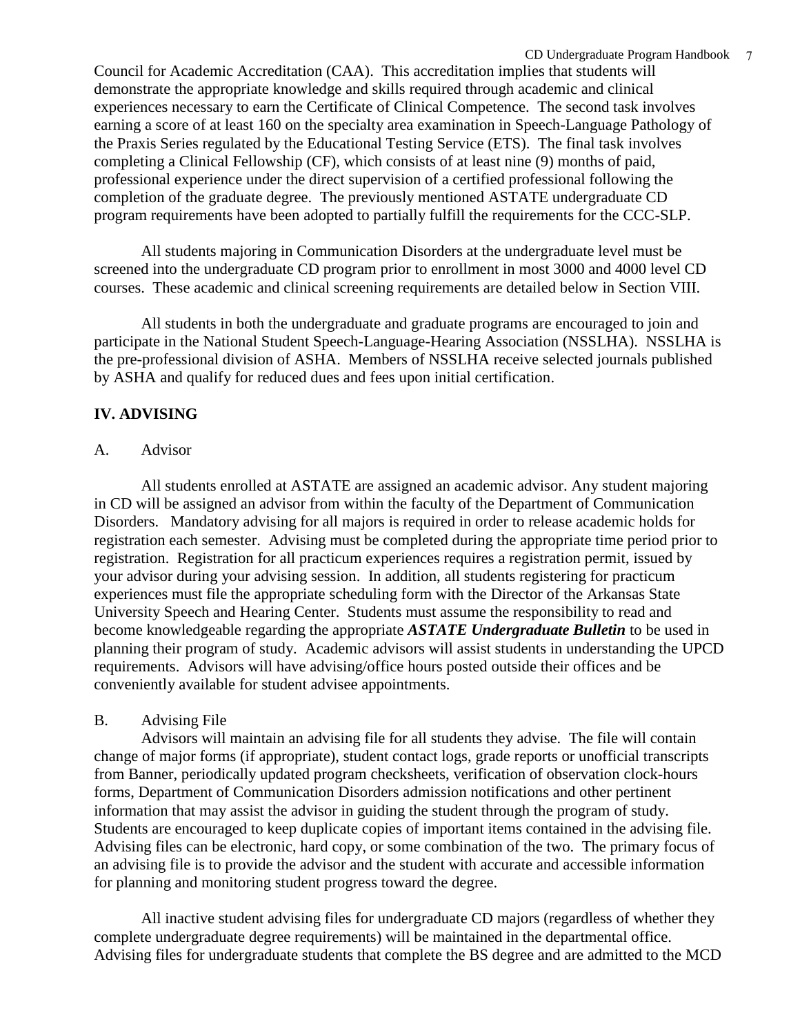Council for Academic Accreditation (CAA). This accreditation implies that students will demonstrate the appropriate knowledge and skills required through academic and clinical experiences necessary to earn the Certificate of Clinical Competence. The second task involves earning a score of at least 160 on the specialty area examination in Speech-Language Pathology of the Praxis Series regulated by the Educational Testing Service (ETS). The final task involves completing a Clinical Fellowship (CF), which consists of at least nine (9) months of paid, professional experience under the direct supervision of a certified professional following the completion of the graduate degree. The previously mentioned ASTATE undergraduate CD program requirements have been adopted to partially fulfill the requirements for the CCC-SLP.

All students majoring in Communication Disorders at the undergraduate level must be screened into the undergraduate CD program prior to enrollment in most 3000 and 4000 level CD courses. These academic and clinical screening requirements are detailed below in Section VIII.

All students in both the undergraduate and graduate programs are encouraged to join and participate in the National Student Speech-Language-Hearing Association (NSSLHA). NSSLHA is the pre-professional division of ASHA. Members of NSSLHA receive selected journals published by ASHA and qualify for reduced dues and fees upon initial certification.

## IV. ADVISING

### A. Advisor

All students enrolled at ASTATE are assigned an academic advisor. Any student majoring in CD will be assigned an advisor from within the faculty of the Department of Communication Disorders. Mandatory advising for all majors is required in order to release academic holds for registration each semester. Advising must be completed during the appropriate time period prior to registration. Registration for all practicum experiences requires a registration permit, issued by your advisor during your advising session. In addition, all students registering for practicum experiences must file the appropriate scheduling form with the Director of the Arkansas State University Speech and Hearing Center. Students must assume the responsibility to read and become knowledgeable regarding the appropriate ***ASTATE Undergraduate Bulletin*** to be used in planning their program of study. Academic advisors will assist students in understanding the UPCD requirements. Advisors will have advising/office hours posted outside their offices and be conveniently available for student advisee appointments.

### B. Advising File

Advisors will maintain an advising file for all students they advise. The file will contain change of major forms (if appropriate), student contact logs, grade reports or unofficial transcripts from Banner, periodically updated program checksheets, verification of observation clock-hours forms, Department of Communication Disorders admission notifications and other pertinent information that may assist the advisor in guiding the student through the program of study. Students are encouraged to keep duplicate copies of important items contained in the advising file. Advising files can be electronic, hard copy, or some combination of the two. The primary focus of an advising file is to provide the advisor and the student with accurate and accessible information for planning and monitoring student progress toward the degree.

All inactive student advising files for undergraduate CD majors (regardless of whether they complete undergraduate degree requirements) will be maintained in the departmental office. Advising files for undergraduate students that complete the BS degree and are admitted to the MCD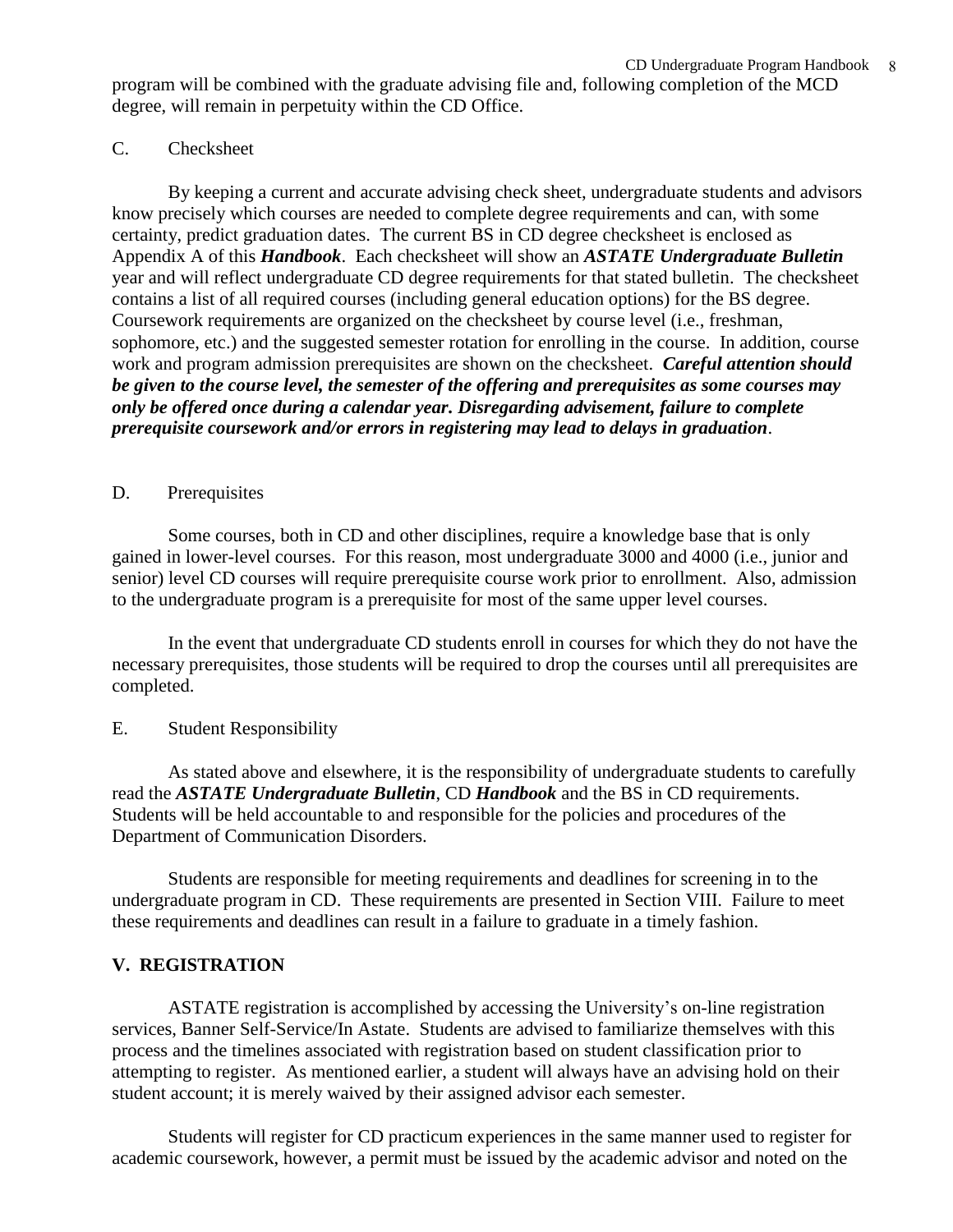program will be combined with the graduate advising file and, following completion of the MCD degree, will remain in perpetuity within the CD Office.

C. Checksheet

By keeping a current and accurate advising check sheet, undergraduate students and advisors know precisely which courses are needed to complete degree requirements and can, with some certainty, predict graduation dates. The current BS in CD degree checksheet is enclosed as Appendix A of this ***Handbook***. Each checksheet will show an ***ASTATE Undergraduate Bulletin*** year and will reflect undergraduate CD degree requirements for that stated bulletin. The checksheet contains a list of all required courses (including general education options) for the BS degree. Coursework requirements are organized on the checksheet by course level (i.e., freshman, sophomore, etc.) and the suggested semester rotation for enrolling in the course. In addition, course work and program admission prerequisites are shown on the checksheet. ***Careful attention should be given to the course level, the semester of the offering and prerequisites as some courses may only be offered once during a calendar year. Disregarding advisement, failure to complete prerequisite coursework and/or errors in registering may lead to delays in graduation***.

D. Prerequisites

Some courses, both in CD and other disciplines, require a knowledge base that is only gained in lower-level courses. For this reason, most undergraduate 3000 and 4000 (i.e., junior and senior) level CD courses will require prerequisite course work prior to enrollment. Also, admission to the undergraduate program is a prerequisite for most of the same upper level courses.

In the event that undergraduate CD students enroll in courses for which they do not have the necessary prerequisites, those students will be required to drop the courses until all prerequisites are completed.

E. Student Responsibility

As stated above and elsewhere, it is the responsibility of undergraduate students to carefully read the ***ASTATE Undergraduate Bulletin***, CD ***Handbook*** and the BS in CD requirements. Students will be held accountable to and responsible for the policies and procedures of the Department of Communication Disorders.

Students are responsible for meeting requirements and deadlines for screening in to the undergraduate program in CD. These requirements are presented in Section VIII. Failure to meet these requirements and deadlines can result in a failure to graduate in a timely fashion.

## V. REGISTRATION

ASTATE registration is accomplished by accessing the University's on-line registration services, Banner Self-Service/In Astate. Students are advised to familiarize themselves with this process and the timelines associated with registration based on student classification prior to attempting to register. As mentioned earlier, a student will always have an advising hold on their student account; it is merely waived by their assigned advisor each semester.

Students will register for CD practicum experiences in the same manner used to register for academic coursework, however, a permit must be issued by the academic advisor and noted on the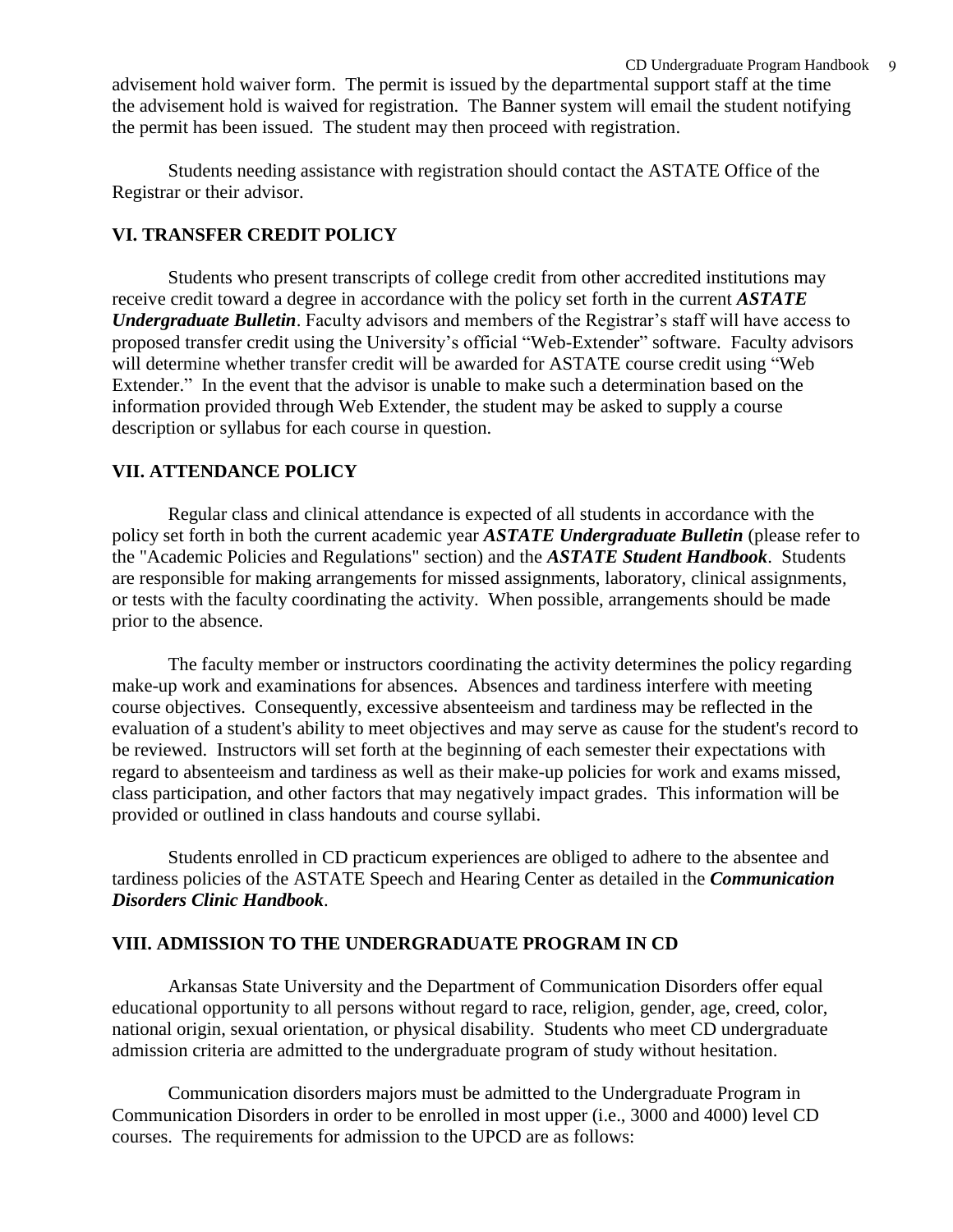advisement hold waiver form. The permit is issued by the departmental support staff at the time the advisement hold is waived for registration. The Banner system will email the student notifying the permit has been issued. The student may then proceed with registration.

Students needing assistance with registration should contact the ASTATE Office of the Registrar or their advisor.

## VI. TRANSFER CREDIT POLICY

Students who present transcripts of college credit from other accredited institutions may receive credit toward a degree in accordance with the policy set forth in the current ***ASTATE Undergraduate Bulletin***. Faculty advisors and members of the Registrar's staff will have access to proposed transfer credit using the University's official "Web-Extender" software. Faculty advisors will determine whether transfer credit will be awarded for ASTATE course credit using "Web Extender." In the event that the advisor is unable to make such a determination based on the information provided through Web Extender, the student may be asked to supply a course description or syllabus for each course in question.

## VII. ATTENDANCE POLICY

Regular class and clinical attendance is expected of all students in accordance with the policy set forth in both the current academic year ***ASTATE Undergraduate Bulletin*** (please refer to the "Academic Policies and Regulations" section) and the ***ASTATE Student Handbook***. Students are responsible for making arrangements for missed assignments, laboratory, clinical assignments, or tests with the faculty coordinating the activity. When possible, arrangements should be made prior to the absence.

The faculty member or instructors coordinating the activity determines the policy regarding make-up work and examinations for absences. Absences and tardiness interfere with meeting course objectives. Consequently, excessive absenteeism and tardiness may be reflected in the evaluation of a student's ability to meet objectives and may serve as cause for the student's record to be reviewed. Instructors will set forth at the beginning of each semester their expectations with regard to absenteeism and tardiness as well as their make-up policies for work and exams missed, class participation, and other factors that may negatively impact grades. This information will be provided or outlined in class handouts and course syllabi.

Students enrolled in CD practicum experiences are obliged to adhere to the absentee and tardiness policies of the ASTATE Speech and Hearing Center as detailed in the ***Communication Disorders Clinic Handbook***.

## VIII. ADMISSION TO THE UNDERGRADUATE PROGRAM IN CD

Arkansas State University and the Department of Communication Disorders offer equal educational opportunity to all persons without regard to race, religion, gender, age, creed, color, national origin, sexual orientation, or physical disability. Students who meet CD undergraduate admission criteria are admitted to the undergraduate program of study without hesitation.

Communication disorders majors must be admitted to the Undergraduate Program in Communication Disorders in order to be enrolled in most upper (i.e., 3000 and 4000) level CD courses. The requirements for admission to the UPCD are as follows: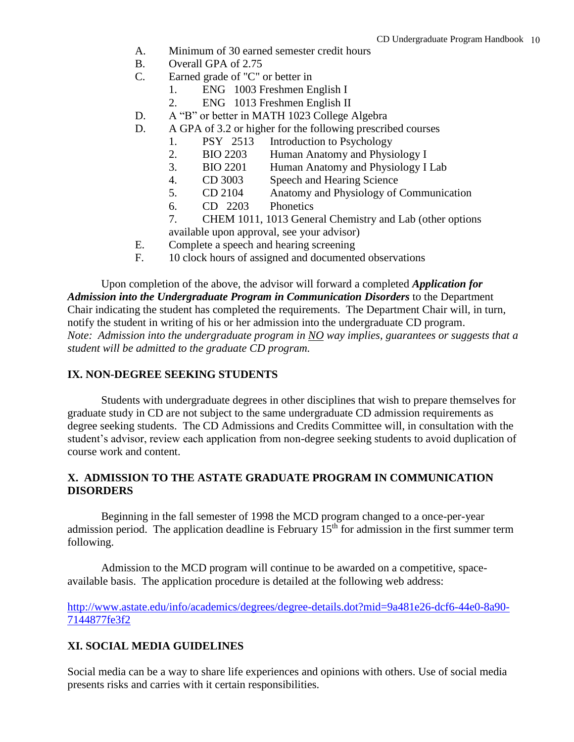A. Minimum of 30 earned semester credit hours
B. Overall GPA of 2.75
C. Earned grade of "C" or better in
   1. ENG 1003 Freshmen English I
   2. ENG 1013 Freshmen English II
D. A "B" or better in MATH 1023 College Algebra
D. A GPA of 3.2 or higher for the following prescribed courses
   1. PSY 2513 Introduction to Psychology
   2. BIO 2203 Human Anatomy and Physiology I
   3. BIO 2201 Human Anatomy and Physiology I Lab
   4. CD 3003 Speech and Hearing Science
   5. CD 2104 Anatomy and Physiology of Communication
   6. CD 2203 Phonetics
   7. CHEM 1011, 1013 General Chemistry and Lab (other options available upon approval, see your advisor)
E. Complete a speech and hearing screening
F. 10 clock hours of assigned and documented observations

Upon completion of the above, the advisor will forward a completed ***Application for Admission into the Undergraduate Program in Communication Disorders*** to the Department Chair indicating the student has completed the requirements. The Department Chair will, in turn, notify the student in writing of his or her admission into the undergraduate CD program. *Note: Admission into the undergraduate program in NO way implies, guarantees or suggests that a student will be admitted to the graduate CD program.*

## IX. NON-DEGREE SEEKING STUDENTS

Students with undergraduate degrees in other disciplines that wish to prepare themselves for graduate study in CD are not subject to the same undergraduate CD admission requirements as degree seeking students. The CD Admissions and Credits Committee will, in consultation with the student's advisor, review each application from non-degree seeking students to avoid duplication of course work and content.

## X. ADMISSION TO THE ASTATE GRADUATE PROGRAM IN COMMUNICATION DISORDERS

Beginning in the fall semester of 1998 the MCD program changed to a once-per-year admission period. The application deadline is February 15th for admission in the first summer term following.

Admission to the MCD program will continue to be awarded on a competitive, space-available basis. The application procedure is detailed at the following web address:

http://www.astate.edu/info/academics/degrees/degree-details.dot?mid=9a481e26-dcf6-44e0-8a90-7144877fe3f2

## XI. SOCIAL MEDIA GUIDELINES

Social media can be a way to share life experiences and opinions with others. Use of social media presents risks and carries with it certain responsibilities.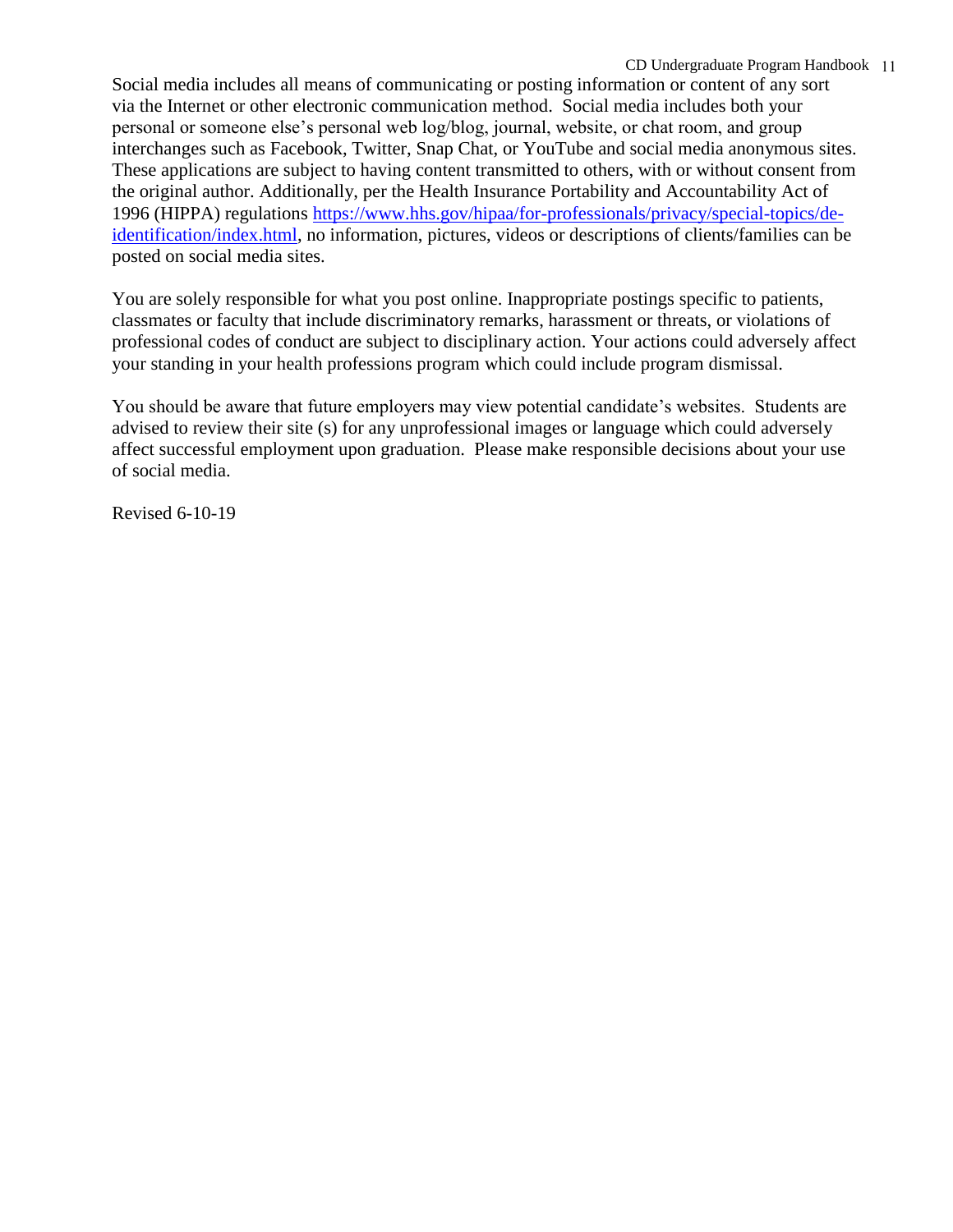Social media includes all means of communicating or posting information or content of any sort via the Internet or other electronic communication method. Social media includes both your personal or someone else's personal web log/blog, journal, website, or chat room, and group interchanges such as Facebook, Twitter, Snap Chat, or YouTube and social media anonymous sites. These applications are subject to having content transmitted to others, with or without consent from the original author. Additionally, per the Health Insurance Portability and Accountability Act of 1996 (HIPPA) regulations [https://www.hhs.gov/hipaa/for-professionals/privacy/special-topics/de-identification/index.html](https://www.hhs.gov/hipaa/for-professionals/privacy/special-topics/de-identification/index.html), no information, pictures, videos or descriptions of clients/families can be posted on social media sites.

You are solely responsible for what you post online. Inappropriate postings specific to patients, classmates or faculty that include discriminatory remarks, harassment or threats, or violations of professional codes of conduct are subject to disciplinary action. Your actions could adversely affect your standing in your health professions program which could include program dismissal.

You should be aware that future employers may view potential candidate's websites. Students are advised to review their site (s) for any unprofessional images or language which could adversely affect successful employment upon graduation. Please make responsible decisions about your use of social media.

Revised 6-10-19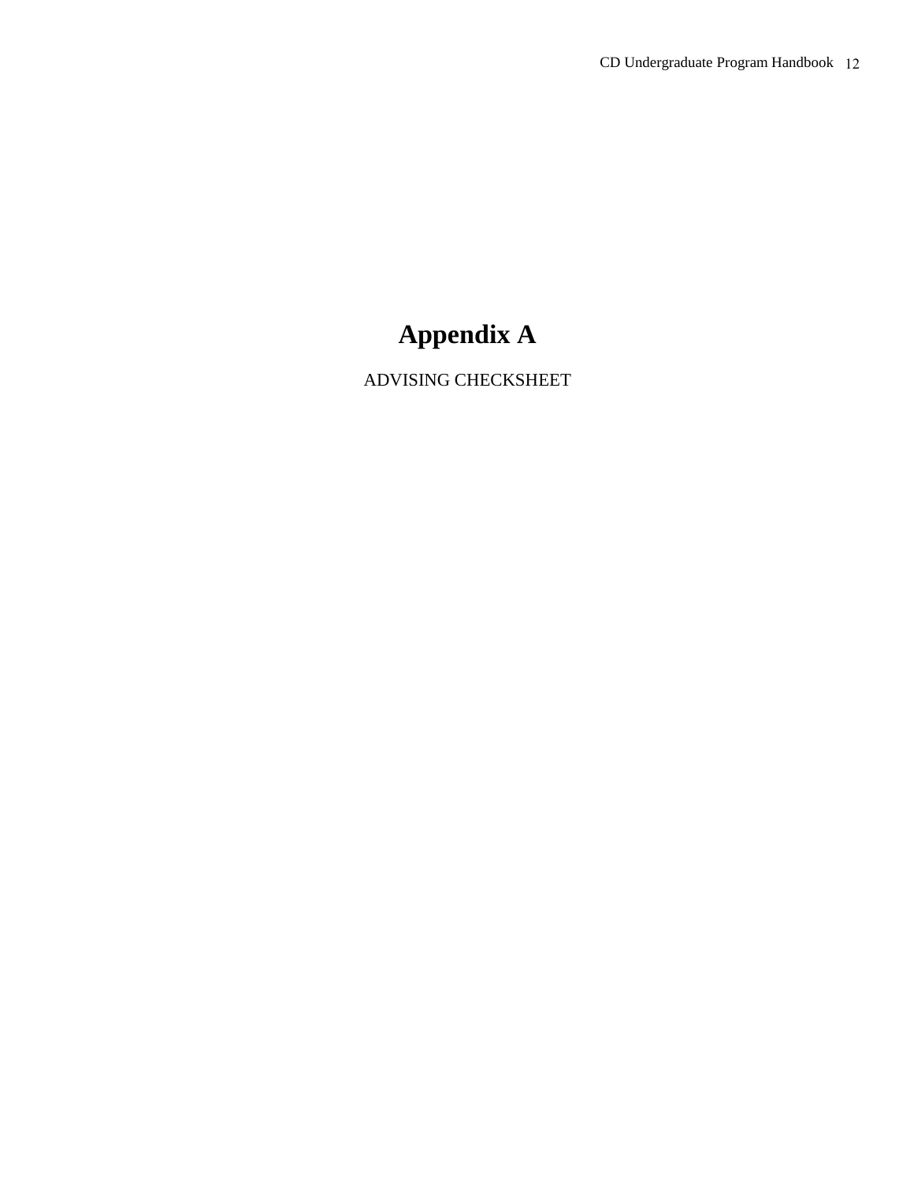# Appendix A

ADVISING CHECKSHEET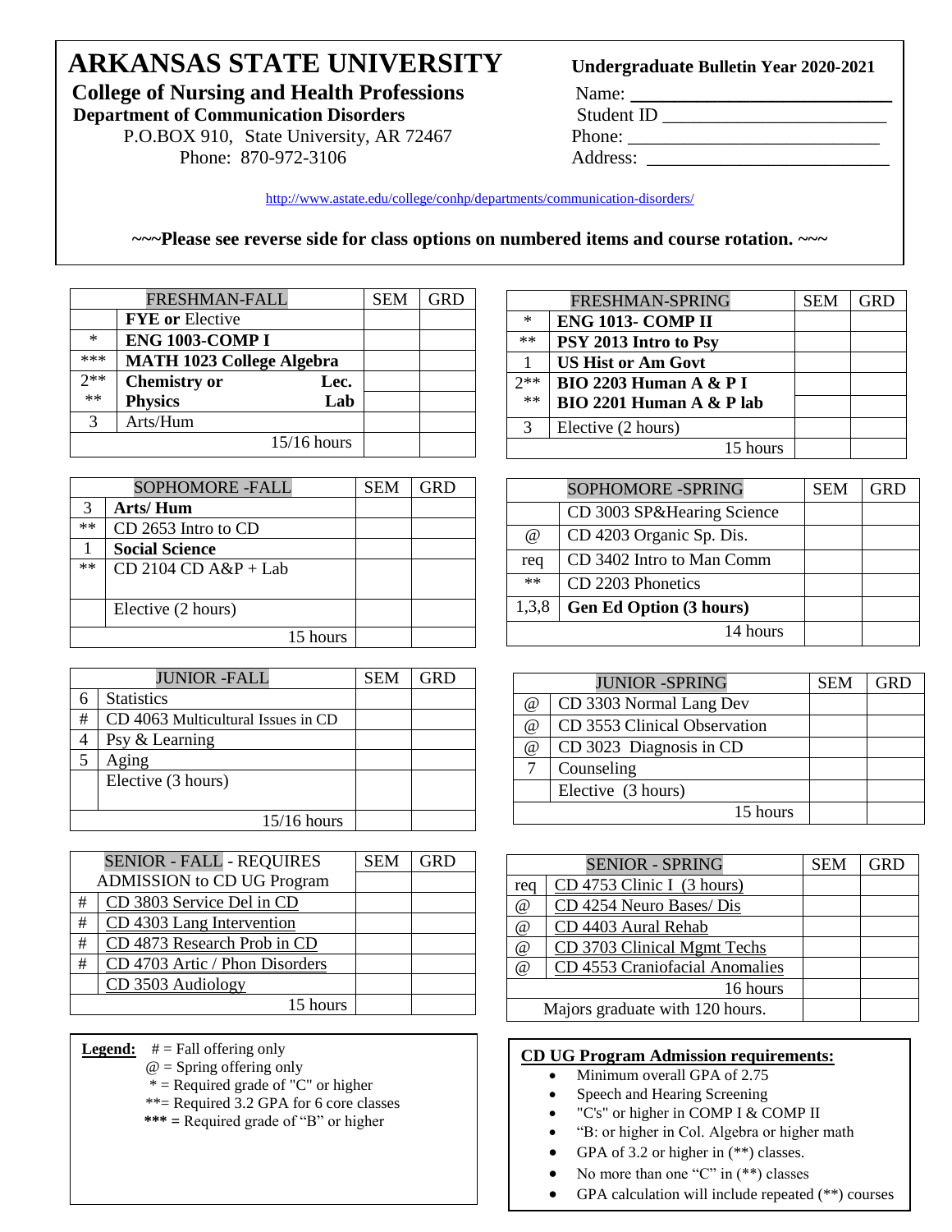# ARKANSAS STATE UNIVERSITY

## College of Nursing and Health Professions

### Department of Communication Disorders

P.O.BOX 910, State University, AR 72467

Phone: 870-972-3106

**Undergraduate Bulletin Year 2020-2021**

Name: ___________________________

Student ID ________________________

Phone: __________________________

Address: _________________________

http://www.astate.edu/college/conhp/departments/communication-disorders/

**~~~Please see reverse side for class options on numbered items and course rotation. ~~~**

| | FRESHMAN-FALL | SEM | GRD |
|---|---|---|---|
| | **FYE or** Elective | | |
| * | **ENG 1003-COMP I** | | |
| *** | **MATH 1023 College Algebra** | | |
| 2** | **Chemistry or** Lec. | | |
| ** | **Physics** Lab | | |
| 3 | Arts/Hum | | |
| | 15/16 hours | | |

| | FRESHMAN-SPRING | SEM | GRD |
|---|---|---|---|
| * | **ENG 1013- COMP II** | | |
| ** | **PSY 2013 Intro to Psy** | | |
| 1 | **US Hist or Am Govt** | | |
| 2** | **BIO 2203 Human A & P I** | | |
| ** | **BIO 2201 Human A & P lab** | | |
| 3 | Elective (2 hours) | | |
| | 15 hours | | |

| | SOPHOMORE -FALL | SEM | GRD |
|---|---|---|---|
| 3 | **Arts/ Hum** | | |
| ** | CD 2653 Intro to CD | | |
| 1 | **Social Science** | | |
| ** | CD 2104 CD A&P + Lab | | |
| | Elective (2 hours) | | |
| | 15 hours | | |

| | SOPHOMORE -SPRING | SEM | GRD |
|---|---|---|---|
| | CD 3003 SP&Hearing Science | | |
| @ | CD 4203 Organic Sp. Dis. | | |
| req | CD 3402 Intro to Man Comm | | |
| ** | CD 2203 Phonetics | | |
| 1,3,8 | **Gen Ed Option (3 hours)** | | |
| | 14 hours | | |

| | JUNIOR -FALL | SEM | GRD |
|---|---|---|---|
| 6 | Statistics | | |
| # | CD 4063 Multicultural Issues in CD | | |
| 4 | Psy & Learning | | |
| 5 | Aging | | |
| | Elective (3 hours) | | |
| | 15/16 hours | | |

| | JUNIOR -SPRING | SEM | GRD |
|---|---|---|---|
| @ | CD 3303 Normal Lang Dev | | |
| @ | CD 3553 Clinical Observation | | |
| @ | CD 3023 Diagnosis in CD | | |
| 7 | Counseling | | |
| | Elective (3 hours) | | |
| | 15 hours | | |

| | SENIOR - FALL - REQUIRES ADMISSION to CD UG Program | SEM | GRD |
|---|---|---|---|
| # | CD 3803 Service Del in CD | | |
| # | CD 4303 Lang Intervention | | |
| # | CD 4873 Research Prob in CD | | |
| # | CD 4703 Artic / Phon Disorders | | |
| | CD 3503 Audiology | | |
| | 15 hours | | |

| | SENIOR - SPRING | SEM | GRD |
|---|---|---|---|
| req | CD 4753 Clinic I (3 hours) | | |
| @ | CD 4254 Neuro Bases/ Dis | | |
| @ | CD 4403 Aural Rehab | | |
| @ | CD 3703 Clinical Mgmt Techs | | |
| @ | CD 4553 Craniofacial Anomalies | | |
| | 16 hours | | |
| | Majors graduate with 120 hours. | | |

**Legend:**
- # = Fall offering only
- @ = Spring offering only
- * = Required grade of "C" or higher
- **= Required 3.2 GPA for 6 core classes
- **\*\*\* =** Required grade of "B" or higher

**CD UG Program Admission requirements:**

- Minimum overall GPA of 2.75
- Speech and Hearing Screening
- "C's" or higher in COMP I & COMP II
- "B: or higher in Col. Algebra or higher math
- GPA of 3.2 or higher in (**) classes.
- No more than one "C" in (**) classes
- GPA calculation will include repeated (**) courses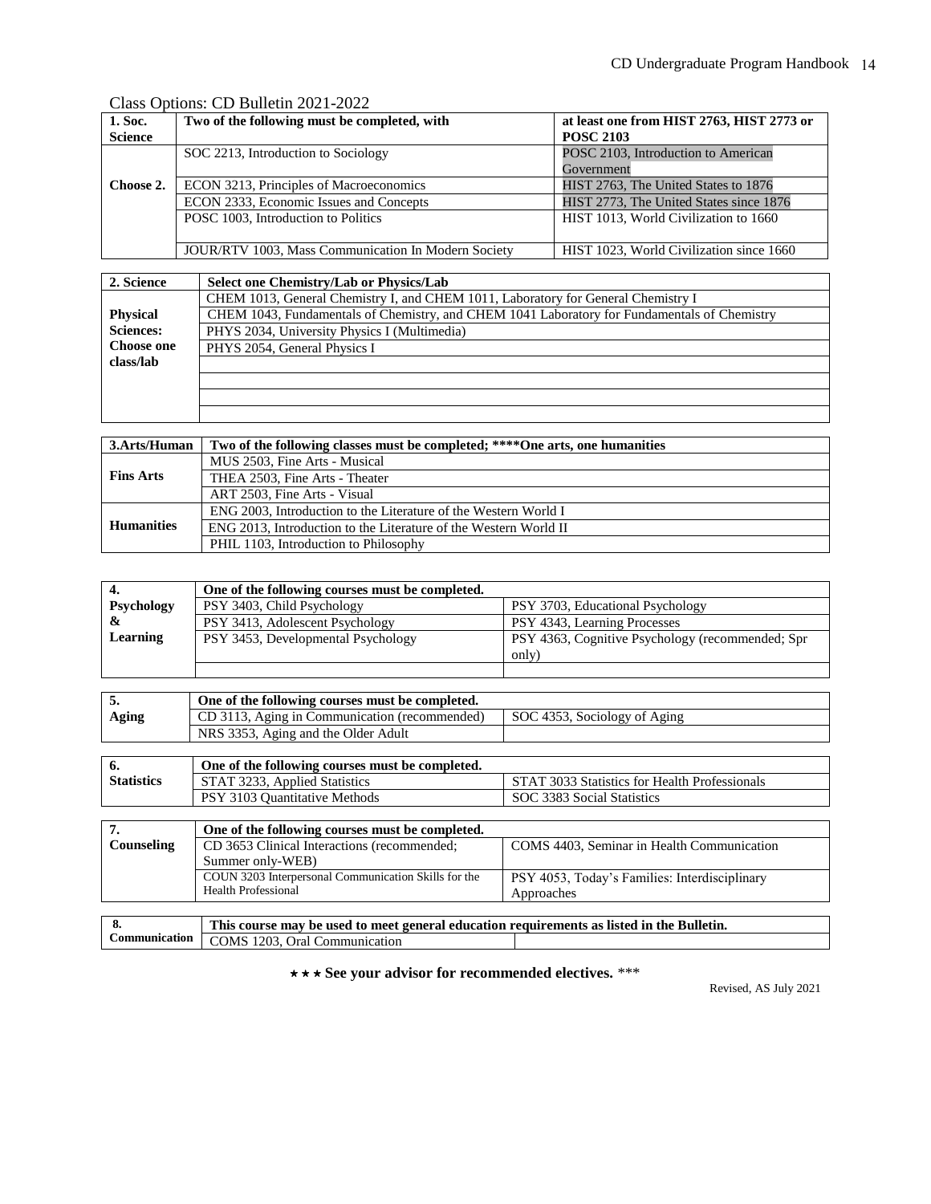Class Options: CD Bulletin 2021-2022

| 1. Soc. Science | Two of the following must be completed, with | at least one from HIST 2763, HIST 2773 or POSC 2103 |
|---|---|---|
| Choose 2. | SOC 2213, Introduction to Sociology | POSC 2103, Introduction to American Government |
| | ECON 3213, Principles of Macroeconomics | HIST 2763, The United States to 1876 |
| | ECON 2333, Economic Issues and Concepts | HIST 2773, The United States since 1876 |
| | POSC 1003, Introduction to Politics | HIST 1013, World Civilization to 1660 |
| | JOUR/RTV 1003, Mass Communication In Modern Society | HIST 1023, World Civilization since 1660 |

| 2. Science | Select one Chemistry/Lab or Physics/Lab |
|---|---|
| Physical Sciences: Choose one class/lab | CHEM 1013, General Chemistry I, and CHEM 1011, Laboratory for General Chemistry I |
| | CHEM 1043, Fundamentals of Chemistry, and CHEM 1041 Laboratory for Fundamentals of Chemistry |
| | PHYS 2034, University Physics I (Multimedia) |
| | PHYS 2054, General Physics I |
| | |
| | |
| | |
| | |

| 3.Arts/Human | Two of the following classes must be completed; ****One arts, one humanities |
|---|---|
| Fins Arts | MUS 2503, Fine Arts - Musical |
| | THEA 2503, Fine Arts - Theater |
| | ART 2503, Fine Arts - Visual |
| Humanities | ENG 2003, Introduction to the Literature of the Western World I |
| | ENG 2013, Introduction to the Literature of the Western World II |
| | PHIL 1103, Introduction to Philosophy |

| 4. Psychology & Learning | One of the following courses must be completed. | |
|---|---|---|
| | PSY 3403, Child Psychology | PSY 3703, Educational Psychology |
| | PSY 3413, Adolescent Psychology | PSY 4343, Learning Processes |
| | PSY 3453, Developmental Psychology | PSY 4363, Cognitive Psychology (recommended; Spr only) |
| | | |

| 5. Aging | One of the following courses must be completed. | |
|---|---|---|
| | CD 3113, Aging in Communication (recommended) | SOC 4353, Sociology of Aging |
| | NRS 3353, Aging and the Older Adult | |

| 6. Statistics | One of the following courses must be completed. | |
|---|---|---|
| | STAT 3233, Applied Statistics | STAT 3033 Statistics for Health Professionals |
| | PSY 3103 Quantitative Methods | SOC 3383 Social Statistics |

| 7. Counseling | One of the following courses must be completed. | |
|---|---|---|
| | CD 3653 Clinical Interactions (recommended; Summer only-WEB) | COMS 4403, Seminar in Health Communication |
| | COUN 3203 Interpersonal Communication Skills for the Health Professional | PSY 4053, Today's Families: Interdisciplinary Approaches |

| 8. Communication | This course may be used to meet general education requirements as listed in the Bulletin. | |
|---|---|---|
| | COMS 1203, Oral Communication | |

**⋆⋆⋆ See your advisor for recommended electives.** ***

Revised, AS July 2021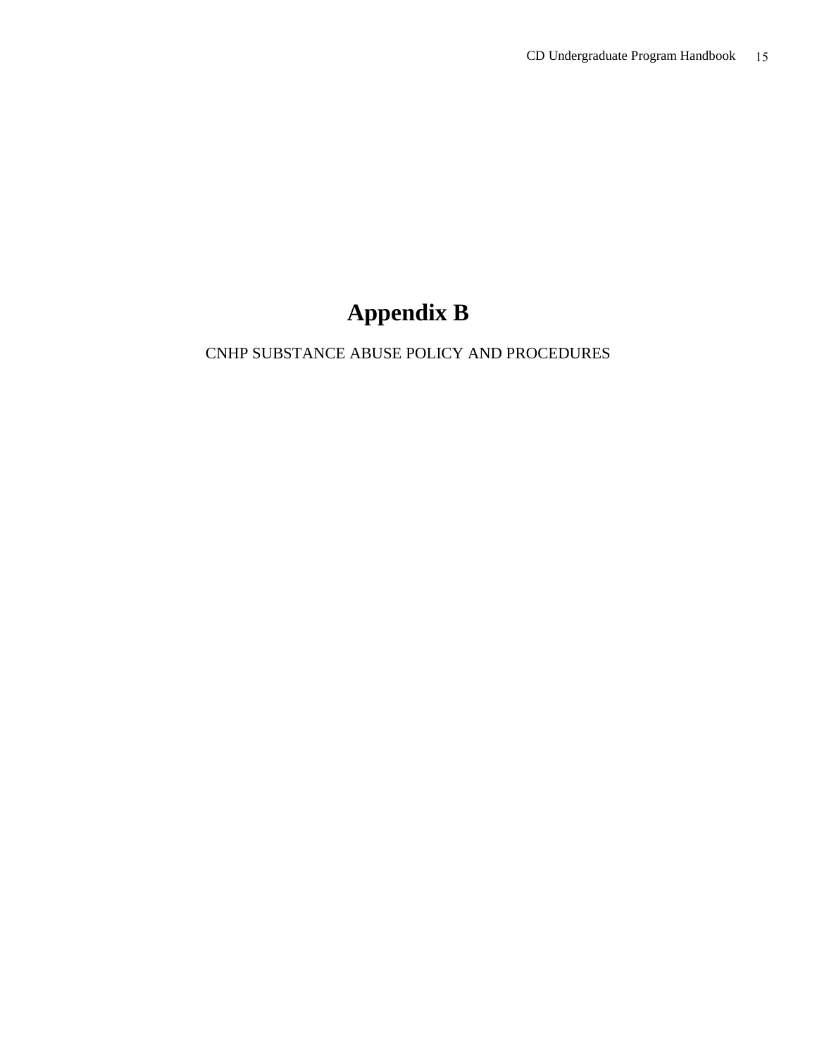# Appendix B

CNHP SUBSTANCE ABUSE POLICY AND PROCEDURES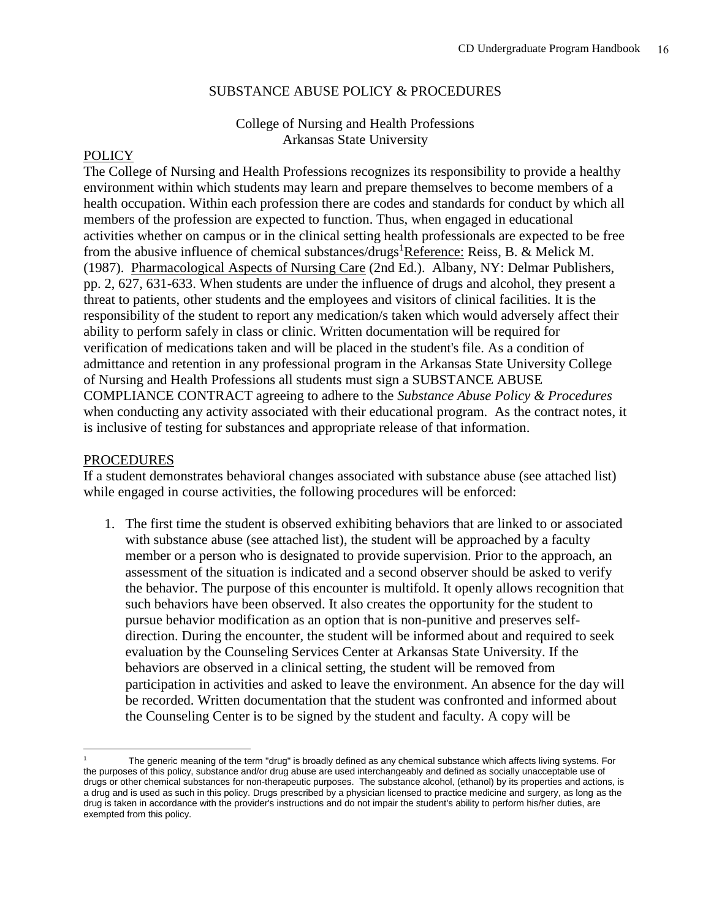# SUBSTANCE ABUSE POLICY & PROCEDURES

College of Nursing and Health Professions
Arkansas State University

## POLICY

The College of Nursing and Health Professions recognizes its responsibility to provide a healthy environment within which students may learn and prepare themselves to become members of a health occupation. Within each profession there are codes and standards for conduct by which all members of the profession are expected to function. Thus, when engaged in educational activities whether on campus or in the clinical setting health professionals are expected to be free from the abusive influence of chemical substances/drugs[1] Reference: Reiss, B. & Melick M. (1987). Pharmacological Aspects of Nursing Care (2nd Ed.). Albany, NY: Delmar Publishers, pp. 2, 627, 631-633. When students are under the influence of drugs and alcohol, they present a threat to patients, other students and the employees and visitors of clinical facilities. It is the responsibility of the student to report any medication/s taken which would adversely affect their ability to perform safely in class or clinic. Written documentation will be required for verification of medications taken and will be placed in the student's file. As a condition of admittance and retention in any professional program in the Arkansas State University College of Nursing and Health Professions all students must sign a SUBSTANCE ABUSE COMPLIANCE CONTRACT agreeing to adhere to the *Substance Abuse Policy & Procedures* when conducting any activity associated with their educational program. As the contract notes, it is inclusive of testing for substances and appropriate release of that information.

## PROCEDURES

If a student demonstrates behavioral changes associated with substance abuse (see attached list) while engaged in course activities, the following procedures will be enforced:

1. The first time the student is observed exhibiting behaviors that are linked to or associated with substance abuse (see attached list), the student will be approached by a faculty member or a person who is designated to provide supervision. Prior to the approach, an assessment of the situation is indicated and a second observer should be asked to verify the behavior. The purpose of this encounter is multifold. It openly allows recognition that such behaviors have been observed. It also creates the opportunity for the student to pursue behavior modification as an option that is non-punitive and preserves self-direction. During the encounter, the student will be informed about and required to seek evaluation by the Counseling Services Center at Arkansas State University. If the behaviors are observed in a clinical setting, the student will be removed from participation in activities and asked to leave the environment. An absence for the day will be recorded. Written documentation that the student was confronted and informed about the Counseling Center is to be signed by the student and faculty. A copy will be

---

[1] The generic meaning of the term "drug" is broadly defined as any chemical substance which affects living systems. For the purposes of this policy, substance and/or drug abuse are used interchangeably and defined as socially unacceptable use of drugs or other chemical substances for non-therapeutic purposes. The substance alcohol, (ethanol) by its properties and actions, is a drug and is used as such in this policy. Drugs prescribed by a physician licensed to practice medicine and surgery, as long as the drug is taken in accordance with the provider's instructions and do not impair the student's ability to perform his/her duties, are exempted from this policy.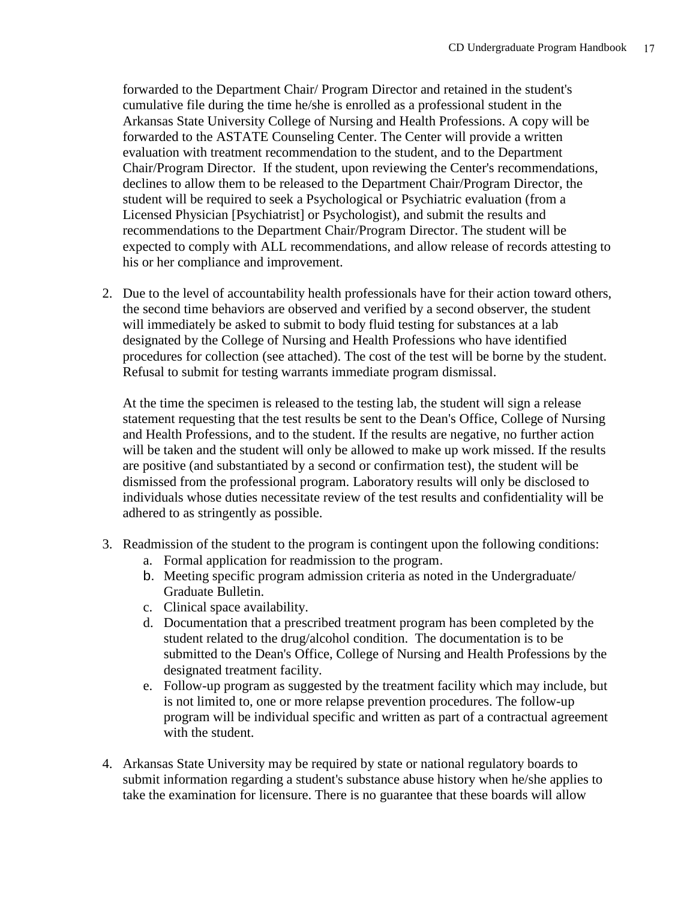forwarded to the Department Chair/ Program Director and retained in the student's cumulative file during the time he/she is enrolled as a professional student in the Arkansas State University College of Nursing and Health Professions. A copy will be forwarded to the ASTATE Counseling Center. The Center will provide a written evaluation with treatment recommendation to the student, and to the Department Chair/Program Director. If the student, upon reviewing the Center's recommendations, declines to allow them to be released to the Department Chair/Program Director, the student will be required to seek a Psychological or Psychiatric evaluation (from a Licensed Physician [Psychiatrist] or Psychologist), and submit the results and recommendations to the Department Chair/Program Director. The student will be expected to comply with ALL recommendations, and allow release of records attesting to his or her compliance and improvement.

2. Due to the level of accountability health professionals have for their action toward others, the second time behaviors are observed and verified by a second observer, the student will immediately be asked to submit to body fluid testing for substances at a lab designated by the College of Nursing and Health Professions who have identified procedures for collection (see attached). The cost of the test will be borne by the student. Refusal to submit for testing warrants immediate program dismissal.

   At the time the specimen is released to the testing lab, the student will sign a release statement requesting that the test results be sent to the Dean's Office, College of Nursing and Health Professions, and to the student. If the results are negative, no further action will be taken and the student will only be allowed to make up work missed. If the results are positive (and substantiated by a second or confirmation test), the student will be dismissed from the professional program. Laboratory results will only be disclosed to individuals whose duties necessitate review of the test results and confidentiality will be adhered to as stringently as possible.

3. Readmission of the student to the program is contingent upon the following conditions:
   a. Formal application for readmission to the program.
   b. Meeting specific program admission criteria as noted in the Undergraduate/ Graduate Bulletin.
   c. Clinical space availability.
   d. Documentation that a prescribed treatment program has been completed by the student related to the drug/alcohol condition. The documentation is to be submitted to the Dean's Office, College of Nursing and Health Professions by the designated treatment facility.
   e. Follow-up program as suggested by the treatment facility which may include, but is not limited to, one or more relapse prevention procedures. The follow-up program will be individual specific and written as part of a contractual agreement with the student.

4. Arkansas State University may be required by state or national regulatory boards to submit information regarding a student's substance abuse history when he/she applies to take the examination for licensure. There is no guarantee that these boards will allow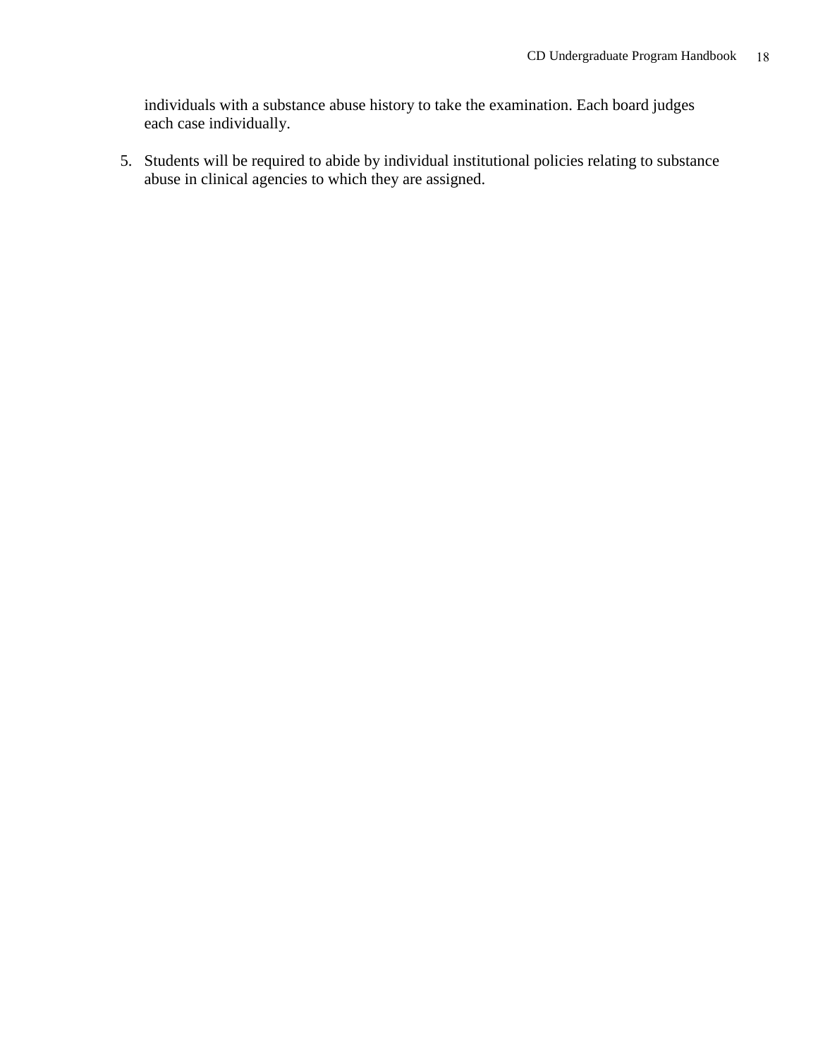individuals with a substance abuse history to take the examination. Each board judges each case individually.

5. Students will be required to abide by individual institutional policies relating to substance abuse in clinical agencies to which they are assigned.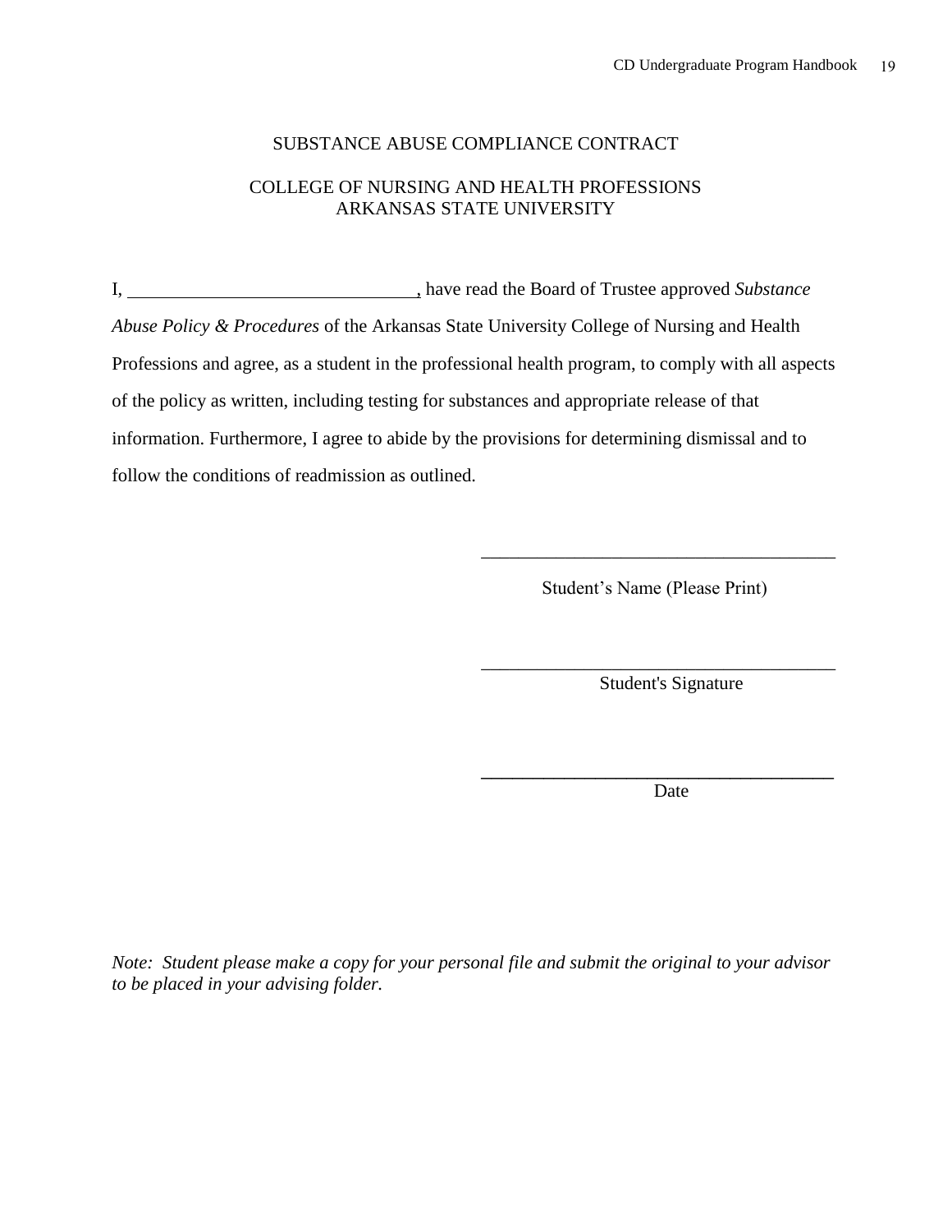# SUBSTANCE ABUSE COMPLIANCE CONTRACT

## COLLEGE OF NURSING AND HEALTH PROFESSIONS
## ARKANSAS STATE UNIVERSITY

I, ______________________________, have read the Board of Trustee approved *Substance Abuse Policy & Procedures* of the Arkansas State University College of Nursing and Health Professions and agree, as a student in the professional health program, to comply with all aspects of the policy as written, including testing for substances and appropriate release of that information. Furthermore, I agree to abide by the provisions for determining dismissal and to follow the conditions of readmission as outlined.

______________________________________
Student's Name (Please Print)

______________________________________
Student's Signature

______________________________________
Date

*Note: Student please make a copy for your personal file and submit the original to your advisor to be placed in your advising folder.*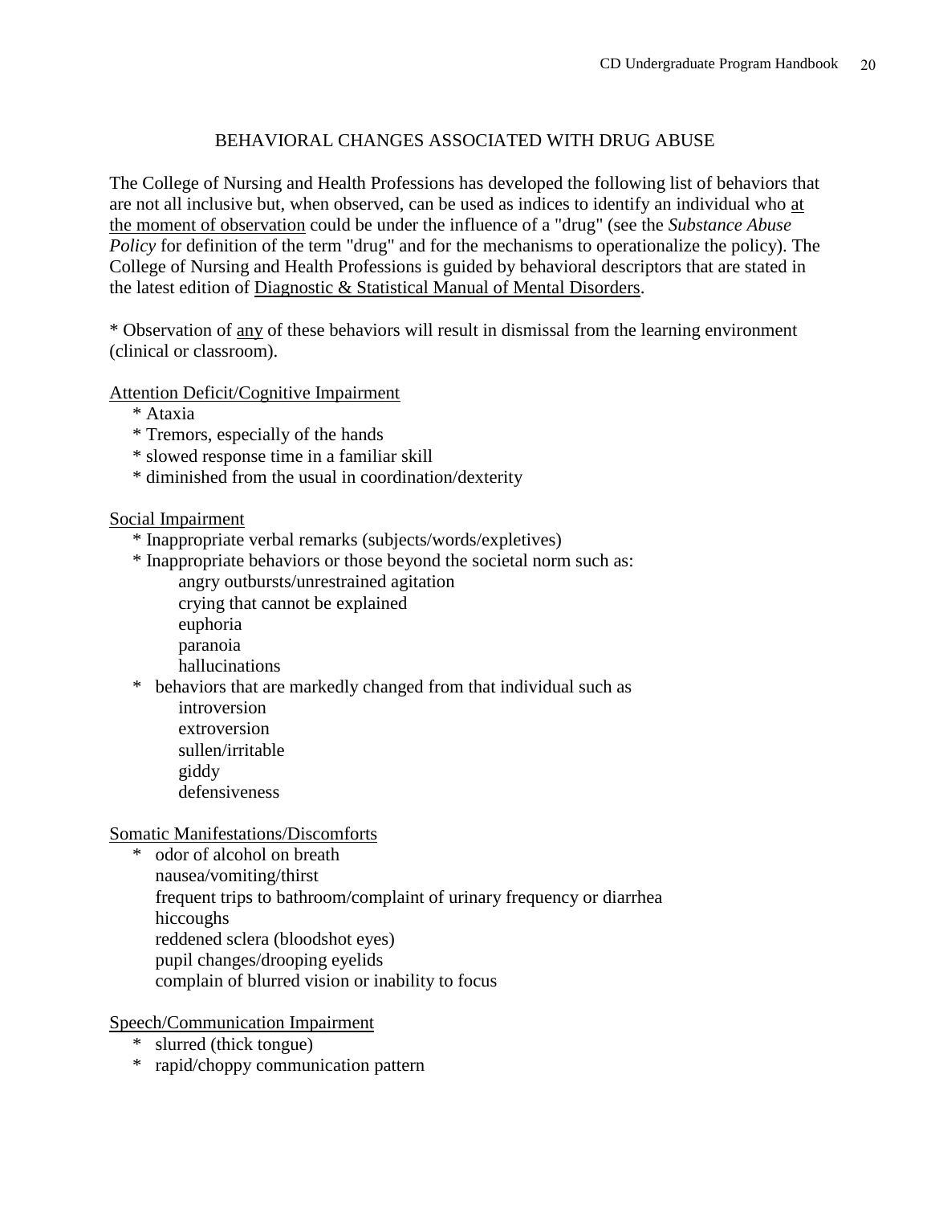## BEHAVIORAL CHANGES ASSOCIATED WITH DRUG ABUSE

The College of Nursing and Health Professions has developed the following list of behaviors that are not all inclusive but, when observed, can be used as indices to identify an individual who <u>at the moment of observation</u> could be under the influence of a "drug" (see the *Substance Abuse Policy* for definition of the term "drug" and for the mechanisms to operationalize the policy). The College of Nursing and Health Professions is guided by behavioral descriptors that are stated in the latest edition of <u>Diagnostic & Statistical Manual of Mental Disorders</u>.

* Observation of <u>any</u> of these behaviors will result in dismissal from the learning environment (clinical or classroom).

<u>Attention Deficit/Cognitive Impairment</u>

* Ataxia
* Tremors, especially of the hands
* slowed response time in a familiar skill
* diminished from the usual in coordination/dexterity

<u>Social Impairment</u>

* Inappropriate verbal remarks (subjects/words/expletives)
* Inappropriate behaviors or those beyond the societal norm such as:
  - angry outbursts/unrestrained agitation
  - crying that cannot be explained
  - euphoria
  - paranoia
  - hallucinations
* behaviors that are markedly changed from that individual such as
  - introversion
  - extroversion
  - sullen/irritable
  - giddy
  - defensiveness

<u>Somatic Manifestations/Discomforts</u>

* odor of alcohol on breath
  nausea/vomiting/thirst
  frequent trips to bathroom/complaint of urinary frequency or diarrhea
  hiccoughs
  reddened sclera (bloodshot eyes)
  pupil changes/drooping eyelids
  complain of blurred vision or inability to focus

<u>Speech/Communication Impairment</u>

* slurred (thick tongue)
* rapid/choppy communication pattern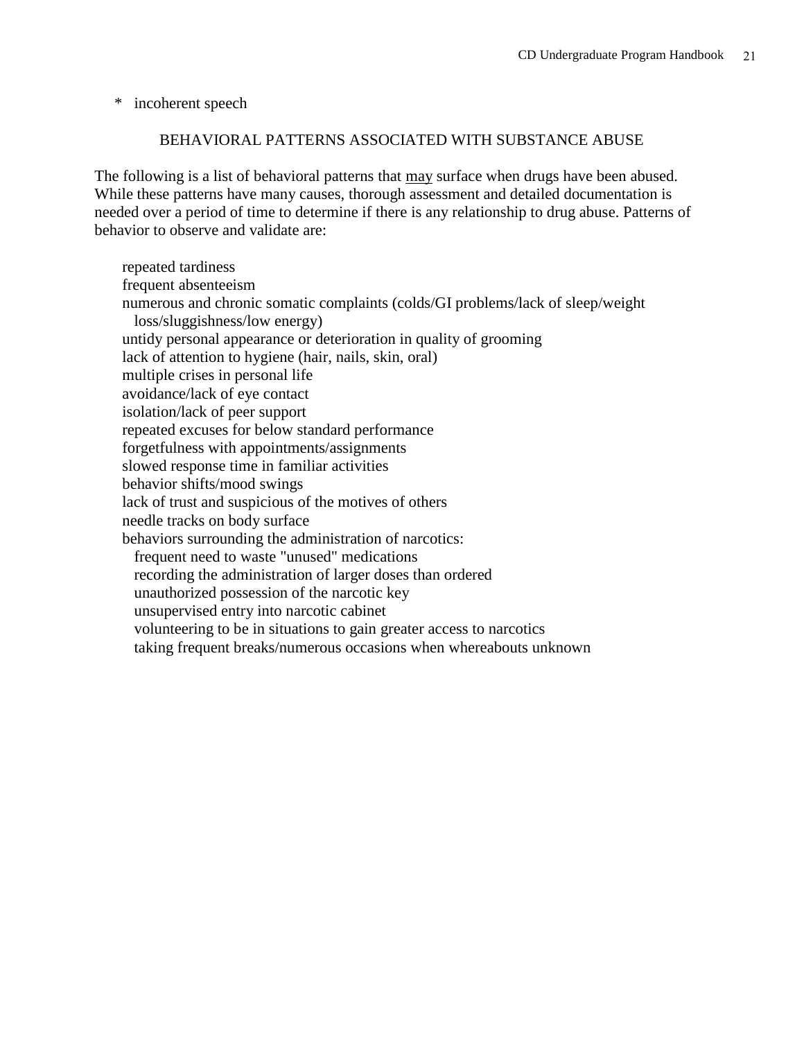* incoherent speech

## BEHAVIORAL PATTERNS ASSOCIATED WITH SUBSTANCE ABUSE

The following is a list of behavioral patterns that <u>may</u> surface when drugs have been abused. While these patterns have many causes, thorough assessment and detailed documentation is needed over a period of time to determine if there is any relationship to drug abuse. Patterns of behavior to observe and validate are:

- repeated tardiness
- frequent absenteeism
- numerous and chronic somatic complaints (colds/GI problems/lack of sleep/weight loss/sluggishness/low energy)
- untidy personal appearance or deterioration in quality of grooming
- lack of attention to hygiene (hair, nails, skin, oral)
- multiple crises in personal life
- avoidance/lack of eye contact
- isolation/lack of peer support
- repeated excuses for below standard performance
- forgetfulness with appointments/assignments
- slowed response time in familiar activities
- behavior shifts/mood swings
- lack of trust and suspicious of the motives of others
- needle tracks on body surface
- behaviors surrounding the administration of narcotics:
  - frequent need to waste "unused" medications
  - recording the administration of larger doses than ordered
  - unauthorized possession of the narcotic key
  - unsupervised entry into narcotic cabinet
  - volunteering to be in situations to gain greater access to narcotics
  - taking frequent breaks/numerous occasions when whereabouts unknown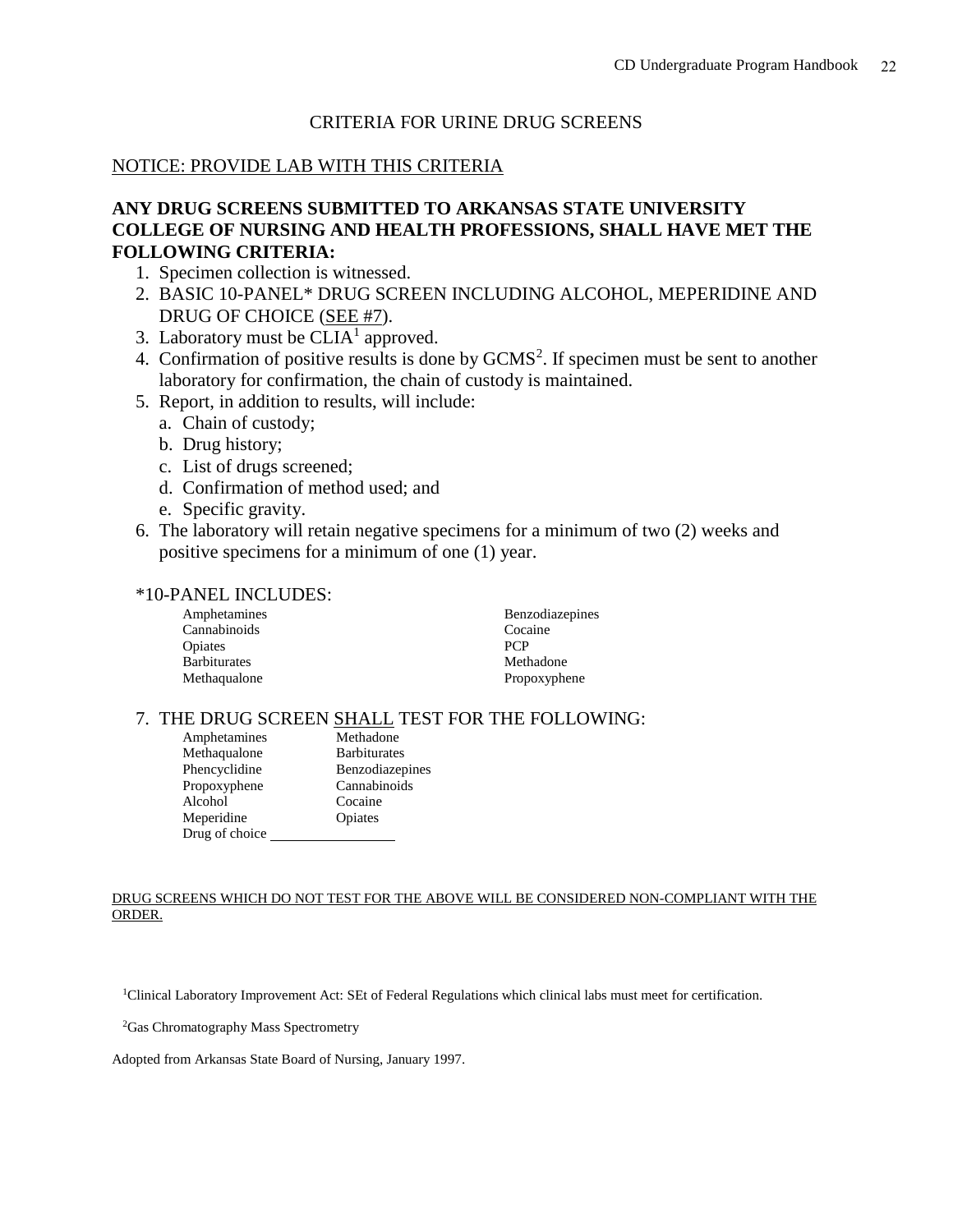## CRITERIA FOR URINE DRUG SCREENS

NOTICE: PROVIDE LAB WITH THIS CRITERIA

**ANY DRUG SCREENS SUBMITTED TO ARKANSAS STATE UNIVERSITY COLLEGE OF NURSING AND HEALTH PROFESSIONS, SHALL HAVE MET THE FOLLOWING CRITERIA:**

1. Specimen collection is witnessed.
2. BASIC 10-PANEL* DRUG SCREEN INCLUDING ALCOHOL, MEPERIDINE AND DRUG OF CHOICE (SEE #7).
3. Laboratory must be CLIA[1] approved.
4. Confirmation of positive results is done by GCMS[2]. If specimen must be sent to another laboratory for confirmation, the chain of custody is maintained.
5. Report, in addition to results, will include:
   a. Chain of custody;
   b. Drug history;
   c. List of drugs screened;
   d. Confirmation of method used; and
   e. Specific gravity.
6. The laboratory will retain negative specimens for a minimum of two (2) weeks and positive specimens for a minimum of one (1) year.

*10-PANEL INCLUDES:

| | |
|---|---|
| Amphetamines | Benzodiazepines |
| Cannabinoids | Cocaine |
| Opiates | PCP |
| Barbiturates | Methadone |
| Methaqualone | Propoxyphene |

7. THE DRUG SCREEN SHALL TEST FOR THE FOLLOWING:

| | |
|---|---|
| Amphetamines | Methadone |
| Methaqualone | Barbiturates |
| Phencyclidine | Benzodiazepines |
| Propoxyphene | Cannabinoids |
| Alcohol | Cocaine |
| Meperidine | Opiates |
| Drug of choice ________________ | |

DRUG SCREENS WHICH DO NOT TEST FOR THE ABOVE WILL BE CONSIDERED NON-COMPLIANT WITH THE ORDER.

[1]Clinical Laboratory Improvement Act: SEt of Federal Regulations which clinical labs must meet for certification.

[2]Gas Chromatography Mass Spectrometry

Adopted from Arkansas State Board of Nursing, January 1997.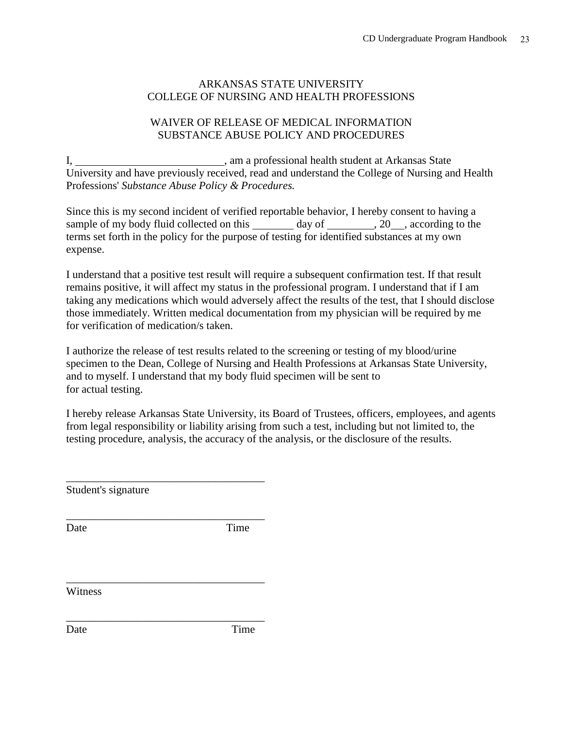ARKANSAS STATE UNIVERSITY
COLLEGE OF NURSING AND HEALTH PROFESSIONS

WAIVER OF RELEASE OF MEDICAL INFORMATION
SUBSTANCE ABUSE POLICY AND PROCEDURES

I, ___________________________, am a professional health student at Arkansas State University and have previously received, read and understand the College of Nursing and Health Professions' *Substance Abuse Policy & Procedures.*

Since this is my second incident of verified reportable behavior, I hereby consent to having a sample of my body fluid collected on this ________ day of _________, 20___, according to the terms set forth in the policy for the purpose of testing for identified substances at my own expense.

I understand that a positive test result will require a subsequent confirmation test. If that result remains positive, it will affect my status in the professional program. I understand that if I am taking any medications which would adversely affect the results of the test, that I should disclose those immediately. Written medical documentation from my physician will be required by me for verification of medication/s taken.

I authorize the release of test results related to the screening or testing of my blood/urine specimen to the Dean, College of Nursing and Health Professions at Arkansas State University, and to myself. I understand that my body fluid specimen will be sent to
for actual testing.

I hereby release Arkansas State University, its Board of Trustees, officers, employees, and agents from legal responsibility or liability arising from such a test, including but not limited to, the testing procedure, analysis, the accuracy of the analysis, or the disclosure of the results.

_____________________________________
Student's signature

_____________________________________
Date Time

_____________________________________
Witness

_____________________________________
Date Time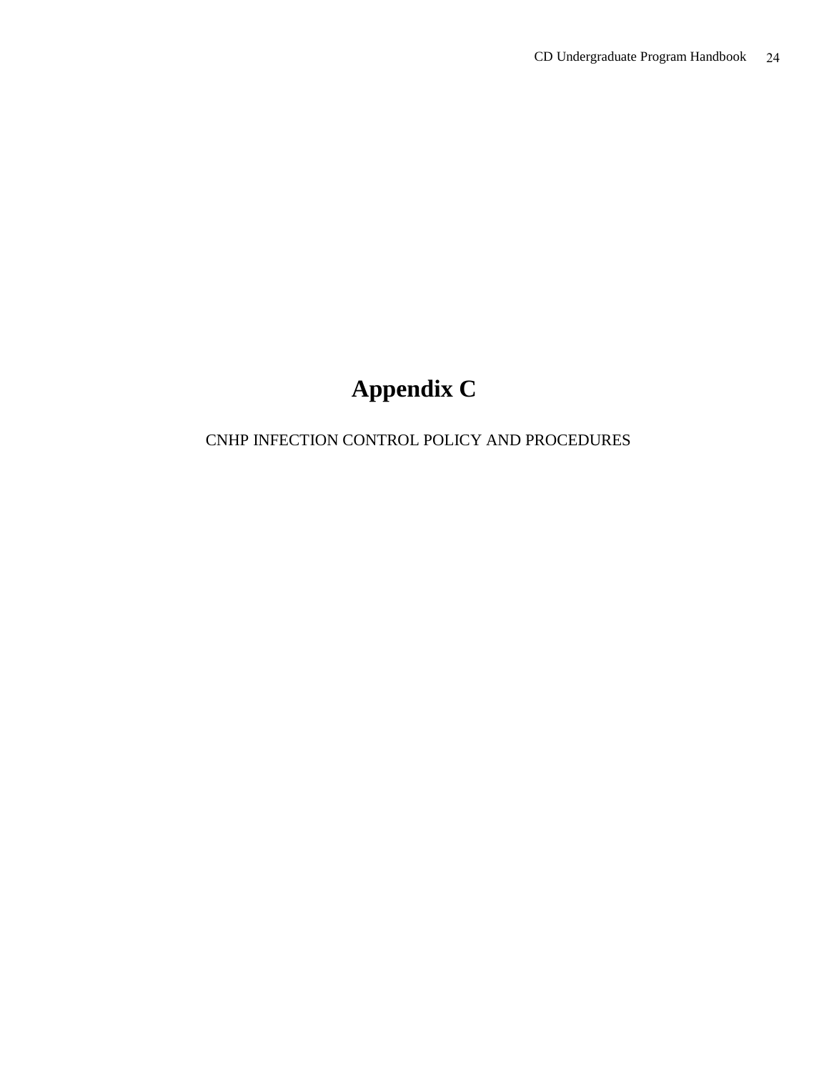# Appendix C

CNHP INFECTION CONTROL POLICY AND PROCEDURES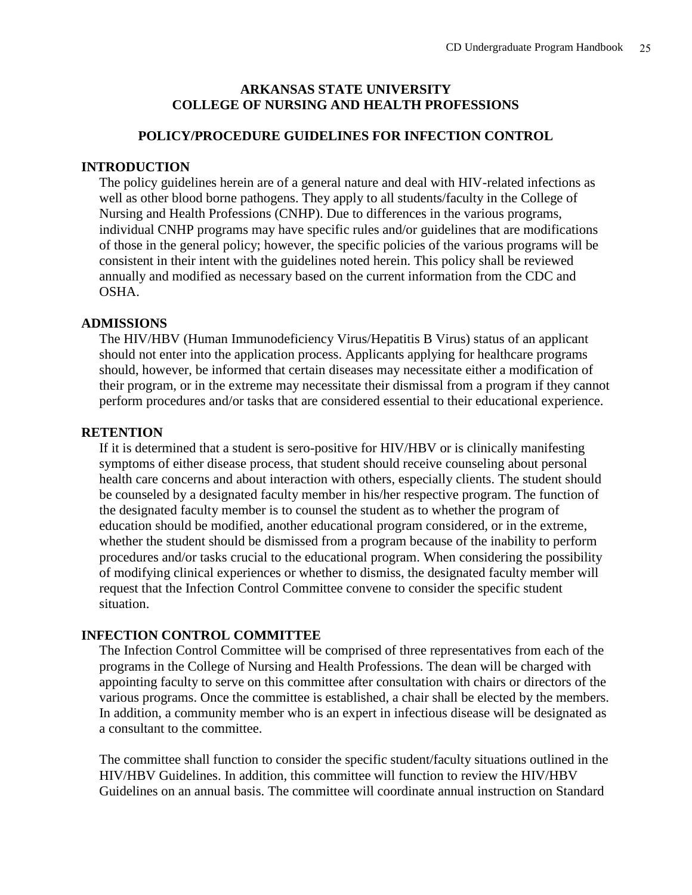## ARKANSAS STATE UNIVERSITY
## COLLEGE OF NURSING AND HEALTH PROFESSIONS

### POLICY/PROCEDURE GUIDELINES FOR INFECTION CONTROL

#### INTRODUCTION

The policy guidelines herein are of a general nature and deal with HIV-related infections as well as other blood borne pathogens. They apply to all students/faculty in the College of Nursing and Health Professions (CNHP). Due to differences in the various programs, individual CNHP programs may have specific rules and/or guidelines that are modifications of those in the general policy; however, the specific policies of the various programs will be consistent in their intent with the guidelines noted herein. This policy shall be reviewed annually and modified as necessary based on the current information from the CDC and OSHA.

#### ADMISSIONS

The HIV/HBV (Human Immunodeficiency Virus/Hepatitis B Virus) status of an applicant should not enter into the application process. Applicants applying for healthcare programs should, however, be informed that certain diseases may necessitate either a modification of their program, or in the extreme may necessitate their dismissal from a program if they cannot perform procedures and/or tasks that are considered essential to their educational experience.

#### RETENTION

If it is determined that a student is sero-positive for HIV/HBV or is clinically manifesting symptoms of either disease process, that student should receive counseling about personal health care concerns and about interaction with others, especially clients. The student should be counseled by a designated faculty member in his/her respective program. The function of the designated faculty member is to counsel the student as to whether the program of education should be modified, another educational program considered, or in the extreme, whether the student should be dismissed from a program because of the inability to perform procedures and/or tasks crucial to the educational program. When considering the possibility of modifying clinical experiences or whether to dismiss, the designated faculty member will request that the Infection Control Committee convene to consider the specific student situation.

#### INFECTION CONTROL COMMITTEE

The Infection Control Committee will be comprised of three representatives from each of the programs in the College of Nursing and Health Professions. The dean will be charged with appointing faculty to serve on this committee after consultation with chairs or directors of the various programs. Once the committee is established, a chair shall be elected by the members. In addition, a community member who is an expert in infectious disease will be designated as a consultant to the committee.

The committee shall function to consider the specific student/faculty situations outlined in the HIV/HBV Guidelines. In addition, this committee will function to review the HIV/HBV Guidelines on an annual basis. The committee will coordinate annual instruction on Standard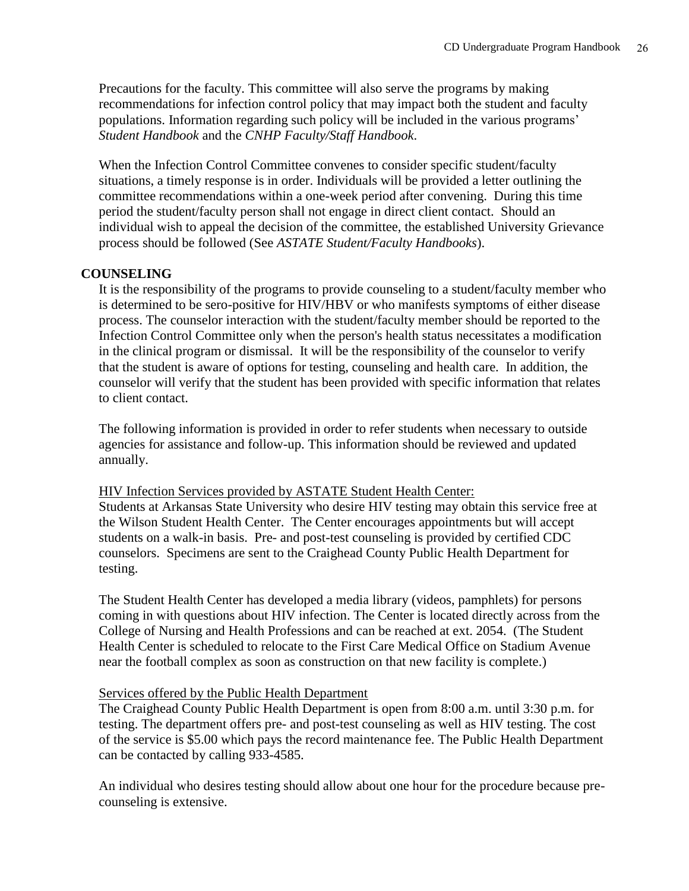Precautions for the faculty. This committee will also serve the programs by making recommendations for infection control policy that may impact both the student and faculty populations. Information regarding such policy will be included in the various programs' *Student Handbook* and the *CNHP Faculty/Staff Handbook*.

When the Infection Control Committee convenes to consider specific student/faculty situations, a timely response is in order. Individuals will be provided a letter outlining the committee recommendations within a one-week period after convening. During this time period the student/faculty person shall not engage in direct client contact. Should an individual wish to appeal the decision of the committee, the established University Grievance process should be followed (See *ASTATE Student/Faculty Handbooks*).

## COUNSELING

It is the responsibility of the programs to provide counseling to a student/faculty member who is determined to be sero-positive for HIV/HBV or who manifests symptoms of either disease process. The counselor interaction with the student/faculty member should be reported to the Infection Control Committee only when the person's health status necessitates a modification in the clinical program or dismissal. It will be the responsibility of the counselor to verify that the student is aware of options for testing, counseling and health care. In addition, the counselor will verify that the student has been provided with specific information that relates to client contact.

The following information is provided in order to refer students when necessary to outside agencies for assistance and follow-up. This information should be reviewed and updated annually.

<u>HIV Infection Services provided by ASTATE Student Health Center:</u>
Students at Arkansas State University who desire HIV testing may obtain this service free at the Wilson Student Health Center. The Center encourages appointments but will accept students on a walk-in basis. Pre- and post-test counseling is provided by certified CDC counselors. Specimens are sent to the Craighead County Public Health Department for testing.

The Student Health Center has developed a media library (videos, pamphlets) for persons coming in with questions about HIV infection. The Center is located directly across from the College of Nursing and Health Professions and can be reached at ext. 2054. (The Student Health Center is scheduled to relocate to the First Care Medical Office on Stadium Avenue near the football complex as soon as construction on that new facility is complete.)

<u>Services offered by the Public Health Department</u>
The Craighead County Public Health Department is open from 8:00 a.m. until 3:30 p.m. for testing. The department offers pre- and post-test counseling as well as HIV testing. The cost of the service is $5.00 which pays the record maintenance fee. The Public Health Department can be contacted by calling 933-4585.

An individual who desires testing should allow about one hour for the procedure because pre-counseling is extensive.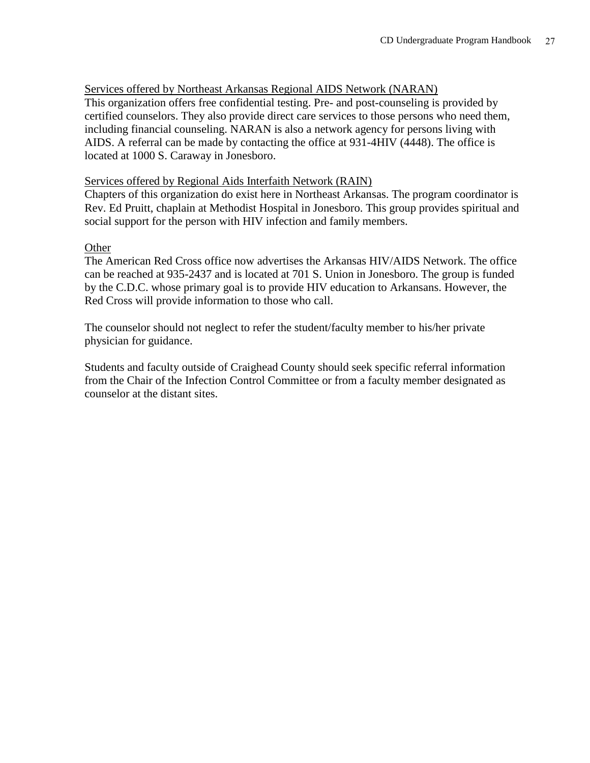Services offered by Northeast Arkansas Regional AIDS Network (NARAN)

This organization offers free confidential testing. Pre- and post-counseling is provided by certified counselors. They also provide direct care services to those persons who need them, including financial counseling. NARAN is also a network agency for persons living with AIDS. A referral can be made by contacting the office at 931-4HIV (4448). The office is located at 1000 S. Caraway in Jonesboro.

Services offered by Regional Aids Interfaith Network (RAIN)

Chapters of this organization do exist here in Northeast Arkansas. The program coordinator is Rev. Ed Pruitt, chaplain at Methodist Hospital in Jonesboro. This group provides spiritual and social support for the person with HIV infection and family members.

Other

The American Red Cross office now advertises the Arkansas HIV/AIDS Network. The office can be reached at 935-2437 and is located at 701 S. Union in Jonesboro. The group is funded by the C.D.C. whose primary goal is to provide HIV education to Arkansans. However, the Red Cross will provide information to those who call.

The counselor should not neglect to refer the student/faculty member to his/her private physician for guidance.

Students and faculty outside of Craighead County should seek specific referral information from the Chair of the Infection Control Committee or from a faculty member designated as counselor at the distant sites.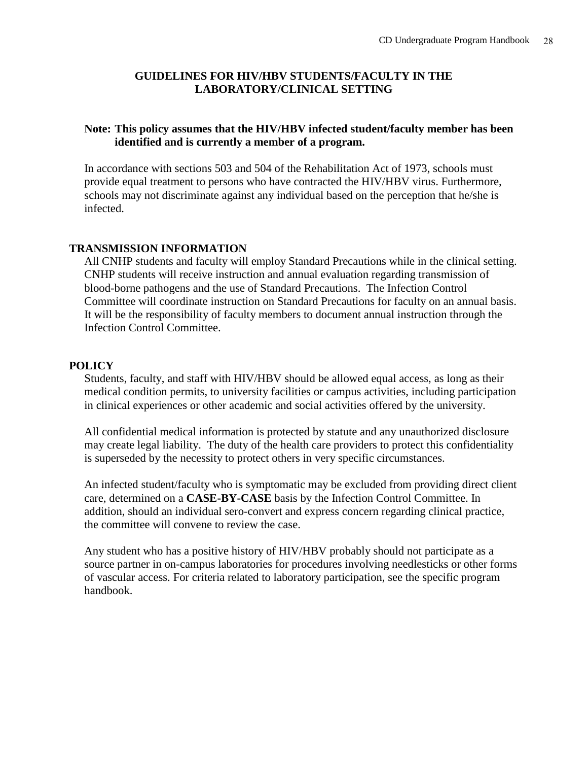# GUIDELINES FOR HIV/HBV STUDENTS/FACULTY IN THE LABORATORY/CLINICAL SETTING

**Note: This policy assumes that the HIV/HBV infected student/faculty member has been identified and is currently a member of a program.**

In accordance with sections 503 and 504 of the Rehabilitation Act of 1973, schools must provide equal treatment to persons who have contracted the HIV/HBV virus. Furthermore, schools may not discriminate against any individual based on the perception that he/she is infected.

## TRANSMISSION INFORMATION

All CNHP students and faculty will employ Standard Precautions while in the clinical setting. CNHP students will receive instruction and annual evaluation regarding transmission of blood-borne pathogens and the use of Standard Precautions. The Infection Control Committee will coordinate instruction on Standard Precautions for faculty on an annual basis. It will be the responsibility of faculty members to document annual instruction through the Infection Control Committee.

## POLICY

Students, faculty, and staff with HIV/HBV should be allowed equal access, as long as their medical condition permits, to university facilities or campus activities, including participation in clinical experiences or other academic and social activities offered by the university.

All confidential medical information is protected by statute and any unauthorized disclosure may create legal liability. The duty of the health care providers to protect this confidentiality is superseded by the necessity to protect others in very specific circumstances.

An infected student/faculty who is symptomatic may be excluded from providing direct client care, determined on a **CASE-BY-CASE** basis by the Infection Control Committee. In addition, should an individual sero-convert and express concern regarding clinical practice, the committee will convene to review the case.

Any student who has a positive history of HIV/HBV probably should not participate as a source partner in on-campus laboratories for procedures involving needlesticks or other forms of vascular access. For criteria related to laboratory participation, see the specific program handbook.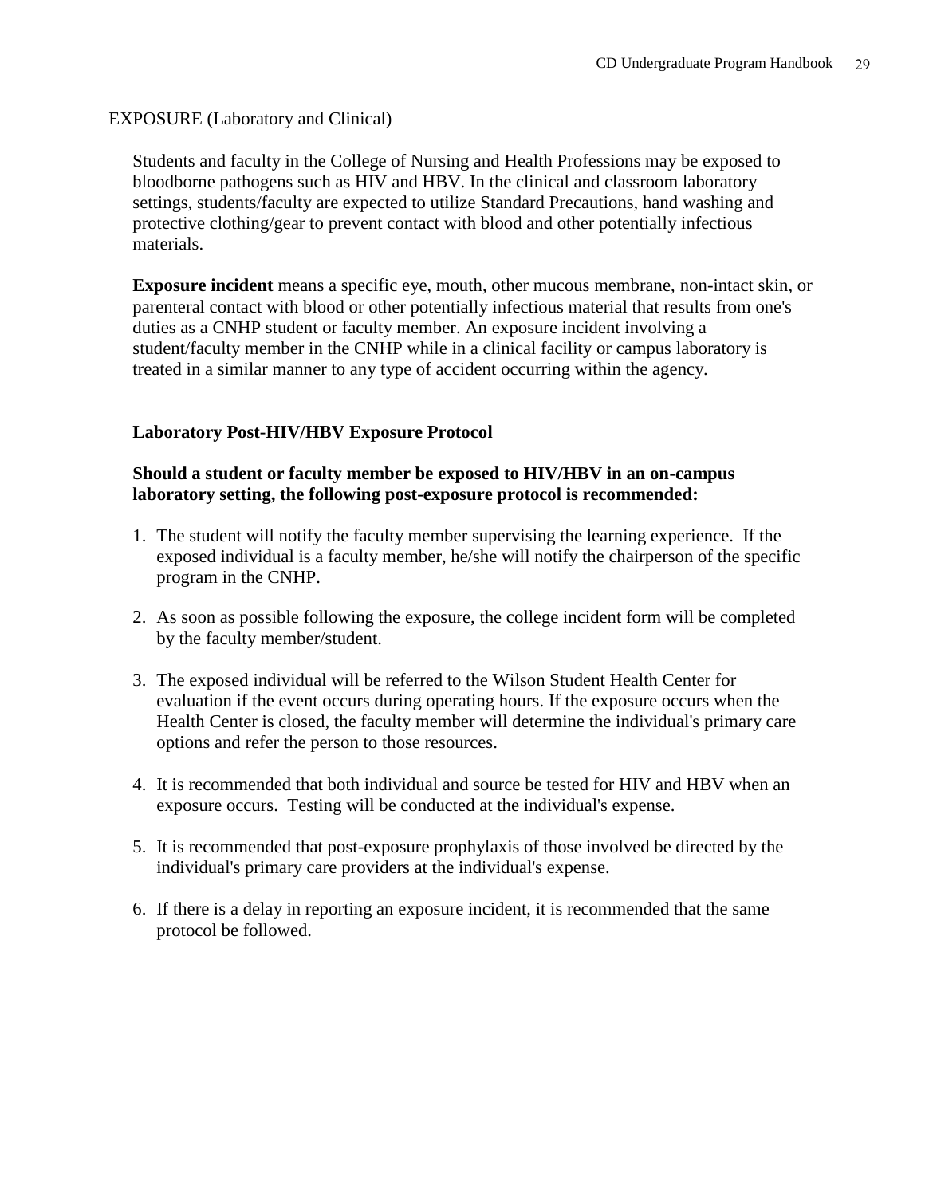EXPOSURE (Laboratory and Clinical)

Students and faculty in the College of Nursing and Health Professions may be exposed to bloodborne pathogens such as HIV and HBV. In the clinical and classroom laboratory settings, students/faculty are expected to utilize Standard Precautions, hand washing and protective clothing/gear to prevent contact with blood and other potentially infectious materials.

**Exposure incident** means a specific eye, mouth, other mucous membrane, non-intact skin, or parenteral contact with blood or other potentially infectious material that results from one's duties as a CNHP student or faculty member. An exposure incident involving a student/faculty member in the CNHP while in a clinical facility or campus laboratory is treated in a similar manner to any type of accident occurring within the agency.

**Laboratory Post-HIV/HBV Exposure Protocol**

**Should a student or faculty member be exposed to HIV/HBV in an on-campus laboratory setting, the following post-exposure protocol is recommended:**

1. The student will notify the faculty member supervising the learning experience. If the exposed individual is a faculty member, he/she will notify the chairperson of the specific program in the CNHP.

2. As soon as possible following the exposure, the college incident form will be completed by the faculty member/student.

3. The exposed individual will be referred to the Wilson Student Health Center for evaluation if the event occurs during operating hours. If the exposure occurs when the Health Center is closed, the faculty member will determine the individual's primary care options and refer the person to those resources.

4. It is recommended that both individual and source be tested for HIV and HBV when an exposure occurs. Testing will be conducted at the individual's expense.

5. It is recommended that post-exposure prophylaxis of those involved be directed by the individual's primary care providers at the individual's expense.

6. If there is a delay in reporting an exposure incident, it is recommended that the same protocol be followed.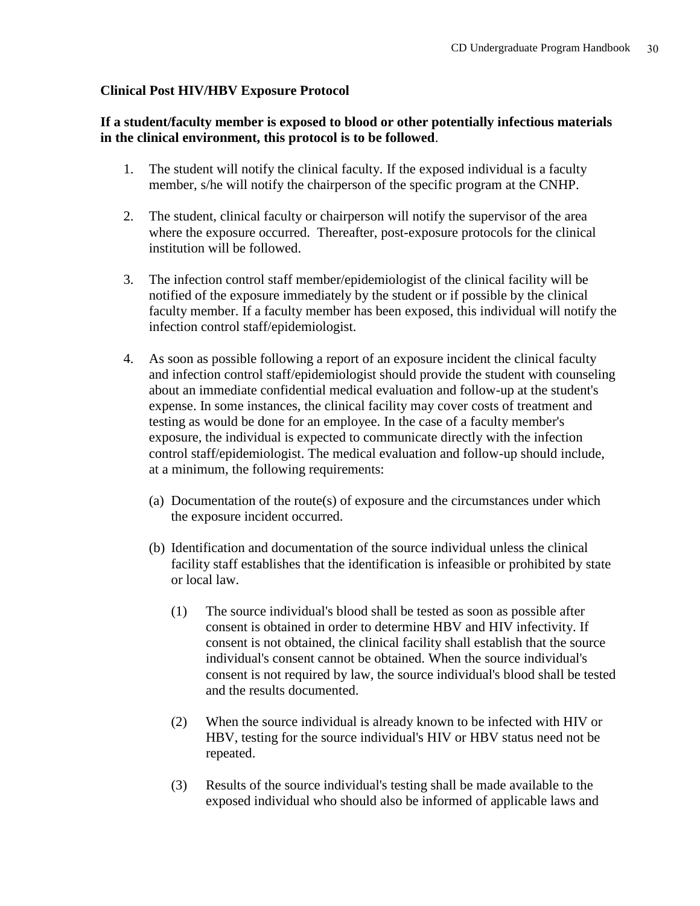**Clinical Post HIV/HBV Exposure Protocol**

**If a student/faculty member is exposed to blood or other potentially infectious materials in the clinical environment, this protocol is to be followed**.

1. The student will notify the clinical faculty. If the exposed individual is a faculty member, s/he will notify the chairperson of the specific program at the CNHP.

2. The student, clinical faculty or chairperson will notify the supervisor of the area where the exposure occurred. Thereafter, post-exposure protocols for the clinical institution will be followed.

3. The infection control staff member/epidemiologist of the clinical facility will be notified of the exposure immediately by the student or if possible by the clinical faculty member. If a faculty member has been exposed, this individual will notify the infection control staff/epidemiologist.

4. As soon as possible following a report of an exposure incident the clinical faculty and infection control staff/epidemiologist should provide the student with counseling about an immediate confidential medical evaluation and follow-up at the student's expense. In some instances, the clinical facility may cover costs of treatment and testing as would be done for an employee. In the case of a faculty member's exposure, the individual is expected to communicate directly with the infection control staff/epidemiologist. The medical evaluation and follow-up should include, at a minimum, the following requirements:

   (a) Documentation of the route(s) of exposure and the circumstances under which the exposure incident occurred.

   (b) Identification and documentation of the source individual unless the clinical facility staff establishes that the identification is infeasible or prohibited by state or local law.

      (1) The source individual's blood shall be tested as soon as possible after consent is obtained in order to determine HBV and HIV infectivity. If consent is not obtained, the clinical facility shall establish that the source individual's consent cannot be obtained. When the source individual's consent is not required by law, the source individual's blood shall be tested and the results documented.

      (2) When the source individual is already known to be infected with HIV or HBV, testing for the source individual's HIV or HBV status need not be repeated.

      (3) Results of the source individual's testing shall be made available to the exposed individual who should also be informed of applicable laws and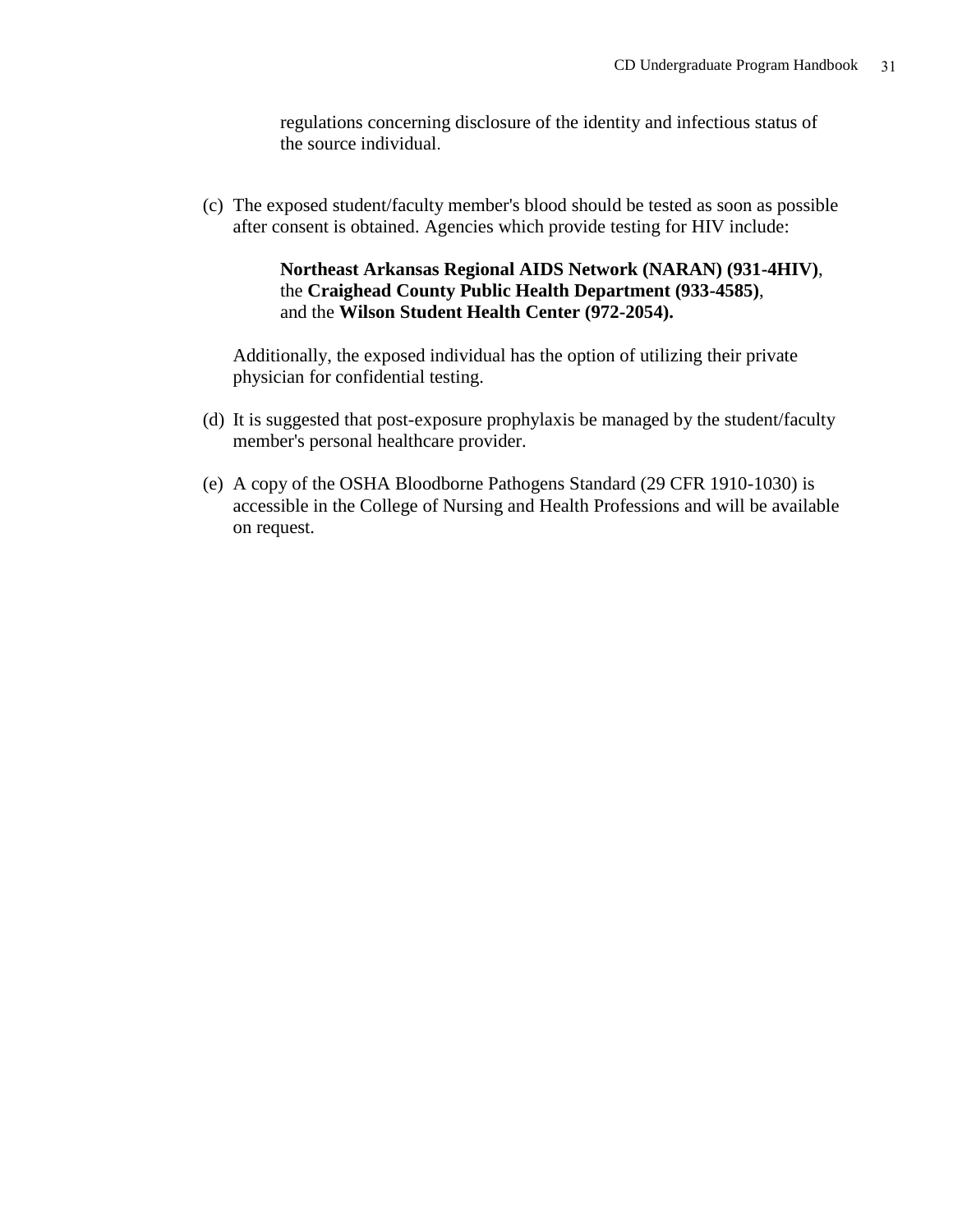regulations concerning disclosure of the identity and infectious status of the source individual.

(c) The exposed student/faculty member's blood should be tested as soon as possible after consent is obtained. Agencies which provide testing for HIV include:

> **Northeast Arkansas Regional AIDS Network (NARAN) (931-4HIV)**, the **Craighead County Public Health Department (933-4585)**, and the **Wilson Student Health Center (972-2054).**

Additionally, the exposed individual has the option of utilizing their private physician for confidential testing.

(d) It is suggested that post-exposure prophylaxis be managed by the student/faculty member's personal healthcare provider.

(e) A copy of the OSHA Bloodborne Pathogens Standard (29 CFR 1910-1030) is accessible in the College of Nursing and Health Professions and will be available on request.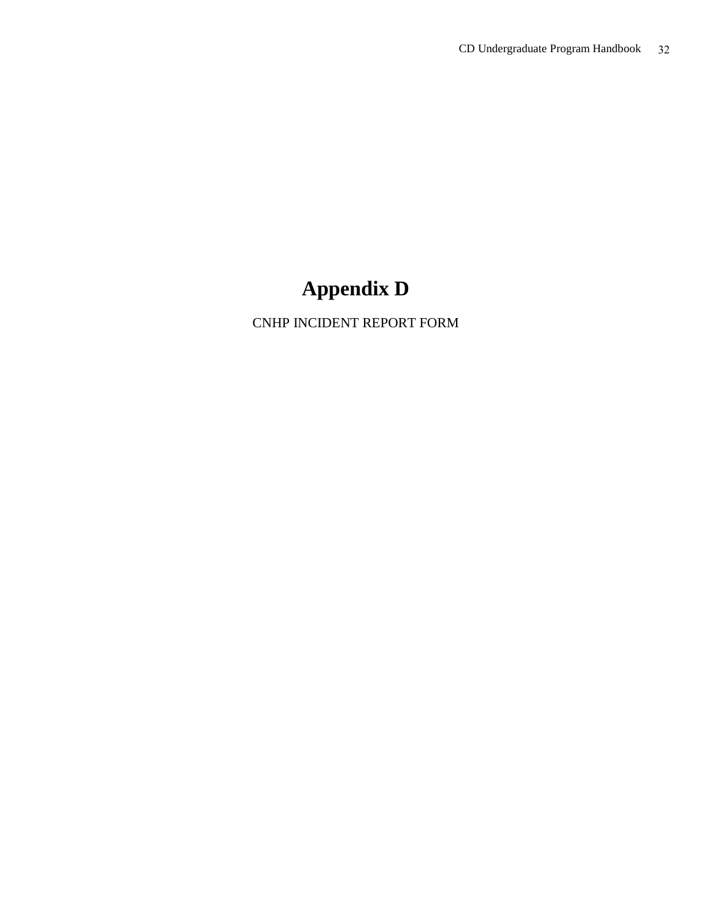# Appendix D

CNHP INCIDENT REPORT FORM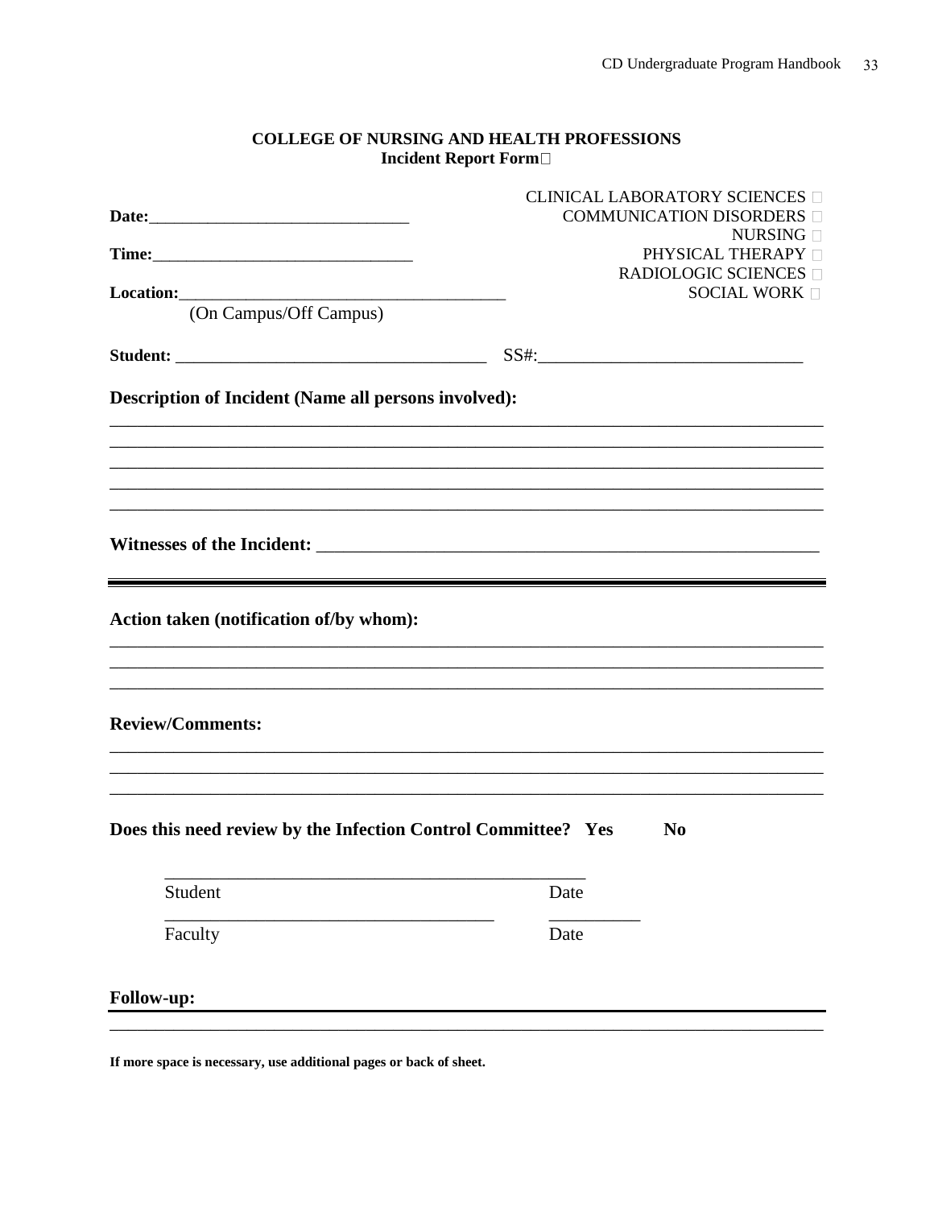**COLLEGE OF NURSING AND HEALTH PROFESSIONS**
**Incident Report Form**

CLINICAL LABORATORY SCIENCES ☐
COMMUNICATION DISORDERS ☐
NURSING ☐
PHYSICAL THERAPY ☐
RADIOLOGIC SCIENCES ☐
SOCIAL WORK ☐

**Date:**______________________________

**Time:**______________________________

**Location:**_____________________________________
(On Campus/Off Campus)

**Student:** ___________________________________ SS#:_____________________________

**Description of Incident (Name all persons involved):**

_____________________________________________________________________________
_____________________________________________________________________________
_____________________________________________________________________________
_____________________________________________________________________________
_____________________________________________________________________________

**Witnesses of the Incident:** ______________________________________________________

---

**Action taken (notification of/by whom):**

_____________________________________________________________________________
_____________________________________________________________________________
_____________________________________________________________________________

**Review/Comments:**

_____________________________________________________________________________
_____________________________________________________________________________
_____________________________________________________________________________

**Does this need review by the Infection Control Committee? Yes No**

_______________________________________________
Student Date

____________________________________ __________
Faculty Date

**Follow-up:**

_____________________________________________________________________________

**If more space is necessary, use additional pages or back of sheet.**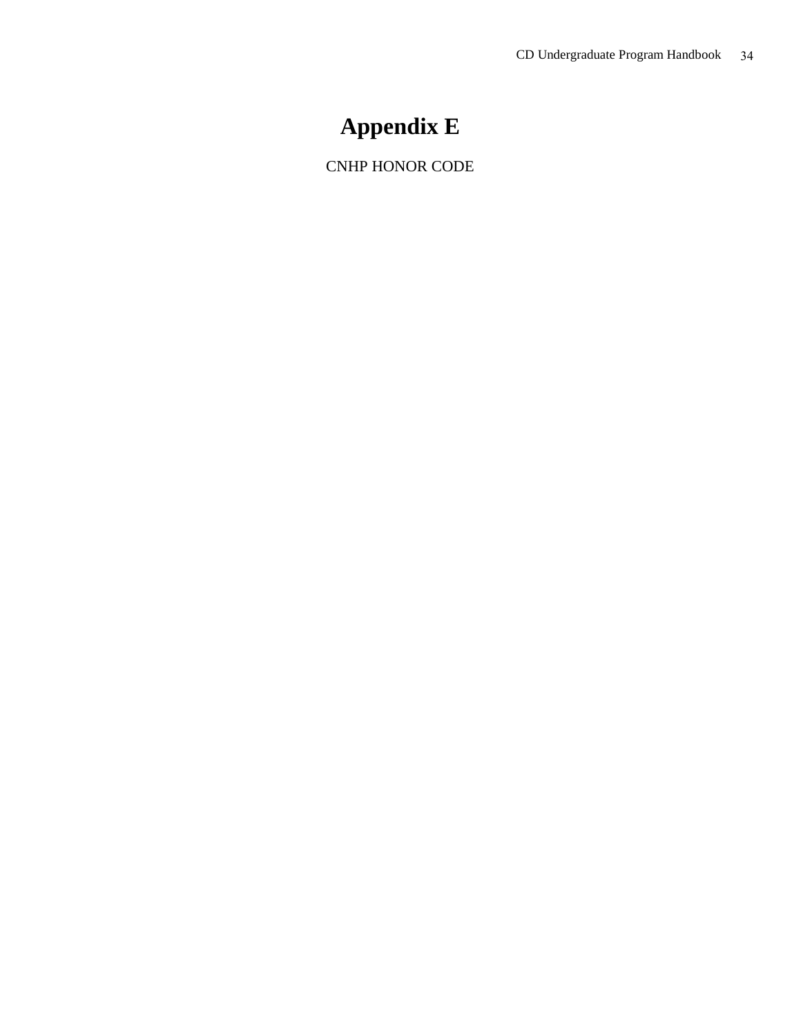# Appendix E

CNHP HONOR CODE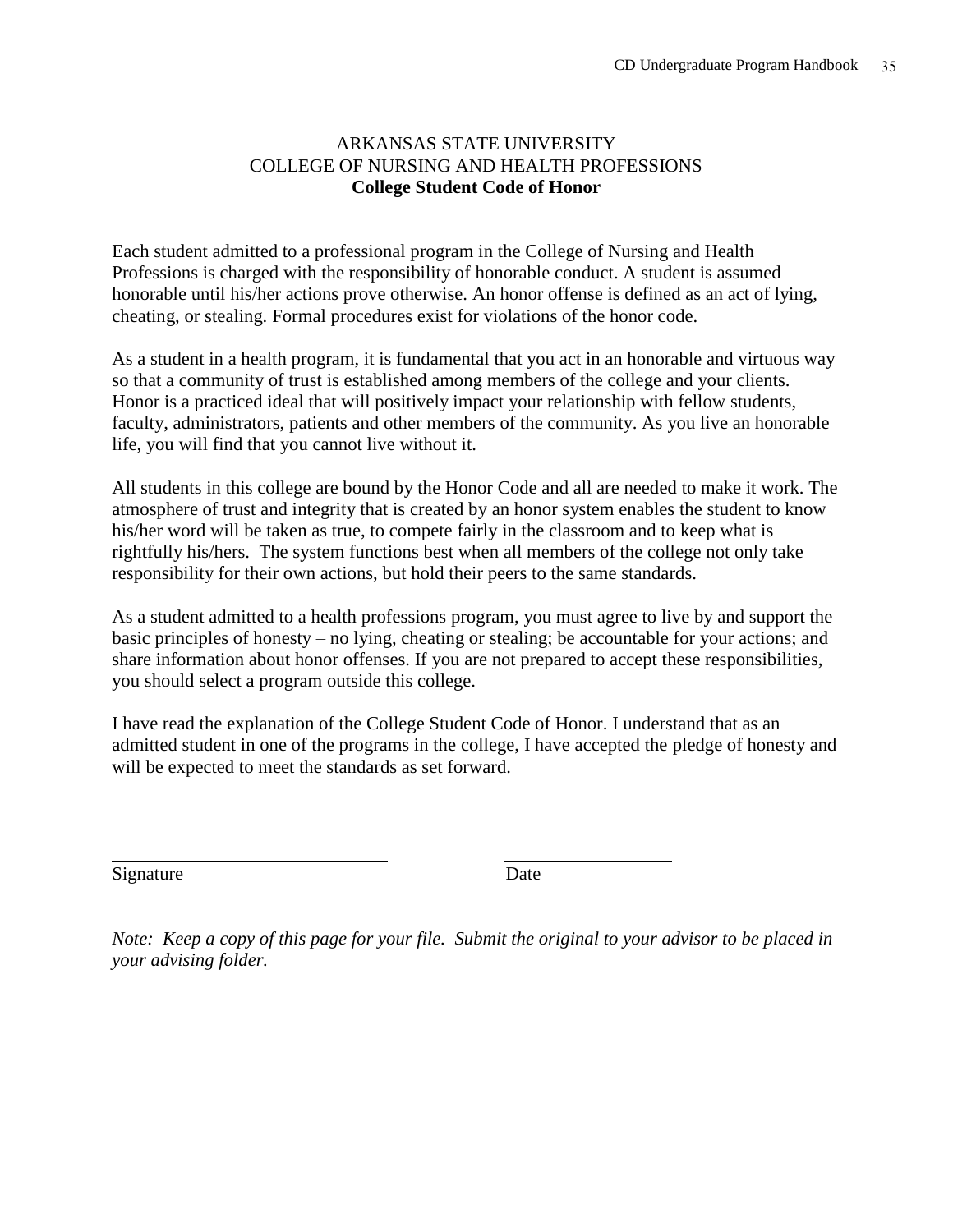# ARKANSAS STATE UNIVERSITY
## COLLEGE OF NURSING AND HEALTH PROFESSIONS
### **College Student Code of Honor**

Each student admitted to a professional program in the College of Nursing and Health Professions is charged with the responsibility of honorable conduct. A student is assumed honorable until his/her actions prove otherwise. An honor offense is defined as an act of lying, cheating, or stealing. Formal procedures exist for violations of the honor code.

As a student in a health program, it is fundamental that you act in an honorable and virtuous way so that a community of trust is established among members of the college and your clients. Honor is a practiced ideal that will positively impact your relationship with fellow students, faculty, administrators, patients and other members of the community. As you live an honorable life, you will find that you cannot live without it.

All students in this college are bound by the Honor Code and all are needed to make it work. The atmosphere of trust and integrity that is created by an honor system enables the student to know his/her word will be taken as true, to compete fairly in the classroom and to keep what is rightfully his/hers. The system functions best when all members of the college not only take responsibility for their own actions, but hold their peers to the same standards.

As a student admitted to a health professions program, you must agree to live by and support the basic principles of honesty – no lying, cheating or stealing; be accountable for your actions; and share information about honor offenses. If you are not prepared to accept these responsibilities, you should select a program outside this college.

I have read the explanation of the College Student Code of Honor. I understand that as an admitted student in one of the programs in the college, I have accepted the pledge of honesty and will be expected to meet the standards as set forward.

\_\_\_\_\_\_\_\_\_\_\_\_\_\_\_\_\_\_\_\_\_\_\_\_\_\_\_\_\_\_\_\_\_\_ \_\_\_\_\_\_\_\_\_\_\_\_\_\_\_\_\_\_\_\_

Signature Date

*Note: Keep a copy of this page for your file. Submit the original to your advisor to be placed in your advising folder.*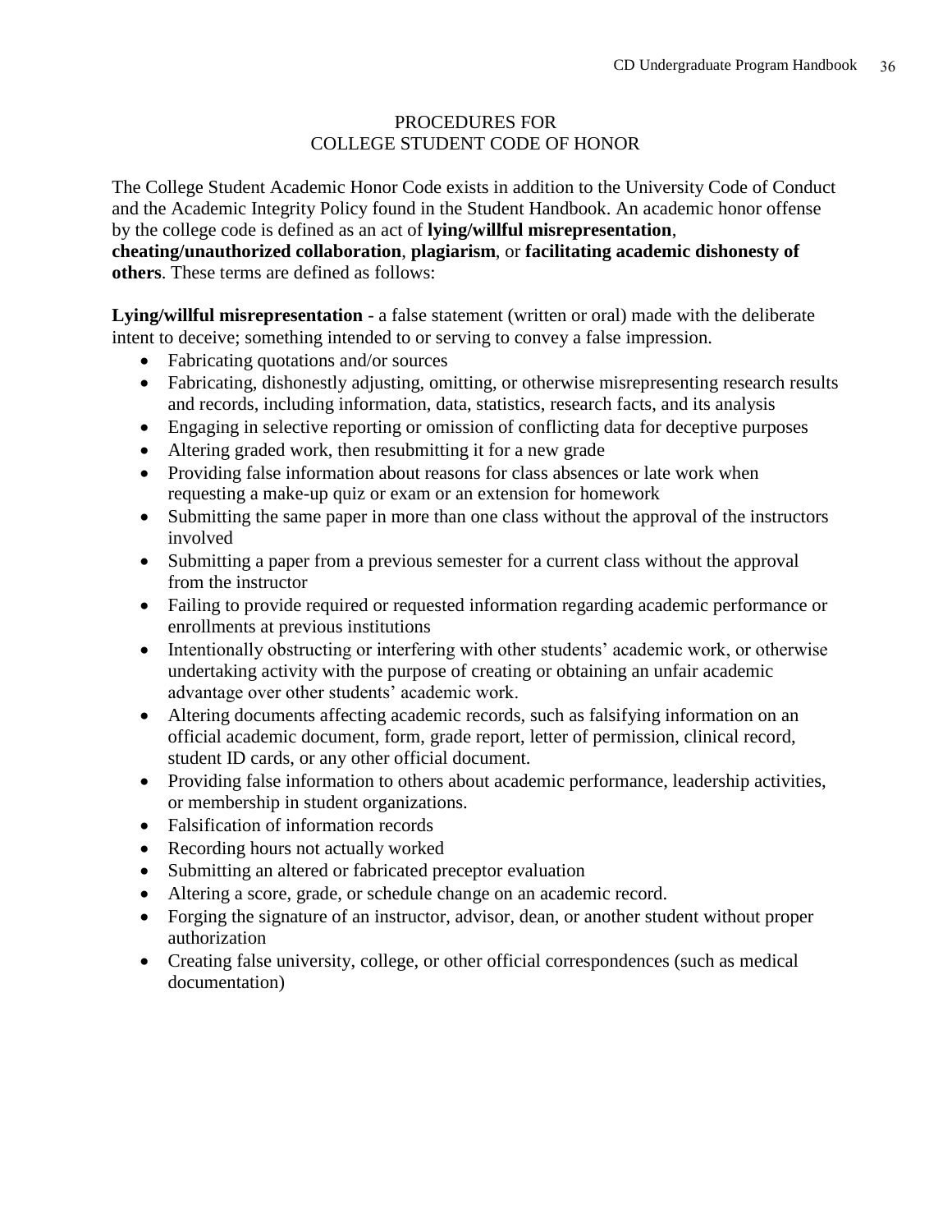## PROCEDURES FOR
## COLLEGE STUDENT CODE OF HONOR

The College Student Academic Honor Code exists in addition to the University Code of Conduct and the Academic Integrity Policy found in the Student Handbook. An academic honor offense by the college code is defined as an act of **lying/willful misrepresentation**, **cheating/unauthorized collaboration**, **plagiarism**, or **facilitating academic dishonesty of others**. These terms are defined as follows:

**Lying/willful misrepresentation** - a false statement (written or oral) made with the deliberate intent to deceive; something intended to or serving to convey a false impression.

- Fabricating quotations and/or sources
- Fabricating, dishonestly adjusting, omitting, or otherwise misrepresenting research results and records, including information, data, statistics, research facts, and its analysis
- Engaging in selective reporting or omission of conflicting data for deceptive purposes
- Altering graded work, then resubmitting it for a new grade
- Providing false information about reasons for class absences or late work when requesting a make-up quiz or exam or an extension for homework
- Submitting the same paper in more than one class without the approval of the instructors involved
- Submitting a paper from a previous semester for a current class without the approval from the instructor
- Failing to provide required or requested information regarding academic performance or enrollments at previous institutions
- Intentionally obstructing or interfering with other students' academic work, or otherwise undertaking activity with the purpose of creating or obtaining an unfair academic advantage over other students' academic work.
- Altering documents affecting academic records, such as falsifying information on an official academic document, form, grade report, letter of permission, clinical record, student ID cards, or any other official document.
- Providing false information to others about academic performance, leadership activities, or membership in student organizations.
- Falsification of information records
- Recording hours not actually worked
- Submitting an altered or fabricated preceptor evaluation
- Altering a score, grade, or schedule change on an academic record.
- Forging the signature of an instructor, advisor, dean, or another student without proper authorization
- Creating false university, college, or other official correspondences (such as medical documentation)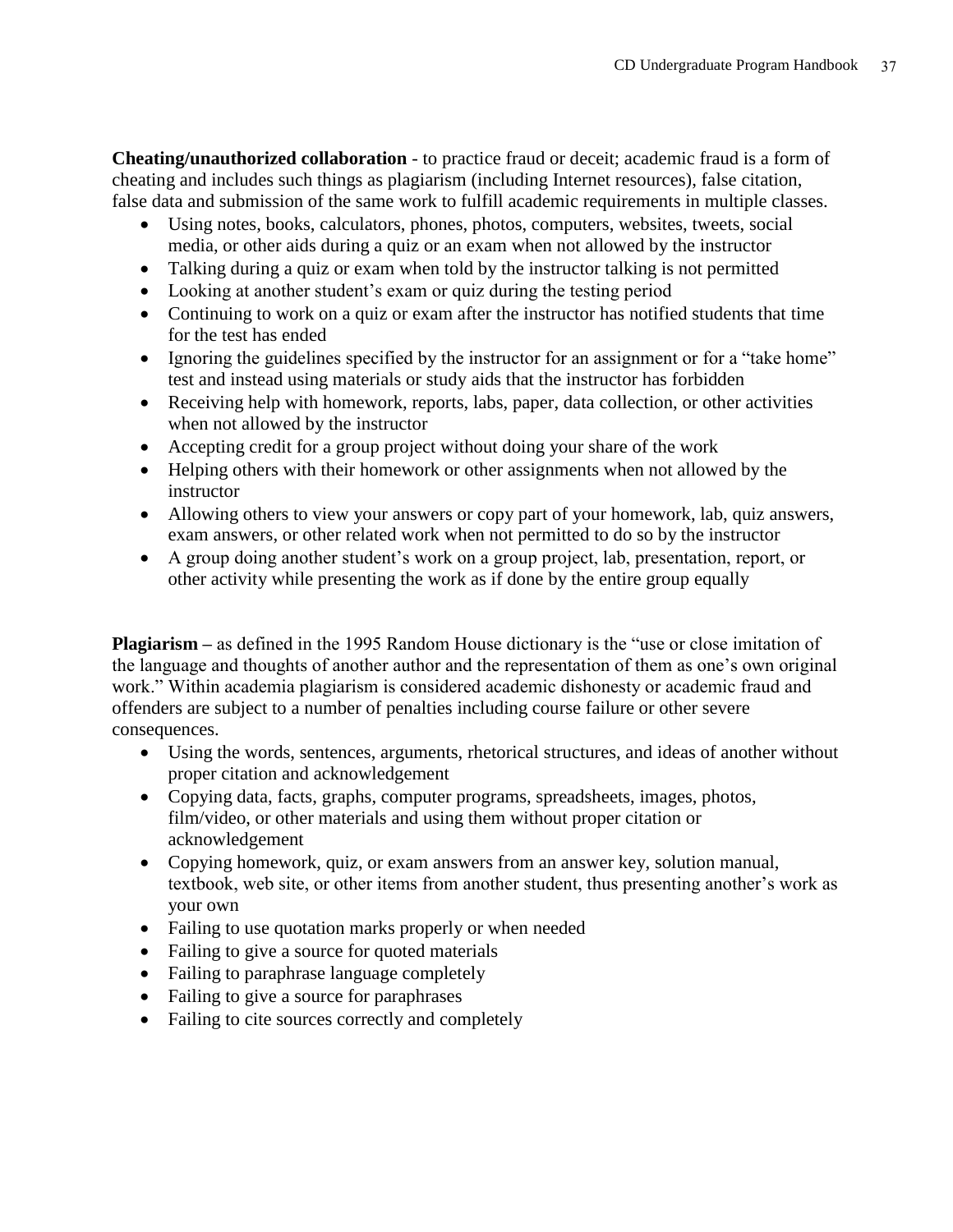**Cheating/unauthorized collaboration** - to practice fraud or deceit; academic fraud is a form of cheating and includes such things as plagiarism (including Internet resources), false citation, false data and submission of the same work to fulfill academic requirements in multiple classes.

- Using notes, books, calculators, phones, photos, computers, websites, tweets, social media, or other aids during a quiz or an exam when not allowed by the instructor
- Talking during a quiz or exam when told by the instructor talking is not permitted
- Looking at another student's exam or quiz during the testing period
- Continuing to work on a quiz or exam after the instructor has notified students that time for the test has ended
- Ignoring the guidelines specified by the instructor for an assignment or for a "take home" test and instead using materials or study aids that the instructor has forbidden
- Receiving help with homework, reports, labs, paper, data collection, or other activities when not allowed by the instructor
- Accepting credit for a group project without doing your share of the work
- Helping others with their homework or other assignments when not allowed by the instructor
- Allowing others to view your answers or copy part of your homework, lab, quiz answers, exam answers, or other related work when not permitted to do so by the instructor
- A group doing another student's work on a group project, lab, presentation, report, or other activity while presenting the work as if done by the entire group equally

**Plagiarism** – as defined in the 1995 Random House dictionary is the "use or close imitation of the language and thoughts of another author and the representation of them as one's own original work." Within academia plagiarism is considered academic dishonesty or academic fraud and offenders are subject to a number of penalties including course failure or other severe consequences.

- Using the words, sentences, arguments, rhetorical structures, and ideas of another without proper citation and acknowledgement
- Copying data, facts, graphs, computer programs, spreadsheets, images, photos, film/video, or other materials and using them without proper citation or acknowledgement
- Copying homework, quiz, or exam answers from an answer key, solution manual, textbook, web site, or other items from another student, thus presenting another's work as your own
- Failing to use quotation marks properly or when needed
- Failing to give a source for quoted materials
- Failing to paraphrase language completely
- Failing to give a source for paraphrases
- Failing to cite sources correctly and completely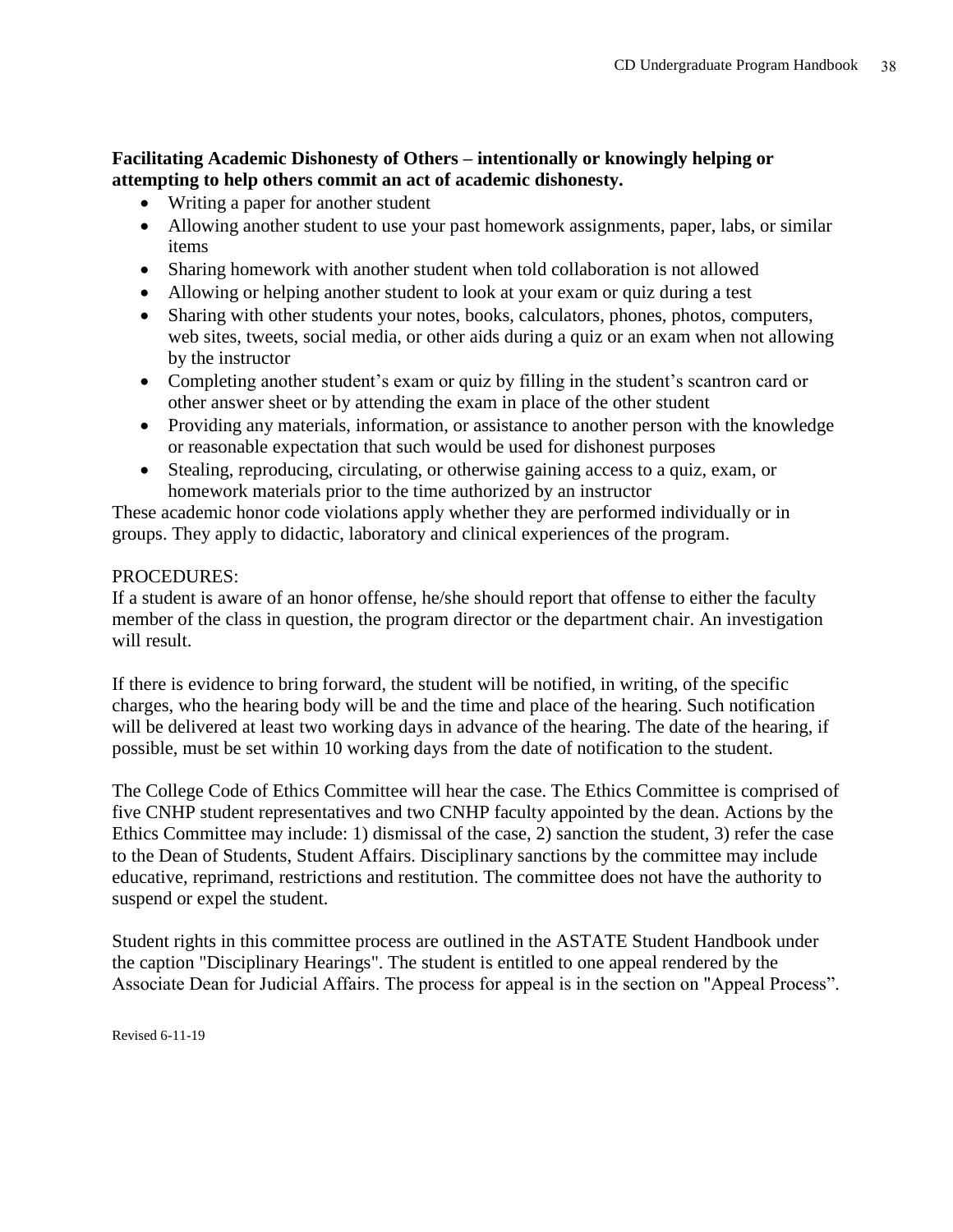**Facilitating Academic Dishonesty of Others – intentionally or knowingly helping or attempting to help others commit an act of academic dishonesty.**

- Writing a paper for another student
- Allowing another student to use your past homework assignments, paper, labs, or similar items
- Sharing homework with another student when told collaboration is not allowed
- Allowing or helping another student to look at your exam or quiz during a test
- Sharing with other students your notes, books, calculators, phones, photos, computers, web sites, tweets, social media, or other aids during a quiz or an exam when not allowing by the instructor
- Completing another student's exam or quiz by filling in the student's scantron card or other answer sheet or by attending the exam in place of the other student
- Providing any materials, information, or assistance to another person with the knowledge or reasonable expectation that such would be used for dishonest purposes
- Stealing, reproducing, circulating, or otherwise gaining access to a quiz, exam, or homework materials prior to the time authorized by an instructor

These academic honor code violations apply whether they are performed individually or in groups. They apply to didactic, laboratory and clinical experiences of the program.

PROCEDURES:

If a student is aware of an honor offense, he/she should report that offense to either the faculty member of the class in question, the program director or the department chair. An investigation will result.

If there is evidence to bring forward, the student will be notified, in writing, of the specific charges, who the hearing body will be and the time and place of the hearing. Such notification will be delivered at least two working days in advance of the hearing. The date of the hearing, if possible, must be set within 10 working days from the date of notification to the student.

The College Code of Ethics Committee will hear the case. The Ethics Committee is comprised of five CNHP student representatives and two CNHP faculty appointed by the dean. Actions by the Ethics Committee may include: 1) dismissal of the case, 2) sanction the student, 3) refer the case to the Dean of Students, Student Affairs. Disciplinary sanctions by the committee may include educative, reprimand, restrictions and restitution. The committee does not have the authority to suspend or expel the student.

Student rights in this committee process are outlined in the ASTATE Student Handbook under the caption "Disciplinary Hearings". The student is entitled to one appeal rendered by the Associate Dean for Judicial Affairs. The process for appeal is in the section on "Appeal Process".

Revised 6-11-19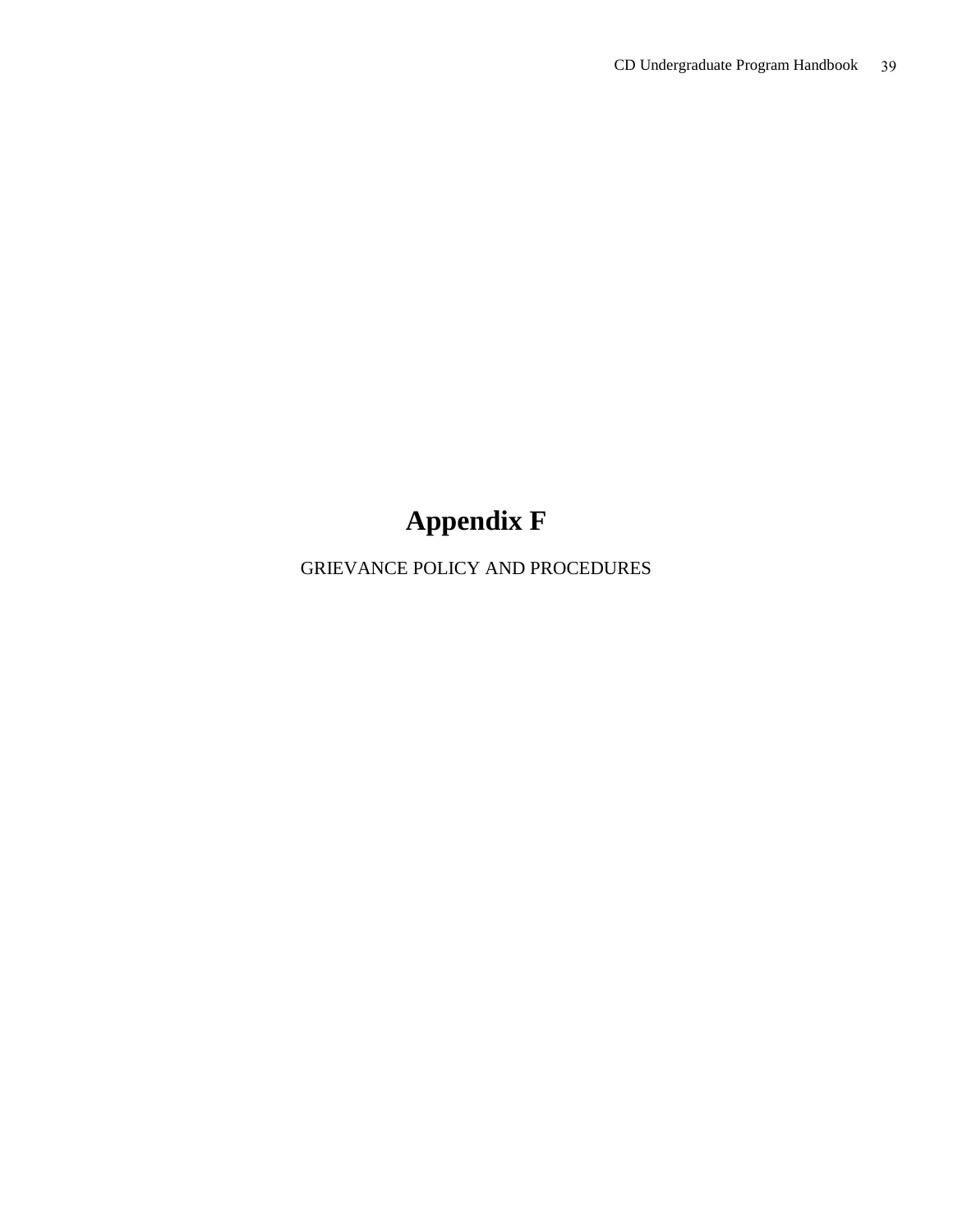# Appendix F

GRIEVANCE POLICY AND PROCEDURES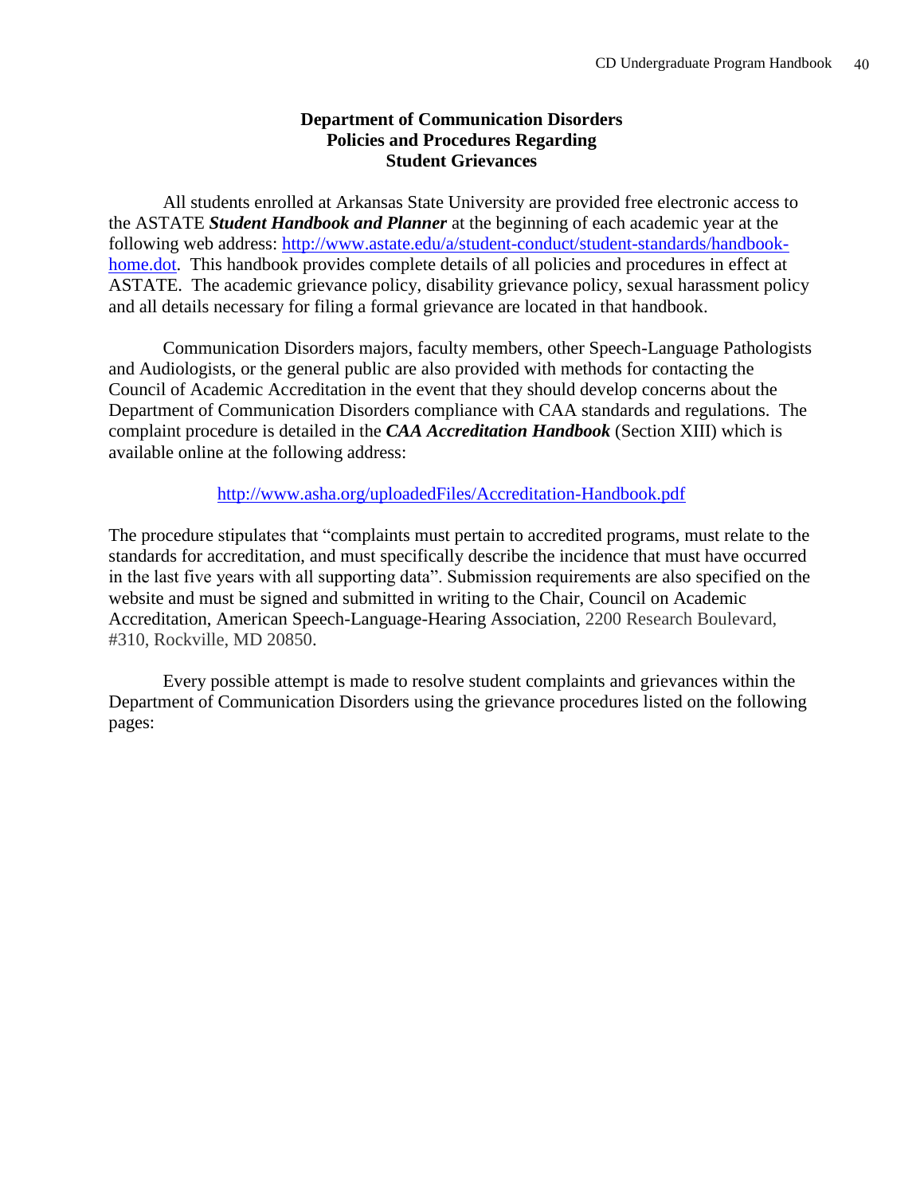## Department of Communication Disorders
## Policies and Procedures Regarding
## Student Grievances

All students enrolled at Arkansas State University are provided free electronic access to the ASTATE ***Student Handbook and Planner*** at the beginning of each academic year at the following web address: [http://www.astate.edu/a/student-conduct/student-standards/handbook-home.dot](http://www.astate.edu/a/student-conduct/student-standards/handbook-home.dot). This handbook provides complete details of all policies and procedures in effect at ASTATE. The academic grievance policy, disability grievance policy, sexual harassment policy and all details necessary for filing a formal grievance are located in that handbook.

Communication Disorders majors, faculty members, other Speech-Language Pathologists and Audiologists, or the general public are also provided with methods for contacting the Council of Academic Accreditation in the event that they should develop concerns about the Department of Communication Disorders compliance with CAA standards and regulations. The complaint procedure is detailed in the ***CAA Accreditation Handbook*** (Section XIII) which is available online at the following address:

[http://www.asha.org/uploadedFiles/Accreditation-Handbook.pdf](http://www.asha.org/uploadedFiles/Accreditation-Handbook.pdf)

The procedure stipulates that "complaints must pertain to accredited programs, must relate to the standards for accreditation, and must specifically describe the incidence that must have occurred in the last five years with all supporting data". Submission requirements are also specified on the website and must be signed and submitted in writing to the Chair, Council on Academic Accreditation, American Speech-Language-Hearing Association, 2200 Research Boulevard, #310, Rockville, MD 20850.

Every possible attempt is made to resolve student complaints and grievances within the Department of Communication Disorders using the grievance procedures listed on the following pages: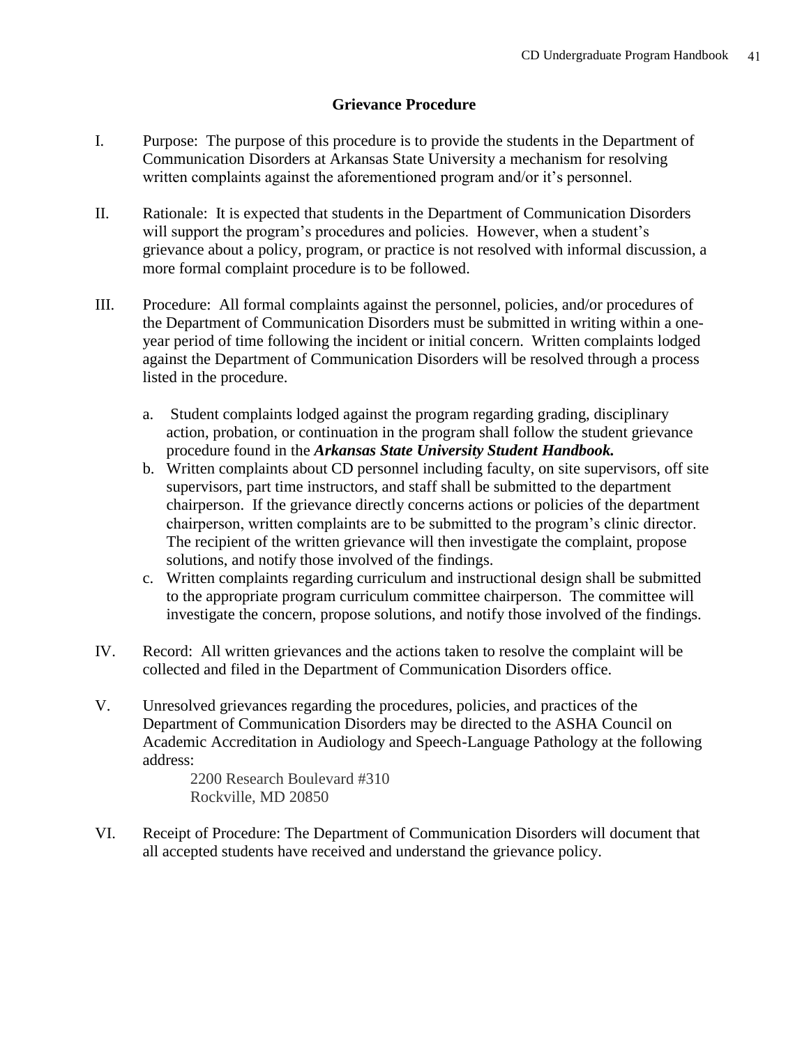## Grievance Procedure

I. Purpose: The purpose of this procedure is to provide the students in the Department of Communication Disorders at Arkansas State University a mechanism for resolving written complaints against the aforementioned program and/or it's personnel.

II. Rationale: It is expected that students in the Department of Communication Disorders will support the program's procedures and policies. However, when a student's grievance about a policy, program, or practice is not resolved with informal discussion, a more formal complaint procedure is to be followed.

III. Procedure: All formal complaints against the personnel, policies, and/or procedures of the Department of Communication Disorders must be submitted in writing within a one-year period of time following the incident or initial concern. Written complaints lodged against the Department of Communication Disorders will be resolved through a process listed in the procedure.

   a. Student complaints lodged against the program regarding grading, disciplinary action, probation, or continuation in the program shall follow the student grievance procedure found in the ***Arkansas State University Student Handbook.***
   b. Written complaints about CD personnel including faculty, on site supervisors, off site supervisors, part time instructors, and staff shall be submitted to the department chairperson. If the grievance directly concerns actions or policies of the department chairperson, written complaints are to be submitted to the program's clinic director. The recipient of the written grievance will then investigate the complaint, propose solutions, and notify those involved of the findings.
   c. Written complaints regarding curriculum and instructional design shall be submitted to the appropriate program curriculum committee chairperson. The committee will investigate the concern, propose solutions, and notify those involved of the findings.

IV. Record: All written grievances and the actions taken to resolve the complaint will be collected and filed in the Department of Communication Disorders office.

V. Unresolved grievances regarding the procedures, policies, and practices of the Department of Communication Disorders may be directed to the ASHA Council on Academic Accreditation in Audiology and Speech-Language Pathology at the following address:

   2200 Research Boulevard #310
   Rockville, MD 20850

VI. Receipt of Procedure: The Department of Communication Disorders will document that all accepted students have received and understand the grievance policy.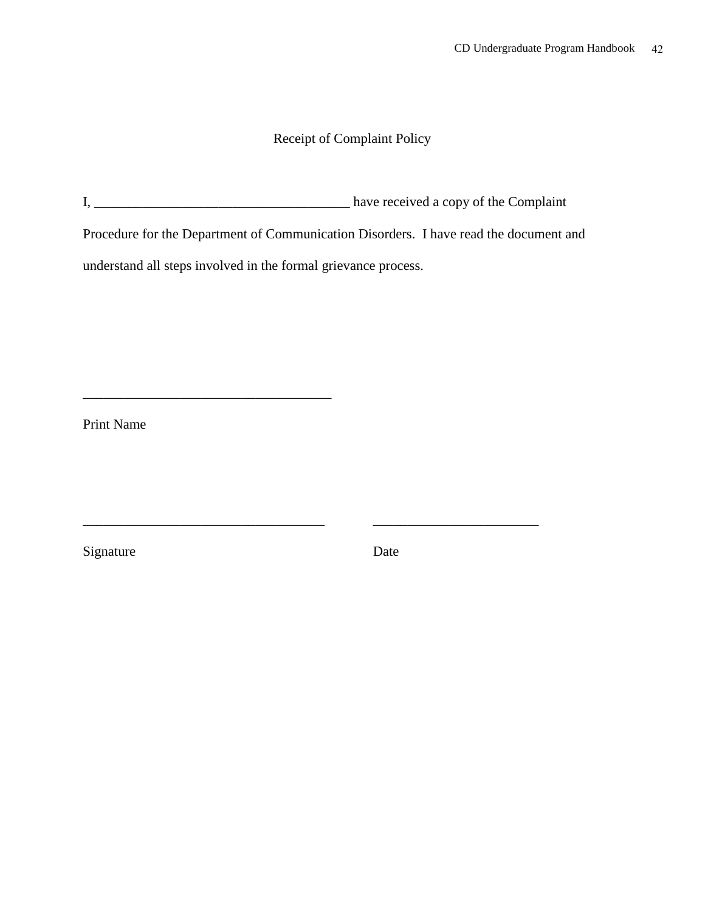# Receipt of Complaint Policy

I, ____________________________________ have received a copy of the Complaint Procedure for the Department of Communication Disorders. I have read the document and understand all steps involved in the formal grievance process.

____________________________________

Print Name

____________________________________ ________________________

Signature Date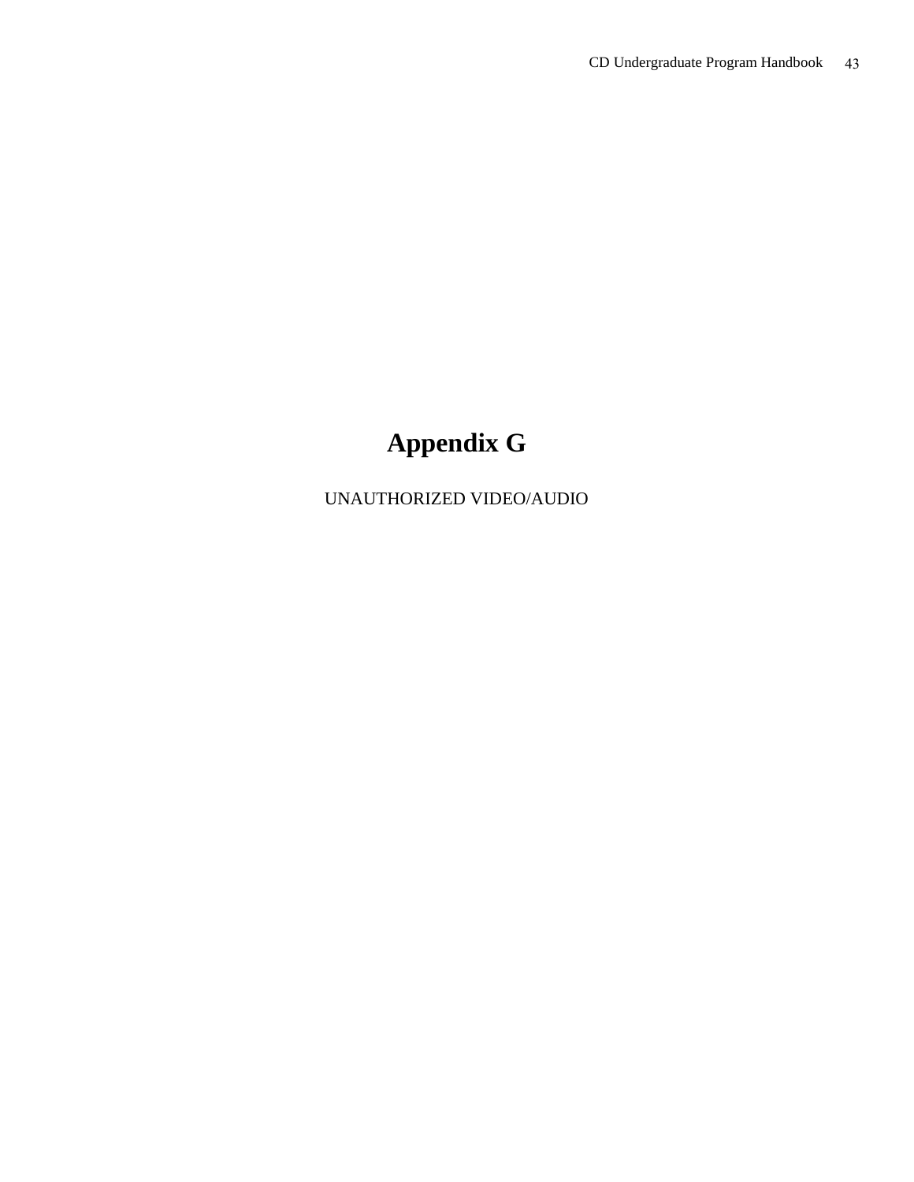# Appendix G

UNAUTHORIZED VIDEO/AUDIO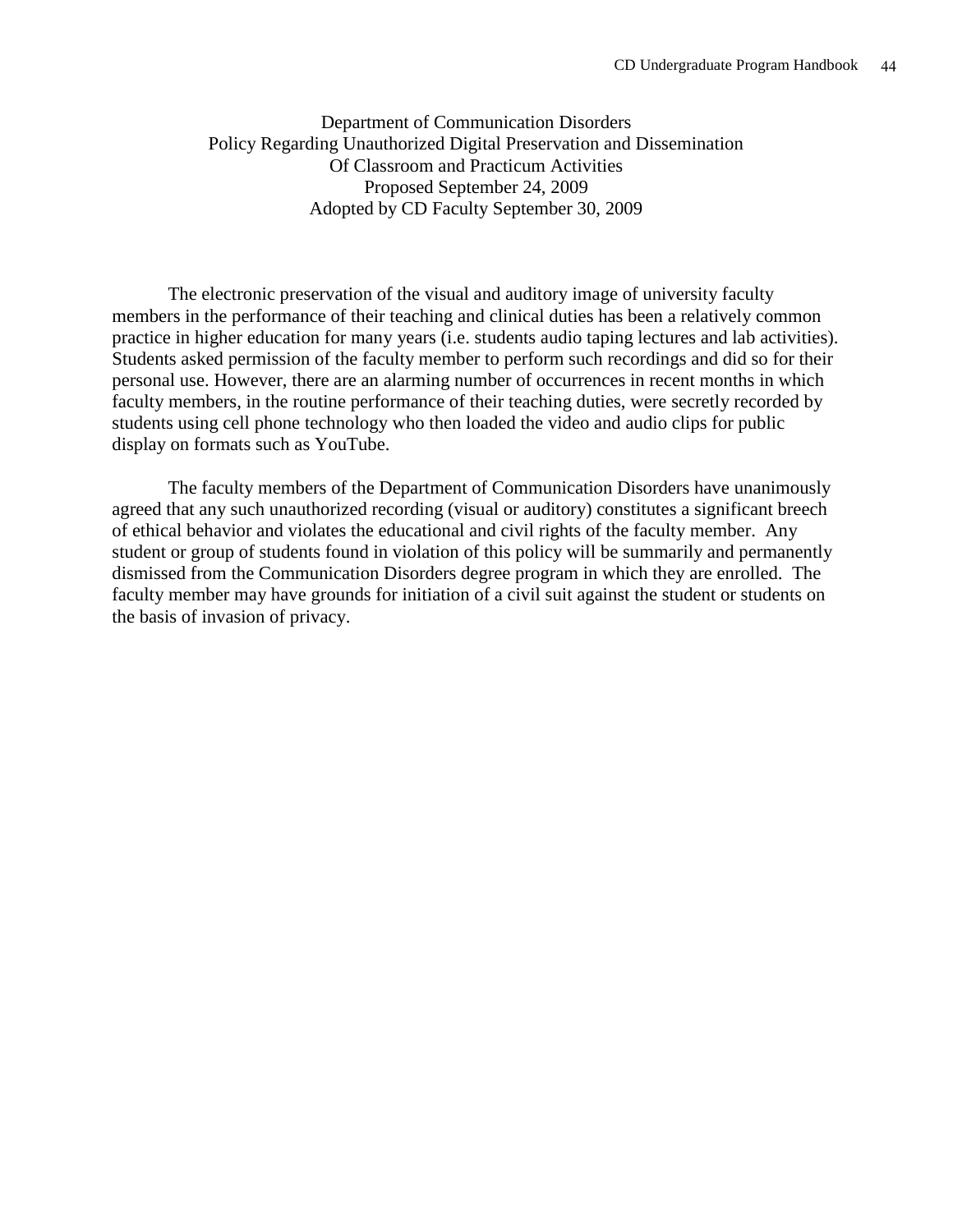# Department of Communication Disorders
## Policy Regarding Unauthorized Digital Preservation and Dissemination Of Classroom and Practicum Activities

Proposed September 24, 2009
Adopted by CD Faculty September 30, 2009

The electronic preservation of the visual and auditory image of university faculty members in the performance of their teaching and clinical duties has been a relatively common practice in higher education for many years (i.e. students audio taping lectures and lab activities). Students asked permission of the faculty member to perform such recordings and did so for their personal use. However, there are an alarming number of occurrences in recent months in which faculty members, in the routine performance of their teaching duties, were secretly recorded by students using cell phone technology who then loaded the video and audio clips for public display on formats such as YouTube.

The faculty members of the Department of Communication Disorders have unanimously agreed that any such unauthorized recording (visual or auditory) constitutes a significant breech of ethical behavior and violates the educational and civil rights of the faculty member. Any student or group of students found in violation of this policy will be summarily and permanently dismissed from the Communication Disorders degree program in which they are enrolled. The faculty member may have grounds for initiation of a civil suit against the student or students on the basis of invasion of privacy.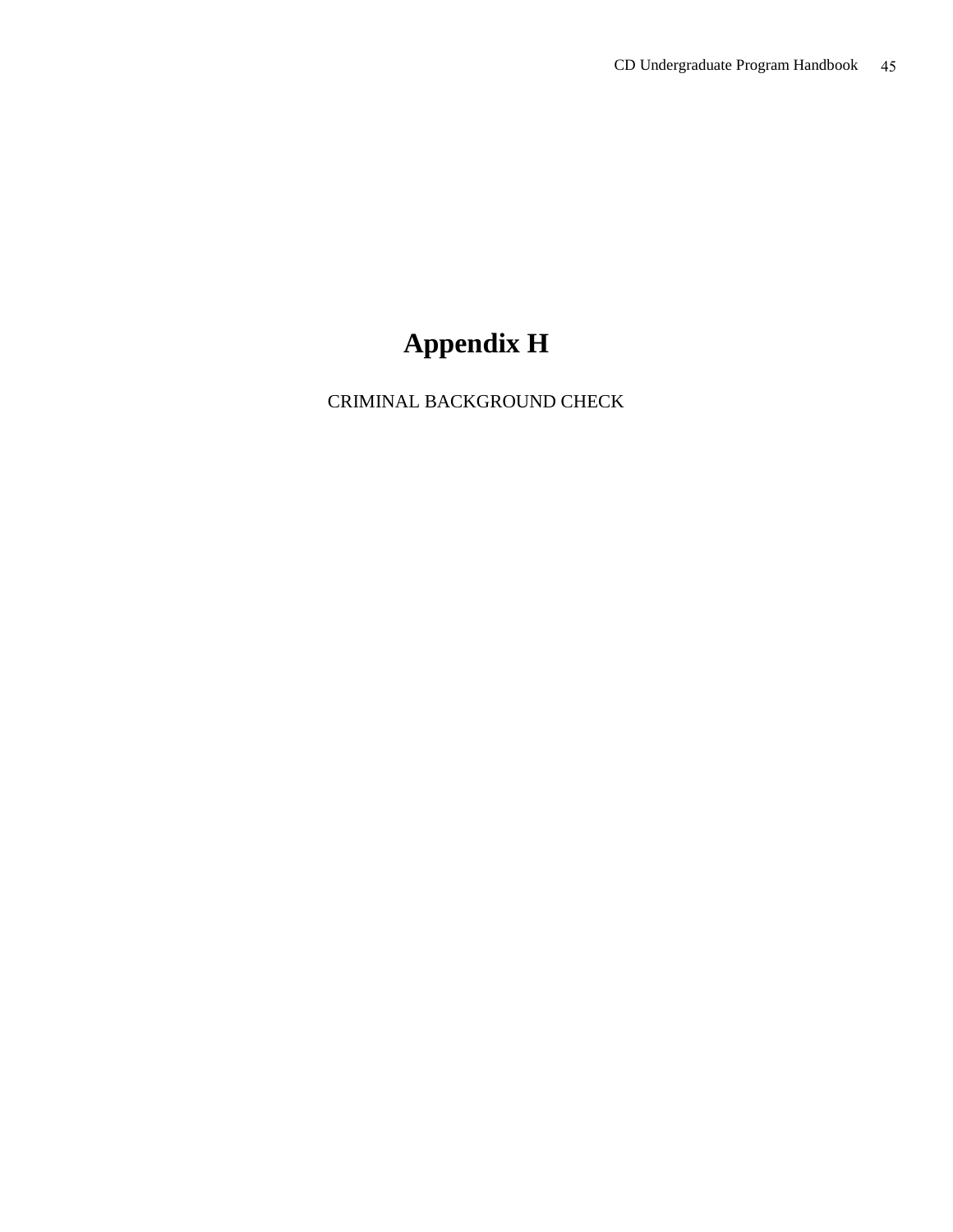# Appendix H

CRIMINAL BACKGROUND CHECK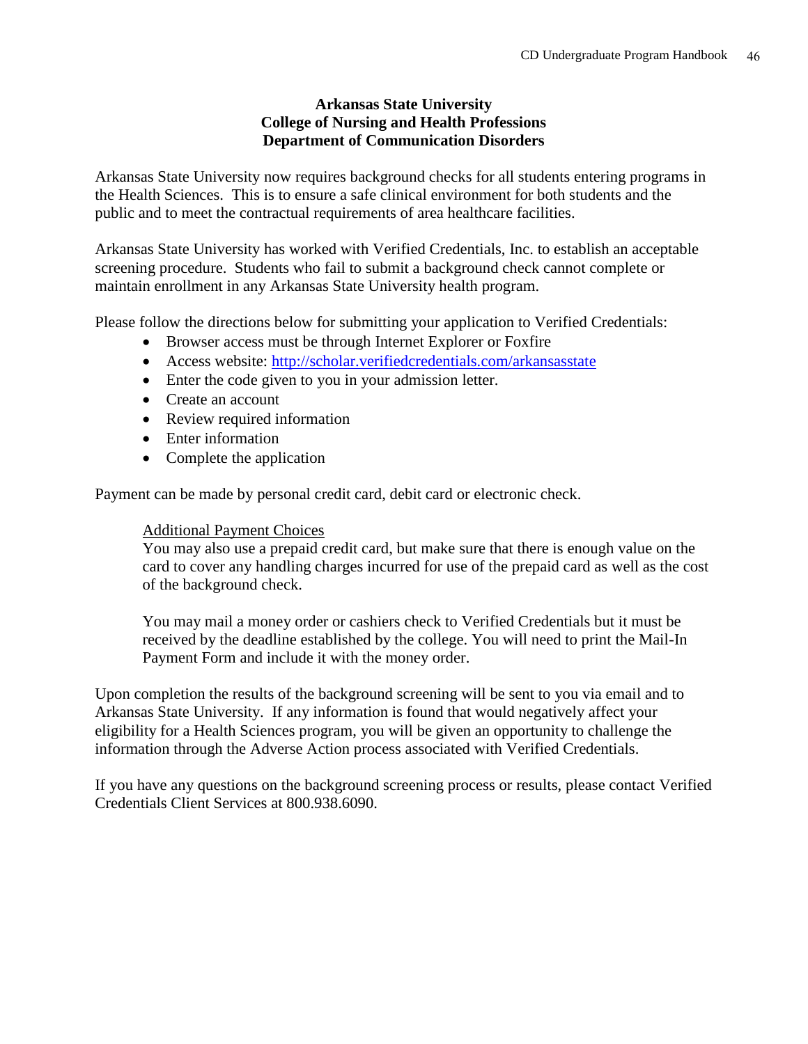**Arkansas State University**
**College of Nursing and Health Professions**
**Department of Communication Disorders**

Arkansas State University now requires background checks for all students entering programs in the Health Sciences. This is to ensure a safe clinical environment for both students and the public and to meet the contractual requirements of area healthcare facilities.

Arkansas State University has worked with Verified Credentials, Inc. to establish an acceptable screening procedure. Students who fail to submit a background check cannot complete or maintain enrollment in any Arkansas State University health program.

Please follow the directions below for submitting your application to Verified Credentials:

- Browser access must be through Internet Explorer or Foxfire
- Access website: [http://scholar.verifiedcredentials.com/arkansasstate](http://scholar.verifiedcredentials.com/arkansasstate)
- Enter the code given to you in your admission letter.
- Create an account
- Review required information
- Enter information
- Complete the application

Payment can be made by personal credit card, debit card or electronic check.

> Additional Payment Choices
>
> You may also use a prepaid credit card, but make sure that there is enough value on the card to cover any handling charges incurred for use of the prepaid card as well as the cost of the background check.
>
> You may mail a money order or cashiers check to Verified Credentials but it must be received by the deadline established by the college. You will need to print the Mail-In Payment Form and include it with the money order.

Upon completion the results of the background screening will be sent to you via email and to Arkansas State University. If any information is found that would negatively affect your eligibility for a Health Sciences program, you will be given an opportunity to challenge the information through the Adverse Action process associated with Verified Credentials.

If you have any questions on the background screening process or results, please contact Verified Credentials Client Services at 800.938.6090.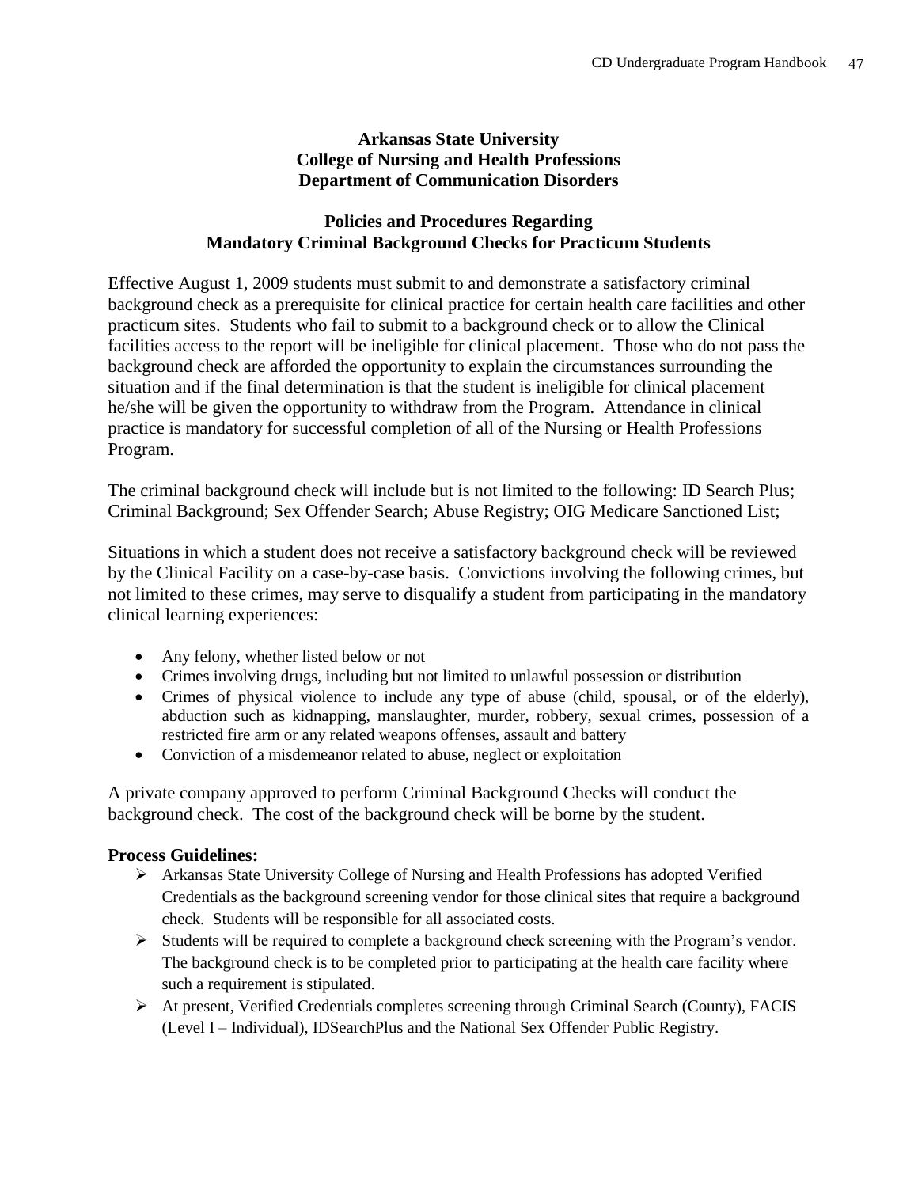**Arkansas State University**
**College of Nursing and Health Professions**
**Department of Communication Disorders**

**Policies and Procedures Regarding**
**Mandatory Criminal Background Checks for Practicum Students**

Effective August 1, 2009 students must submit to and demonstrate a satisfactory criminal background check as a prerequisite for clinical practice for certain health care facilities and other practicum sites. Students who fail to submit to a background check or to allow the Clinical facilities access to the report will be ineligible for clinical placement. Those who do not pass the background check are afforded the opportunity to explain the circumstances surrounding the situation and if the final determination is that the student is ineligible for clinical placement he/she will be given the opportunity to withdraw from the Program. Attendance in clinical practice is mandatory for successful completion of all of the Nursing or Health Professions Program.

The criminal background check will include but is not limited to the following: ID Search Plus; Criminal Background; Sex Offender Search; Abuse Registry; OIG Medicare Sanctioned List;

Situations in which a student does not receive a satisfactory background check will be reviewed by the Clinical Facility on a case-by-case basis. Convictions involving the following crimes, but not limited to these crimes, may serve to disqualify a student from participating in the mandatory clinical learning experiences:

- Any felony, whether listed below or not
- Crimes involving drugs, including but not limited to unlawful possession or distribution
- Crimes of physical violence to include any type of abuse (child, spousal, or of the elderly), abduction such as kidnapping, manslaughter, murder, robbery, sexual crimes, possession of a restricted fire arm or any related weapons offenses, assault and battery
- Conviction of a misdemeanor related to abuse, neglect or exploitation

A private company approved to perform Criminal Background Checks will conduct the background check. The cost of the background check will be borne by the student.

**Process Guidelines:**

- Arkansas State University College of Nursing and Health Professions has adopted Verified Credentials as the background screening vendor for those clinical sites that require a background check. Students will be responsible for all associated costs.
- Students will be required to complete a background check screening with the Program's vendor. The background check is to be completed prior to participating at the health care facility where such a requirement is stipulated.
- At present, Verified Credentials completes screening through Criminal Search (County), FACIS (Level I – Individual), IDSearchPlus and the National Sex Offender Public Registry.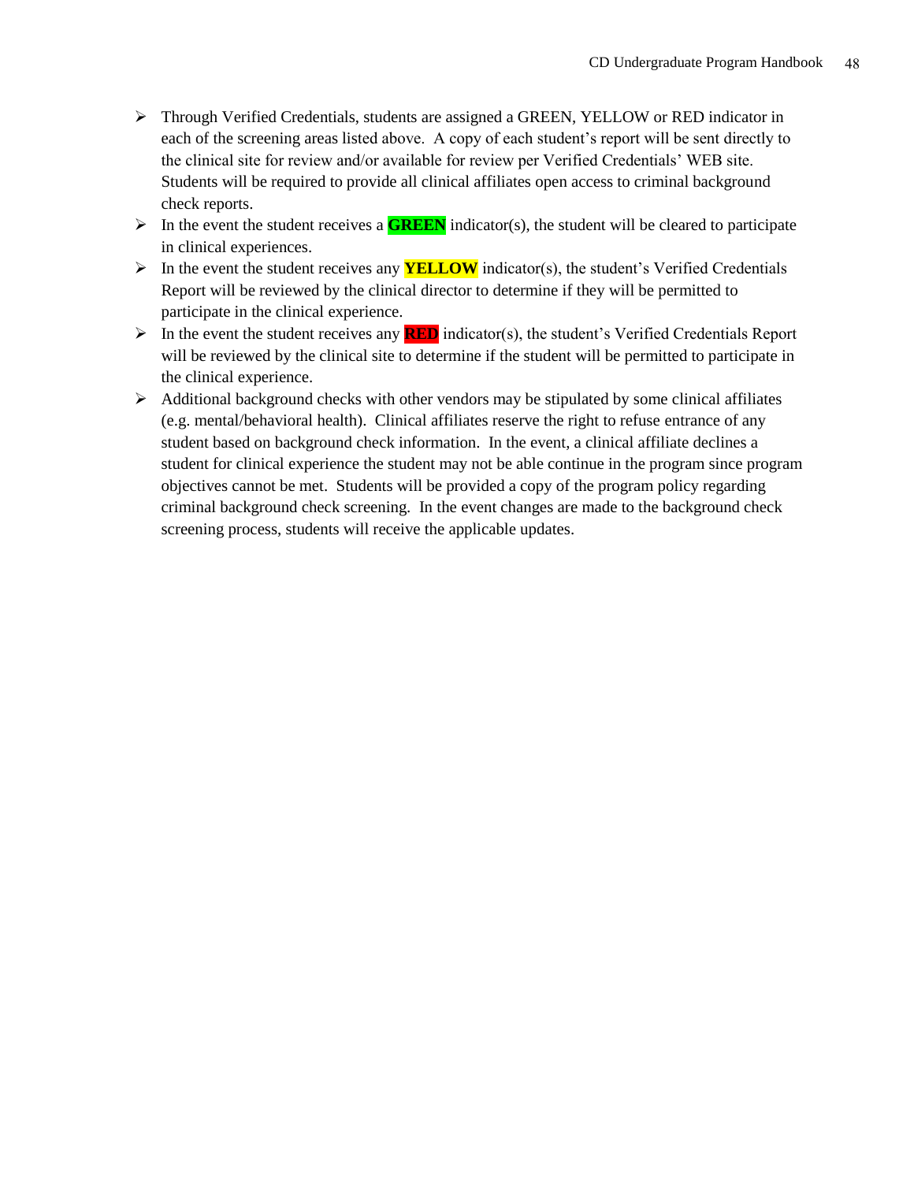- Through Verified Credentials, students are assigned a GREEN, YELLOW or RED indicator in each of the screening areas listed above. A copy of each student's report will be sent directly to the clinical site for review and/or available for review per Verified Credentials' WEB site. Students will be required to provide all clinical affiliates open access to criminal background check reports.
- In the event the student receives a **GREEN** indicator(s), the student will be cleared to participate in clinical experiences.
- In the event the student receives any **YELLOW** indicator(s), the student's Verified Credentials Report will be reviewed by the clinical director to determine if they will be permitted to participate in the clinical experience.
- In the event the student receives any **RED** indicator(s), the student's Verified Credentials Report will be reviewed by the clinical site to determine if the student will be permitted to participate in the clinical experience.
- Additional background checks with other vendors may be stipulated by some clinical affiliates (e.g. mental/behavioral health). Clinical affiliates reserve the right to refuse entrance of any student based on background check information. In the event, a clinical affiliate declines a student for clinical experience the student may not be able continue in the program since program objectives cannot be met. Students will be provided a copy of the program policy regarding criminal background check screening. In the event changes are made to the background check screening process, students will receive the applicable updates.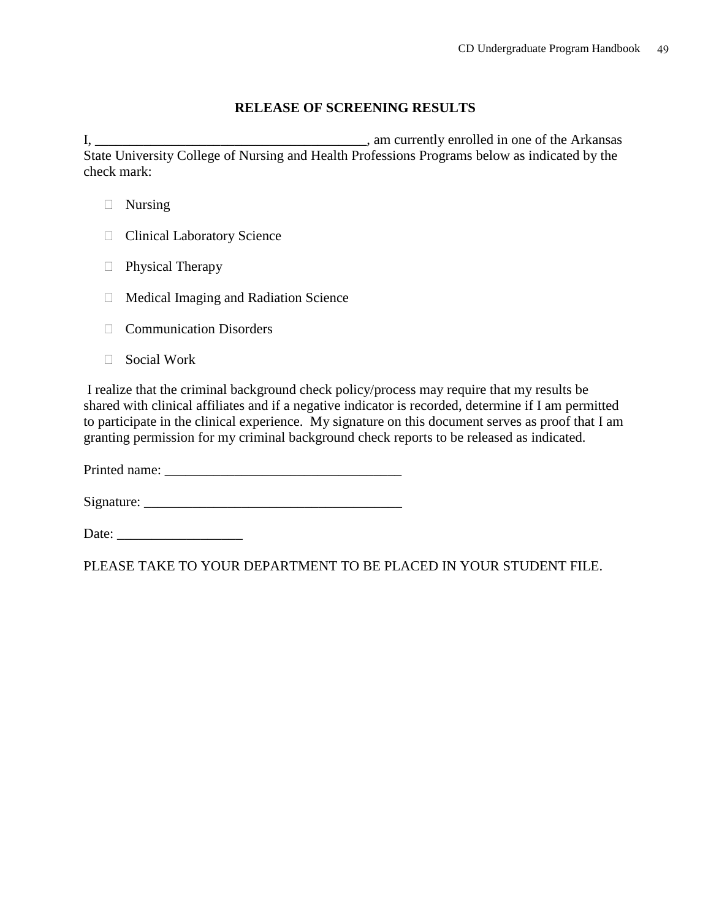**RELEASE OF SCREENING RESULTS**

I, ________________________________________, am currently enrolled in one of the Arkansas State University College of Nursing and Health Professions Programs below as indicated by the check mark:

- ☐ Nursing
- ☐ Clinical Laboratory Science
- ☐ Physical Therapy
- ☐ Medical Imaging and Radiation Science
- ☐ Communication Disorders
- ☐ Social Work

I realize that the criminal background check policy/process may require that my results be shared with clinical affiliates and if a negative indicator is recorded, determine if I am permitted to participate in the clinical experience. My signature on this document serves as proof that I am granting permission for my criminal background check reports to be released as indicated.

Printed name: __________________________________

Signature: _____________________________________

Date: __________________

PLEASE TAKE TO YOUR DEPARTMENT TO BE PLACED IN YOUR STUDENT FILE.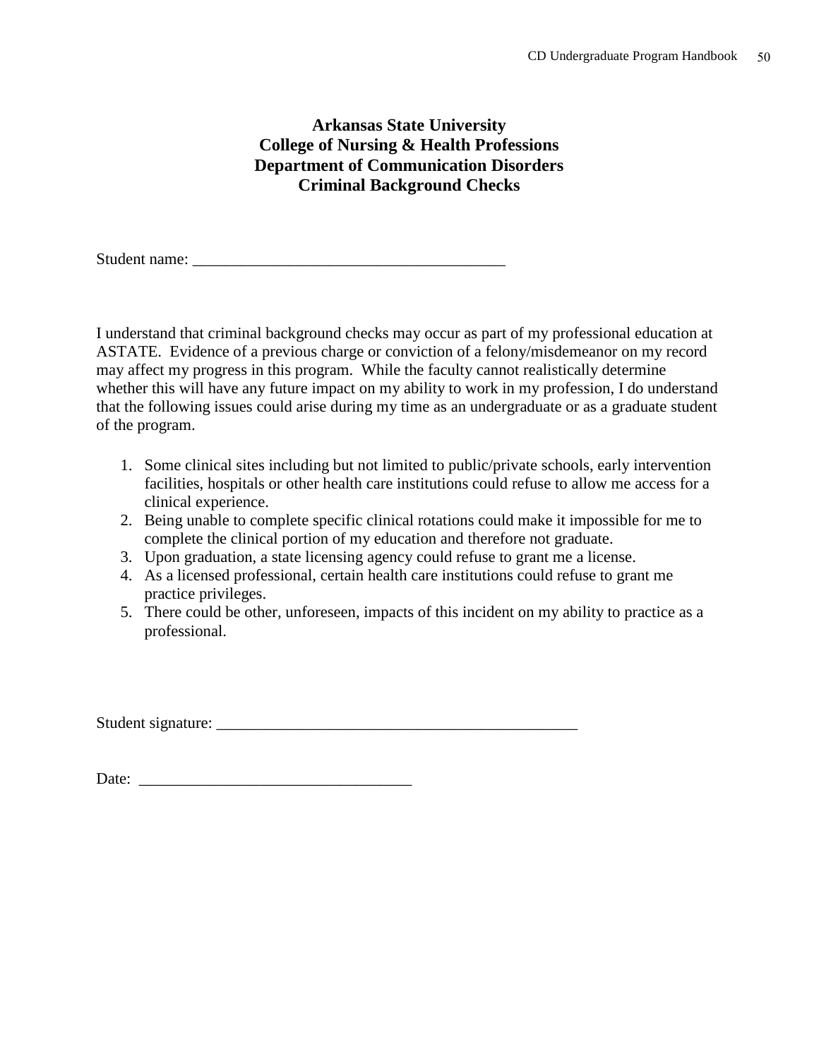**Arkansas State University**
**College of Nursing & Health Professions**
**Department of Communication Disorders**
**Criminal Background Checks**

Student name: ______________________________________

I understand that criminal background checks may occur as part of my professional education at ASTATE. Evidence of a previous charge or conviction of a felony/misdemeanor on my record may affect my progress in this program. While the faculty cannot realistically determine whether this will have any future impact on my ability to work in my profession, I do understand that the following issues could arise during my time as an undergraduate or as a graduate student of the program.

1. Some clinical sites including but not limited to public/private schools, early intervention facilities, hospitals or other health care institutions could refuse to allow me access for a clinical experience.
2. Being unable to complete specific clinical rotations could make it impossible for me to complete the clinical portion of my education and therefore not graduate.
3. Upon graduation, a state licensing agency could refuse to grant me a license.
4. As a licensed professional, certain health care institutions could refuse to grant me practice privileges.
5. There could be other, unforeseen, impacts of this incident on my ability to practice as a professional.

Student signature: ______________________________________________

Date: _________________________________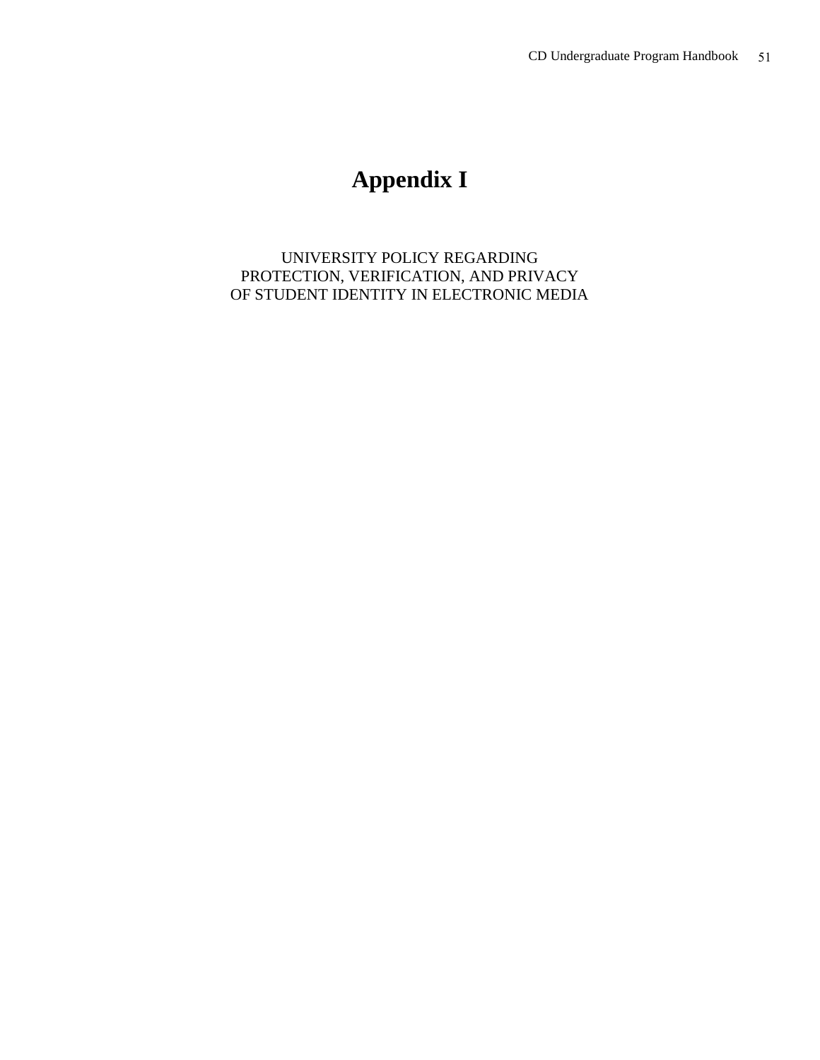# Appendix I

UNIVERSITY POLICY REGARDING
PROTECTION, VERIFICATION, AND PRIVACY
OF STUDENT IDENTITY IN ELECTRONIC MEDIA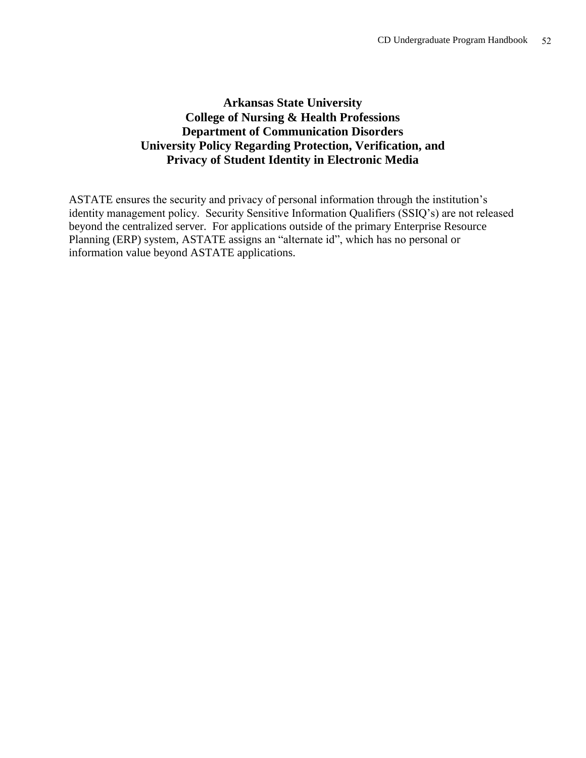# Arkansas State University
## College of Nursing & Health Professions
## Department of Communication Disorders
## University Policy Regarding Protection, Verification, and Privacy of Student Identity in Electronic Media

ASTATE ensures the security and privacy of personal information through the institution's identity management policy. Security Sensitive Information Qualifiers (SSIQ's) are not released beyond the centralized server. For applications outside of the primary Enterprise Resource Planning (ERP) system, ASTATE assigns an "alternate id", which has no personal or information value beyond ASTATE applications.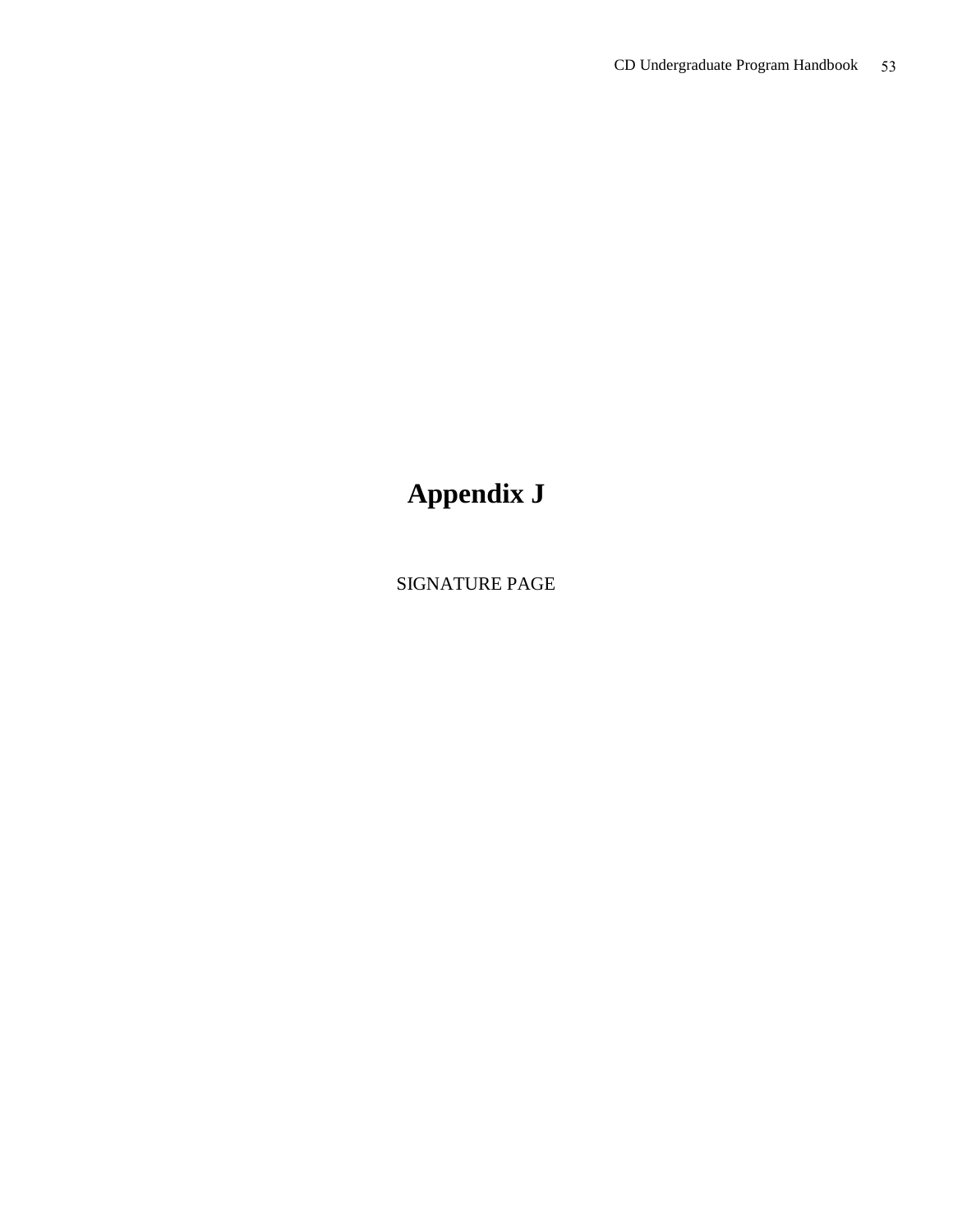# Appendix J

SIGNATURE PAGE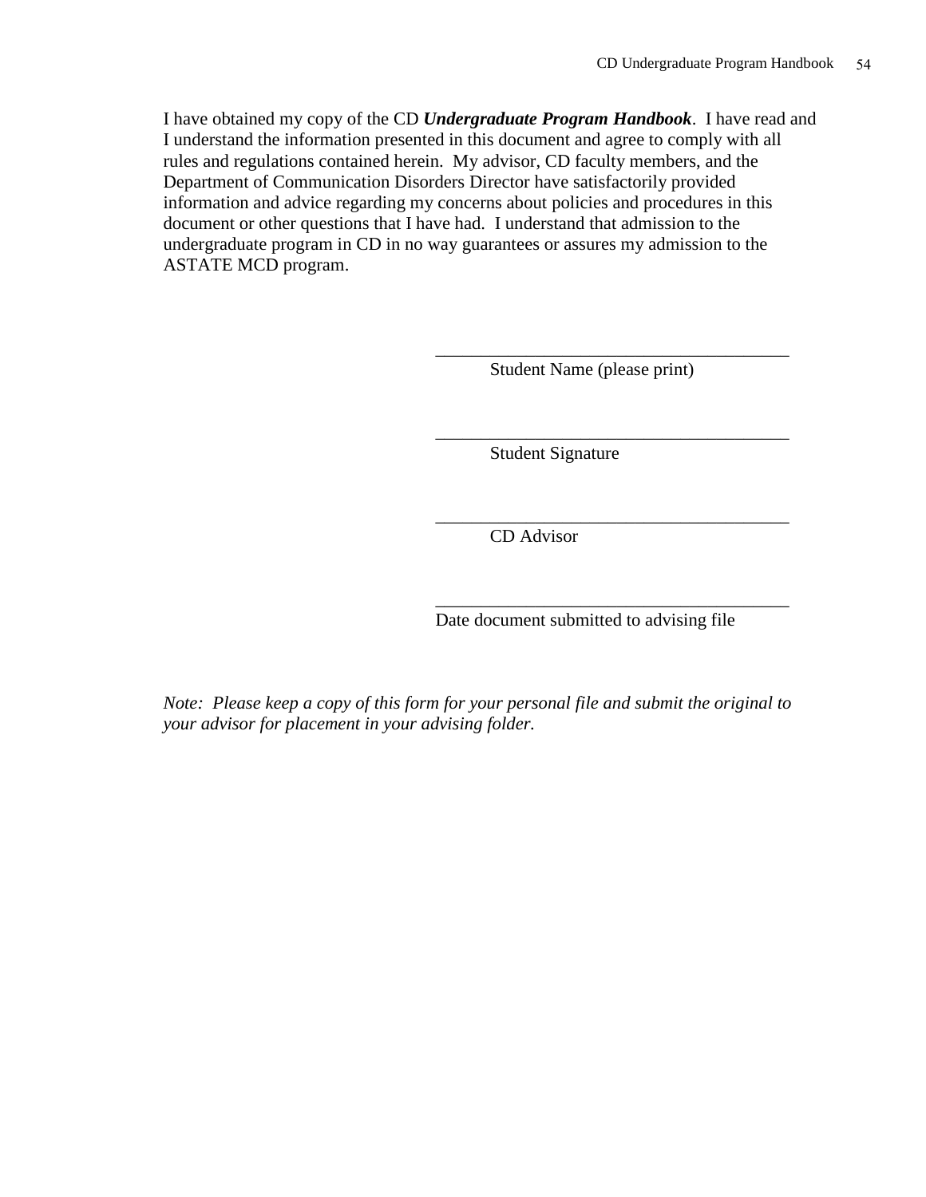I have obtained my copy of the CD ***Undergraduate Program Handbook***. I have read and I understand the information presented in this document and agree to comply with all rules and regulations contained herein. My advisor, CD faculty members, and the Department of Communication Disorders Director have satisfactorily provided information and advice regarding my concerns about policies and procedures in this document or other questions that I have had. I understand that admission to the undergraduate program in CD in no way guarantees or assures my admission to the ASTATE MCD program.

\_\_\_\_\_\_\_\_\_\_\_\_\_\_\_\_\_\_\_\_\_\_\_\_\_\_\_\_\_\_\_\_\_\_\_\_\_\_\_\_

Student Name (please print)

\_\_\_\_\_\_\_\_\_\_\_\_\_\_\_\_\_\_\_\_\_\_\_\_\_\_\_\_\_\_\_\_\_\_\_\_\_\_\_\_

Student Signature

\_\_\_\_\_\_\_\_\_\_\_\_\_\_\_\_\_\_\_\_\_\_\_\_\_\_\_\_\_\_\_\_\_\_\_\_\_\_\_\_

CD Advisor

\_\_\_\_\_\_\_\_\_\_\_\_\_\_\_\_\_\_\_\_\_\_\_\_\_\_\_\_\_\_\_\_\_\_\_\_\_\_\_\_

Date document submitted to advising file

*Note: Please keep a copy of this form for your personal file and submit the original to your advisor for placement in your advising folder.*